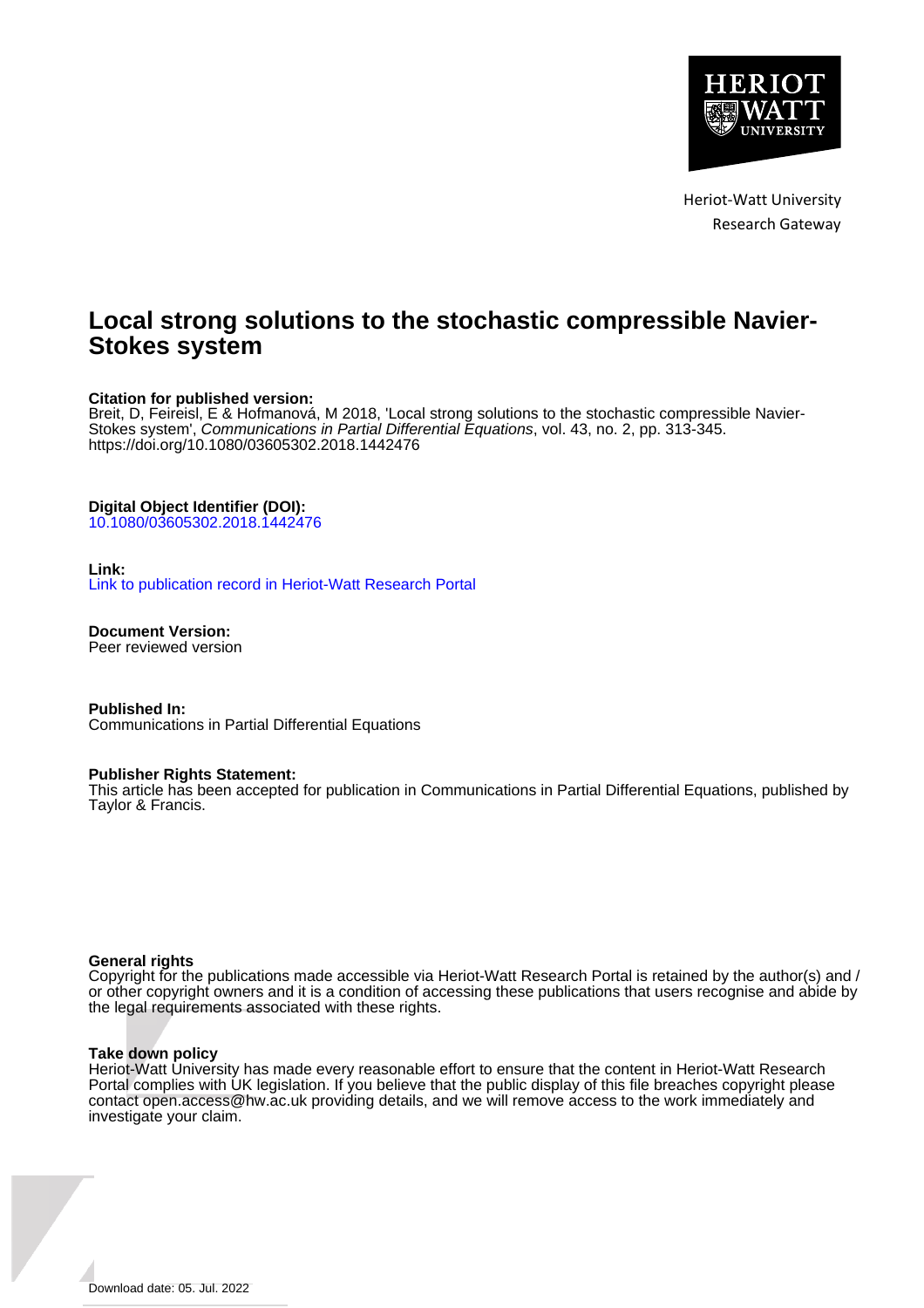Heriot-Watt University
Research Gateway

# Local strong solutions to the stochastic compressible Navier-Stokes system

**Citation for published version:**
Breit, D, Feireisl, E & Hofmanová, M 2018, 'Local strong solutions to the stochastic compressible Navier-Stokes system', *Communications in Partial Differential Equations*, vol. 43, no. 2, pp. 313-345. https://doi.org/10.1080/03605302.2018.1442476

**Digital Object Identifier (DOI):**
10.1080/03605302.2018.1442476

**Link:**
Link to publication record in Heriot-Watt Research Portal

**Document Version:**
Peer reviewed version

**Published In:**
Communications in Partial Differential Equations

**Publisher Rights Statement:**
This article has been accepted for publication in Communications in Partial Differential Equations, published by Taylor & Francis.

**General rights**
Copyright for the publications made accessible via Heriot-Watt Research Portal is retained by the author(s) and / or other copyright owners and it is a condition of accessing these publications that users recognise and abide by the legal requirements associated with these rights.

**Take down policy**
Heriot-Watt University has made every reasonable effort to ensure that the content in Heriot-Watt Research Portal complies with UK legislation. If you believe that the public display of this file breaches copyright please contact open.access@hw.ac.uk providing details, and we will remove access to the work immediately and investigate your claim.

Download date: 05. Jul. 2022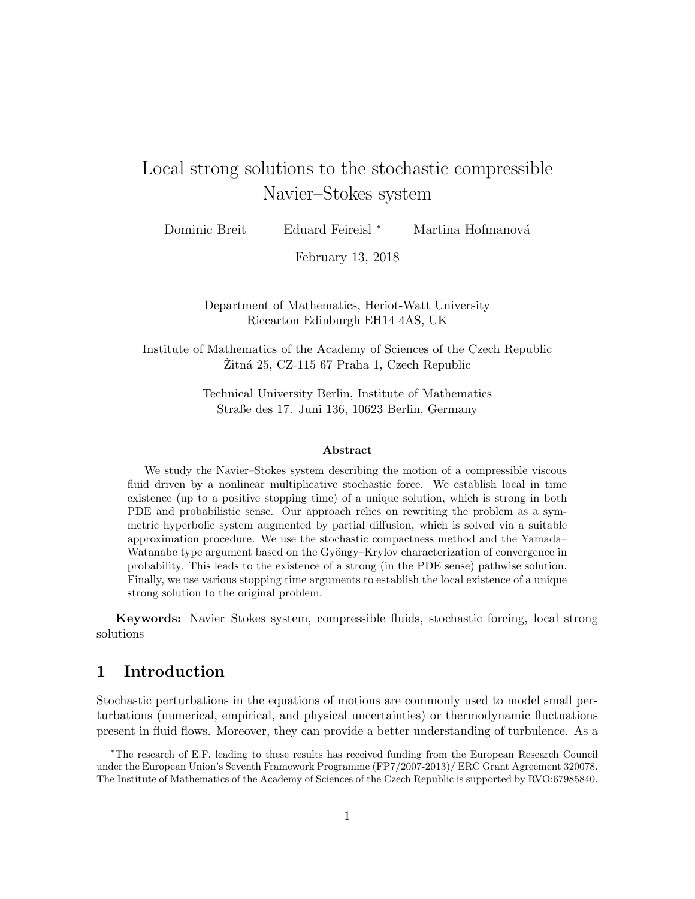# Local strong solutions to the stochastic compressible Navier–Stokes system

Dominic Breit Eduard Feireisl * Martina Hofmanová

February 13, 2018

Department of Mathematics, Heriot-Watt University
Riccarton Edinburgh EH14 4AS, UK

Institute of Mathematics of the Academy of Sciences of the Czech Republic
Žitná 25, CZ-115 67 Praha 1, Czech Republic

Technical University Berlin, Institute of Mathematics
Straße des 17. Juni 136, 10623 Berlin, Germany

**Abstract**

We study the Navier–Stokes system describing the motion of a compressible viscous fluid driven by a nonlinear multiplicative stochastic force. We establish local in time existence (up to a positive stopping time) of a unique solution, which is strong in both PDE and probabilistic sense. Our approach relies on rewriting the problem as a symmetric hyperbolic system augmented by partial diffusion, which is solved via a suitable approximation procedure. We use the stochastic compactness method and the Yamada–Watanabe type argument based on the Gyöngy–Krylov characterization of convergence in probability. This leads to the existence of a strong (in the PDE sense) pathwise solution. Finally, we use various stopping time arguments to establish the local existence of a unique strong solution to the original problem.

**Keywords:** Navier–Stokes system, compressible fluids, stochastic forcing, local strong solutions

## 1 Introduction

Stochastic perturbations in the equations of motions are commonly used to model small perturbations (numerical, empirical, and physical uncertainties) or thermodynamic fluctuations present in fluid flows. Moreover, they can provide a better understanding of turbulence. As a

---

*The research of E.F. leading to these results has received funding from the European Research Council under the European Union's Seventh Framework Programme (FP7/2007-2013)/ ERC Grant Agreement 320078. The Institute of Mathematics of the Academy of Sciences of the Czech Republic is supported by RVO:67985840.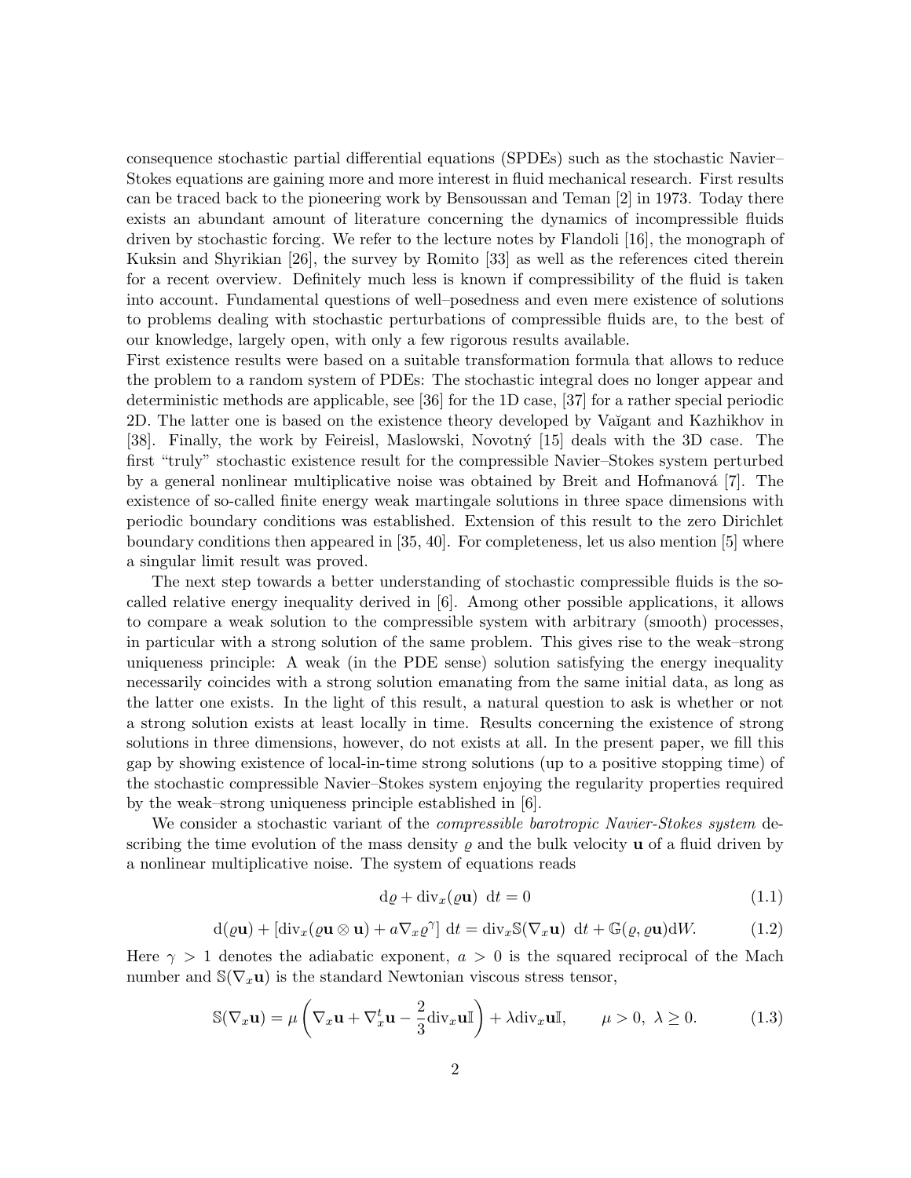consequence stochastic partial differential equations (SPDEs) such as the stochastic Navier–Stokes equations are gaining more and more interest in fluid mechanical research. First results can be traced back to the pioneering work by Bensoussan and Teman [2] in 1973. Today there exists an abundant amount of literature concerning the dynamics of incompressible fluids driven by stochastic forcing. We refer to the lecture notes by Flandoli [16], the monograph of Kuksin and Shyrikian [26], the survey by Romito [33] as well as the references cited therein for a recent overview. Definitely much less is known if compressibility of the fluid is taken into account. Fundamental questions of well–posedness and even mere existence of solutions to problems dealing with stochastic perturbations of compressible fluids are, to the best of our knowledge, largely open, with only a few rigorous results available.

First existence results were based on a suitable transformation formula that allows to reduce the problem to a random system of PDEs: The stochastic integral does no longer appear and deterministic methods are applicable, see [36] for the 1D case, [37] for a rather special periodic 2D. The latter one is based on the existence theory developed by Vaĭgant and Kazhikhov in [38]. Finally, the work by Feireisl, Maslowski, Novotný [15] deals with the 3D case. The first "truly" stochastic existence result for the compressible Navier–Stokes system perturbed by a general nonlinear multiplicative noise was obtained by Breit and Hofmanová [7]. The existence of so-called finite energy weak martingale solutions in three space dimensions with periodic boundary conditions was established. Extension of this result to the zero Dirichlet boundary conditions then appeared in [35, 40]. For completeness, let us also mention [5] where a singular limit result was proved.

The next step towards a better understanding of stochastic compressible fluids is the so-called relative energy inequality derived in [6]. Among other possible applications, it allows to compare a weak solution to the compressible system with arbitrary (smooth) processes, in particular with a strong solution of the same problem. This gives rise to the weak–strong uniqueness principle: A weak (in the PDE sense) solution satisfying the energy inequality necessarily coincides with a strong solution emanating from the same initial data, as long as the latter one exists. In the light of this result, a natural question to ask is whether or not a strong solution exists at least locally in time. Results concerning the existence of strong solutions in three dimensions, however, do not exists at all. In the present paper, we fill this gap by showing existence of local-in-time strong solutions (up to a positive stopping time) of the stochastic compressible Navier–Stokes system enjoying the regularity properties required by the weak–strong uniqueness principle established in [6].

We consider a stochastic variant of the *compressible barotropic Navier-Stokes system* describing the time evolution of the mass density $\varrho$ and the bulk velocity $\mathbf{u}$ of a fluid driven by a nonlinear multiplicative noise. The system of equations reads

$$\mathrm{d}\varrho + \mathrm{div}_x(\varrho \mathbf{u}) \ \mathrm{d}t = 0 \tag{1.1}$$

$$\mathrm{d}(\varrho \mathbf{u}) + [\mathrm{div}_x(\varrho \mathbf{u} \otimes \mathbf{u}) + a\nabla_x \varrho^\gamma] \ \mathrm{d}t = \mathrm{div}_x \mathbb{S}(\nabla_x \mathbf{u}) \ \mathrm{d}t + \mathbb{G}(\varrho, \varrho\mathbf{u})\mathrm{d}W. \tag{1.2}$$

Here $\gamma > 1$ denotes the adiabatic exponent, $a > 0$ is the squared reciprocal of the Mach number and $\mathbb{S}(\nabla_x \mathbf{u})$ is the standard Newtonian viscous stress tensor,

$$\mathbb{S}(\nabla_x \mathbf{u}) = \mu \left( \nabla_x \mathbf{u} + \nabla_x^t \mathbf{u} - \frac{2}{3} \mathrm{div}_x \mathbf{u} \mathbb{I} \right) + \lambda \mathrm{div}_x \mathbf{u} \mathbb{I}, \qquad \mu > 0, \ \lambda \geq 0. \tag{1.3}$$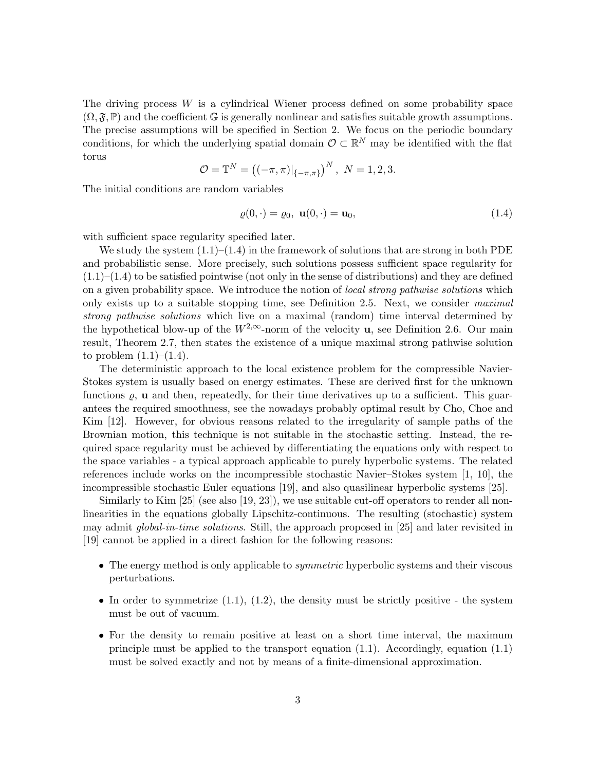The driving process $W$ is a cylindrical Wiener process defined on some probability space $(\Omega, \mathfrak{F}, \mathbb{P})$ and the coefficient $\mathbb{G}$ is generally nonlinear and satisfies suitable growth assumptions. The precise assumptions will be specified in Section 2. We focus on the periodic boundary conditions, for which the underlying spatial domain $\mathcal{O} \subset \mathbb{R}^N$ may be identified with the flat torus

$$\mathcal{O} = \mathbb{T}^N = \left( (-\pi, \pi)|_{\{-\pi,\pi\}} \right)^N, \ N = 1, 2, 3.$$

The initial conditions are random variables

$$\varrho(0, \cdot) = \varrho_0, \ \mathbf{u}(0, \cdot) = \mathbf{u}_0, \tag{1.4}$$

with sufficient space regularity specified later.

We study the system (1.1)–(1.4) in the framework of solutions that are strong in both PDE and probabilistic sense. More precisely, such solutions possess sufficient space regularity for (1.1)–(1.4) to be satisfied pointwise (not only in the sense of distributions) and they are defined on a given probability space. We introduce the notion of *local strong pathwise solutions* which only exists up to a suitable stopping time, see Definition 2.5. Next, we consider *maximal strong pathwise solutions* which live on a maximal (random) time interval determined by the hypothetical blow-up of the $W^{2,\infty}$-norm of the velocity $\mathbf{u}$, see Definition 2.6. Our main result, Theorem 2.7, then states the existence of a unique maximal strong pathwise solution to problem (1.1)–(1.4).

The deterministic approach to the local existence problem for the compressible Navier-Stokes system is usually based on energy estimates. These are derived first for the unknown functions $\varrho$, $\mathbf{u}$ and then, repeatedly, for their time derivatives up to a sufficient. This guarantees the required smoothness, see the nowadays probably optimal result by Cho, Choe and Kim [12]. However, for obvious reasons related to the irregularity of sample paths of the Brownian motion, this technique is not suitable in the stochastic setting. Instead, the required space regularity must be achieved by differentiating the equations only with respect to the space variables - a typical approach applicable to purely hyperbolic systems. The related references include works on the incompressible stochastic Navier–Stokes system [1, 10], the incompressible stochastic Euler equations [19], and also quasilinear hyperbolic systems [25].

Similarly to Kim [25] (see also [19, 23]), we use suitable cut-off operators to render all nonlinearities in the equations globally Lipschitz-continuous. The resulting (stochastic) system may admit *global-in-time solutions*. Still, the approach proposed in [25] and later revisited in [19] cannot be applied in a direct fashion for the following reasons:

- The energy method is only applicable to *symmetric* hyperbolic systems and their viscous perturbations.
- In order to symmetrize (1.1), (1.2), the density must be strictly positive - the system must be out of vacuum.
- For the density to remain positive at least on a short time interval, the maximum principle must be applied to the transport equation (1.1). Accordingly, equation (1.1) must be solved exactly and not by means of a finite-dimensional approximation.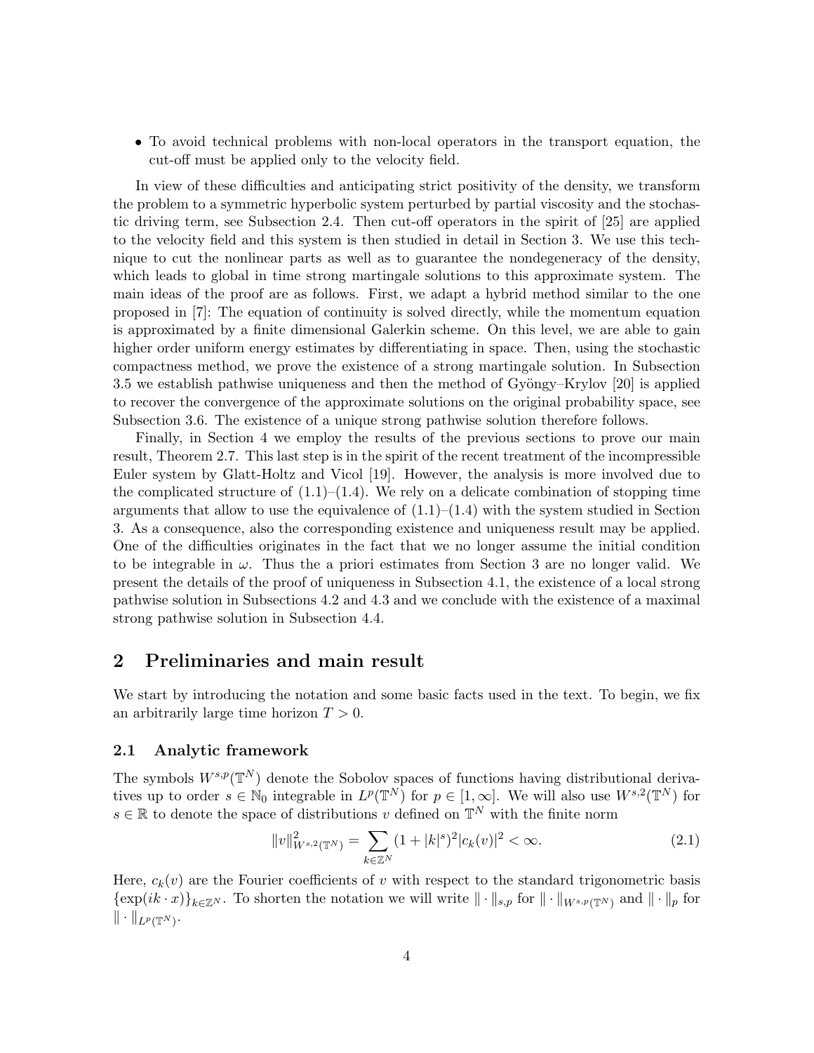- To avoid technical problems with non-local operators in the transport equation, the cut-off must be applied only to the velocity field.

In view of these difficulties and anticipating strict positivity of the density, we transform the problem to a symmetric hyperbolic system perturbed by partial viscosity and the stochastic driving term, see Subsection 2.4. Then cut-off operators in the spirit of [25] are applied to the velocity field and this system is then studied in detail in Section 3. We use this technique to cut the nonlinear parts as well as to guarantee the nondegeneracy of the density, which leads to global in time strong martingale solutions to this approximate system. The main ideas of the proof are as follows. First, we adapt a hybrid method similar to the one proposed in [7]: The equation of continuity is solved directly, while the momentum equation is approximated by a finite dimensional Galerkin scheme. On this level, we are able to gain higher order uniform energy estimates by differentiating in space. Then, using the stochastic compactness method, we prove the existence of a strong martingale solution. In Subsection 3.5 we establish pathwise uniqueness and then the method of Gyöngy–Krylov [20] is applied to recover the convergence of the approximate solutions on the original probability space, see Subsection 3.6. The existence of a unique strong pathwise solution therefore follows.

Finally, in Section 4 we employ the results of the previous sections to prove our main result, Theorem 2.7. This last step is in the spirit of the recent treatment of the incompressible Euler system by Glatt-Holtz and Vicol [19]. However, the analysis is more involved due to the complicated structure of (1.1)–(1.4). We rely on a delicate combination of stopping time arguments that allow to use the equivalence of (1.1)–(1.4) with the system studied in Section 3. As a consequence, also the corresponding existence and uniqueness result may be applied. One of the difficulties originates in the fact that we no longer assume the initial condition to be integrable in $\omega$. Thus the a priori estimates from Section 3 are no longer valid. We present the details of the proof of uniqueness in Subsection 4.1, the existence of a local strong pathwise solution in Subsections 4.2 and 4.3 and we conclude with the existence of a maximal strong pathwise solution in Subsection 4.4.

# 2 Preliminaries and main result

We start by introducing the notation and some basic facts used in the text. To begin, we fix an arbitrarily large time horizon $T > 0$.

## 2.1 Analytic framework

The symbols $W^{s,p}(\mathbb{T}^N)$ denote the Sobolev spaces of functions having distributional derivatives up to order $s \in \mathbb{N}_0$ integrable in $L^p(\mathbb{T}^N)$ for $p \in [1, \infty]$. We will also use $W^{s,2}(\mathbb{T}^N)$ for $s \in \mathbb{R}$ to denote the space of distributions $v$ defined on $\mathbb{T}^N$ with the finite norm

$$\|v\|^2_{W^{s,2}(\mathbb{T}^N)} = \sum_{k \in \mathbb{Z}^N} (1 + |k|^s)^2 |c_k(v)|^2 < \infty. \tag{2.1}$$

Here, $c_k(v)$ are the Fourier coefficients of $v$ with respect to the standard trigonometric basis $\{\exp(ik \cdot x)\}_{k \in \mathbb{Z}^N}$. To shorten the notation we will write $\|\cdot\|_{s,p}$ for $\|\cdot\|_{W^{s,p}(\mathbb{T}^N)}$ and $\|\cdot\|_p$ for $\|\cdot\|_{L^p(\mathbb{T}^N)}$.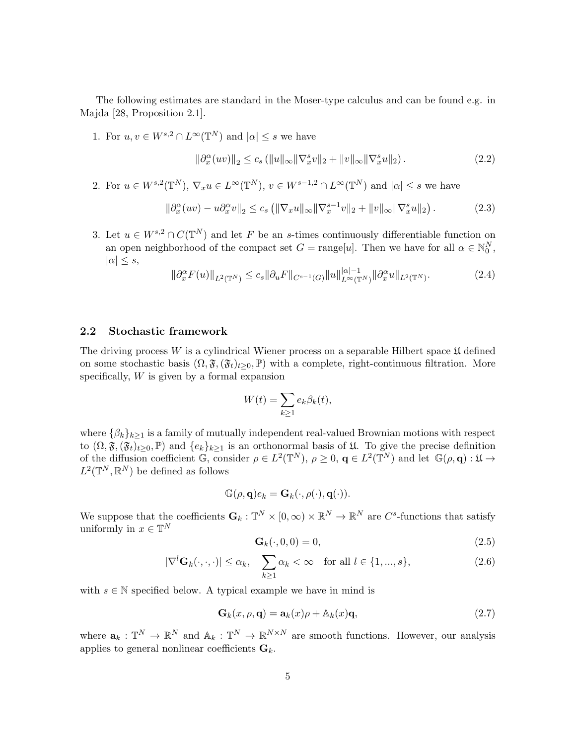The following estimates are standard in the Moser-type calculus and can be found e.g. in Majda [28, Proposition 2.1].

1. For $u, v \in W^{s,2} \cap L^\infty(\mathbb{T}^N)$ and $|\alpha| \le s$ we have

$$\|\partial_x^\alpha (uv)\|_2 \le c_s \left( \|u\|_\infty \|\nabla_x^s v\|_2 + \|v\|_\infty \|\nabla_x^s u\|_2 \right). \tag{2.2}$$

2. For $u \in W^{s,2}(\mathbb{T}^N)$, $\nabla_x u \in L^\infty(\mathbb{T}^N)$, $v \in W^{s-1,2} \cap L^\infty(\mathbb{T}^N)$ and $|\alpha| \le s$ we have

$$\|\partial_x^\alpha (uv) - u \partial_x^\alpha v\|_2 \le c_s \left( \|\nabla_x u\|_\infty \|\nabla_x^{s-1} v\|_2 + \|v\|_\infty \|\nabla_x^s u\|_2 \right). \tag{2.3}$$

3. Let $u \in W^{s,2} \cap C(\mathbb{T}^N)$ and let $F$ be an $s$-times continuously differentiable function on an open neighborhood of the compact set $G = \text{range}[u]$. Then we have for all $\alpha \in \mathbb{N}_0^N$, $|\alpha| \le s$,

$$\|\partial_x^\alpha F(u)\|_{L^2(\mathbb{T}^N)} \le c_s \|\partial_u F\|_{C^{s-1}(G)} \|u\|_{L^\infty(\mathbb{T}^N)}^{|\alpha|-1} \|\partial_x^\alpha u\|_{L^2(\mathbb{T}^N)}. \tag{2.4}$$

## 2.2 Stochastic framework

The driving process $W$ is a cylindrical Wiener process on a separable Hilbert space $\mathfrak{U}$ defined on some stochastic basis $(\Omega, \mathfrak{F}, (\mathfrak{F}_t)_{t\ge 0}, \mathbb{P})$ with a complete, right-continuous filtration. More specifically, $W$ is given by a formal expansion

$$W(t) = \sum_{k\ge 1} e_k \beta_k(t),$$

where $\{\beta_k\}_{k\ge 1}$ is a family of mutually independent real-valued Brownian motions with respect to $(\Omega, \mathfrak{F}, (\mathfrak{F}_t)_{t\ge 0}, \mathbb{P})$ and $\{e_k\}_{k\ge 1}$ is an orthonormal basis of $\mathfrak{U}$. To give the precise definition of the diffusion coefficient $\mathbb{G}$, consider $\rho \in L^2(\mathbb{T}^N)$, $\rho \ge 0$, $\mathbf{q} \in L^2(\mathbb{T}^N)$ and let $\mathbb{G}(\rho, \mathbf{q}) : \mathfrak{U} \to L^2(\mathbb{T}^N, \mathbb{R}^N)$ be defined as follows

$$\mathbb{G}(\rho, \mathbf{q}) e_k = \mathbf{G}_k(\cdot, \rho(\cdot), \mathbf{q}(\cdot)).$$

We suppose that the coefficients $\mathbf{G}_k : \mathbb{T}^N \times [0, \infty) \times \mathbb{R}^N \to \mathbb{R}^N$ are $C^s$-functions that satisfy uniformly in $x \in \mathbb{T}^N$

$$\mathbf{G}_k(\cdot, 0, 0) = 0, \tag{2.5}$$

$$|\nabla^l \mathbf{G}_k(\cdot, \cdot, \cdot)| \le \alpha_k, \quad \sum_{k\ge 1} \alpha_k < \infty \quad \text{for all } l \in \{1, ..., s\}, \tag{2.6}$$

with $s \in \mathbb{N}$ specified below. A typical example we have in mind is

$$\mathbf{G}_k(x, \rho, \mathbf{q}) = \mathbf{a}_k(x)\rho + \mathbb{A}_k(x)\mathbf{q}, \tag{2.7}$$

where $\mathbf{a}_k : \mathbb{T}^N \to \mathbb{R}^N$ and $\mathbb{A}_k : \mathbb{T}^N \to \mathbb{R}^{N\times N}$ are smooth functions. However, our analysis applies to general nonlinear coefficients $\mathbf{G}_k$.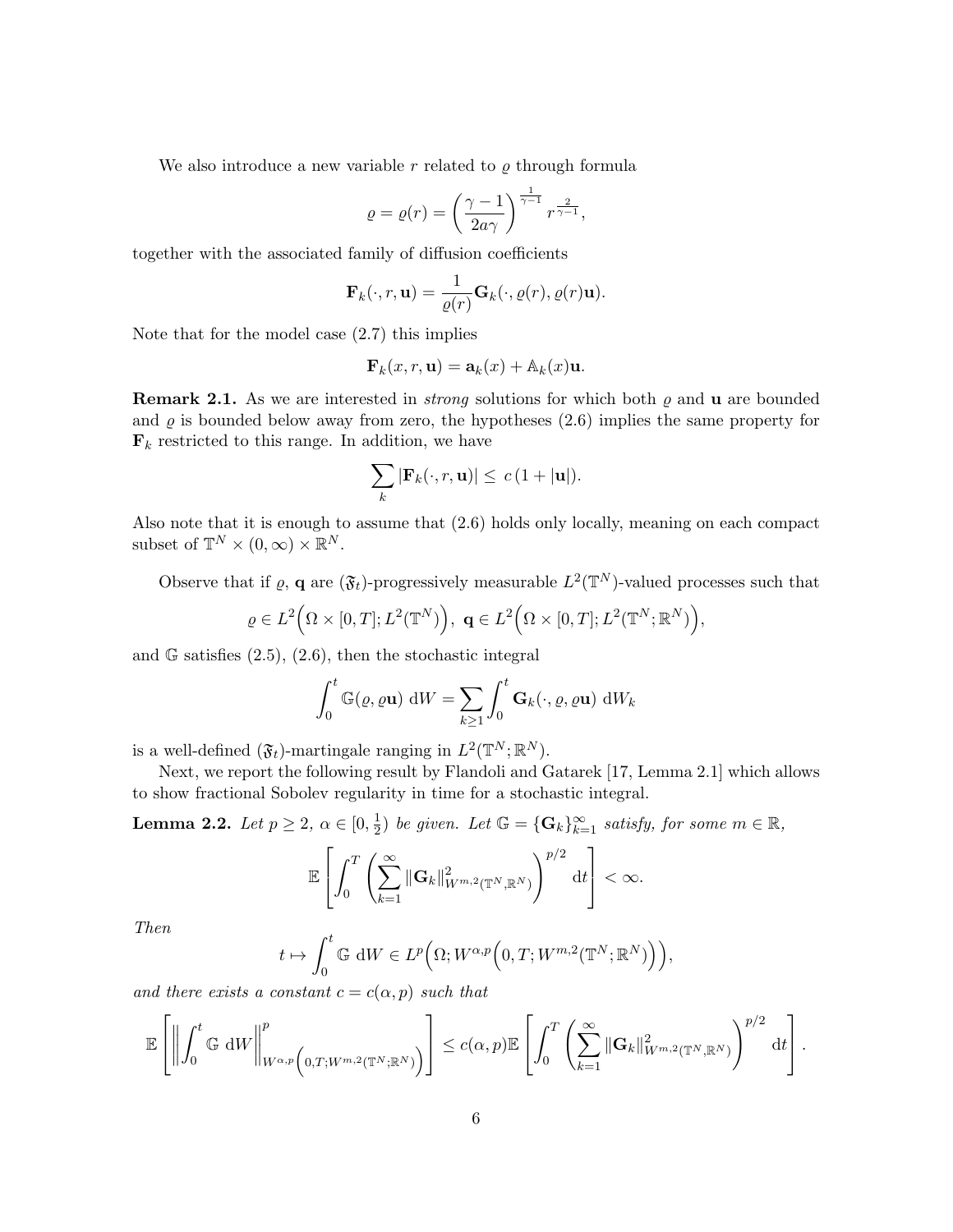We also introduce a new variable $r$ related to $\varrho$ through formula

$$\varrho = \varrho(r) = \left(\frac{\gamma - 1}{2a\gamma}\right)^{\frac{1}{\gamma-1}} r^{\frac{2}{\gamma-1}},$$

together with the associated family of diffusion coefficients

$$\mathbf{F}_k(\cdot, r, \mathbf{u}) = \frac{1}{\varrho(r)} \mathbf{G}_k(\cdot, \varrho(r), \varrho(r)\mathbf{u}).$$

Note that for the model case (2.7) this implies

$$\mathbf{F}_k(x, r, \mathbf{u}) = \mathbf{a}_k(x) + \mathbb{A}_k(x)\mathbf{u}.$$

**Remark 2.1.** As we are interested in *strong* solutions for which both $\varrho$ and $\mathbf{u}$ are bounded and $\varrho$ is bounded below away from zero, the hypotheses (2.6) implies the same property for $\mathbf{F}_k$ restricted to this range. In addition, we have

$$\sum_k |\mathbf{F}_k(\cdot, r, \mathbf{u})| \leq c\,(1 + |\mathbf{u}|).$$

Also note that it is enough to assume that (2.6) holds only locally, meaning on each compact subset of $\mathbb{T}^N \times (0, \infty) \times \mathbb{R}^N$.

Observe that if $\varrho$, $\mathbf{q}$ are $(\mathfrak{F}_t)$-progressively measurable $L^2(\mathbb{T}^N)$-valued processes such that

$$\varrho \in L^2\Big(\Omega \times [0, T]; L^2(\mathbb{T}^N)\Big),\ \mathbf{q} \in L^2\Big(\Omega \times [0, T]; L^2(\mathbb{T}^N; \mathbb{R}^N)\Big),$$

and $\mathbb{G}$ satisfies (2.5), (2.6), then the stochastic integral

$$\int_0^t \mathbb{G}(\varrho, \varrho\mathbf{u})\ \mathrm{d}W = \sum_{k \geq 1} \int_0^t \mathbf{G}_k(\cdot, \varrho, \varrho\mathbf{u})\ \mathrm{d}W_k$$

is a well-defined $(\mathfrak{F}_t)$-martingale ranging in $L^2(\mathbb{T}^N; \mathbb{R}^N)$.

Next, we report the following result by Flandoli and Gatarek [17, Lemma 2.1] which allows to show fractional Sobolev regularity in time for a stochastic integral.

**Lemma 2.2.** *Let $p \geq 2$, $\alpha \in [0, \frac{1}{2})$ be given. Let $\mathbb{G} = \{\mathbf{G}_k\}_{k=1}^{\infty}$ satisfy, for some $m \in \mathbb{R}$,*

$$\mathbb{E}\left[\int_0^T \left(\sum_{k=1}^{\infty} \|\mathbf{G}_k\|^2_{W^{m,2}(\mathbb{T}^N, \mathbb{R}^N)}\right)^{p/2} \mathrm{d}t\right] < \infty.$$

*Then*

$$t \mapsto \int_0^t \mathbb{G}\ \mathrm{d}W \in L^p\Big(\Omega; W^{\alpha,p}\Big(0, T; W^{m,2}(\mathbb{T}^N; \mathbb{R}^N)\Big)\Big),$$

*and there exists a constant $c = c(\alpha, p)$ such that*

$$\mathbb{E}\left[\left\|\int_0^t \mathbb{G}\ \mathrm{d}W\right\|^p_{W^{\alpha,p}\Big(0,T;W^{m,2}(\mathbb{T}^N;\mathbb{R}^N)\Big)}\right] \leq c(\alpha, p)\mathbb{E}\left[\int_0^T \left(\sum_{k=1}^{\infty} \|\mathbf{G}_k\|^2_{W^{m,2}(\mathbb{T}^N, \mathbb{R}^N)}\right)^{p/2} \mathrm{d}t\right].$$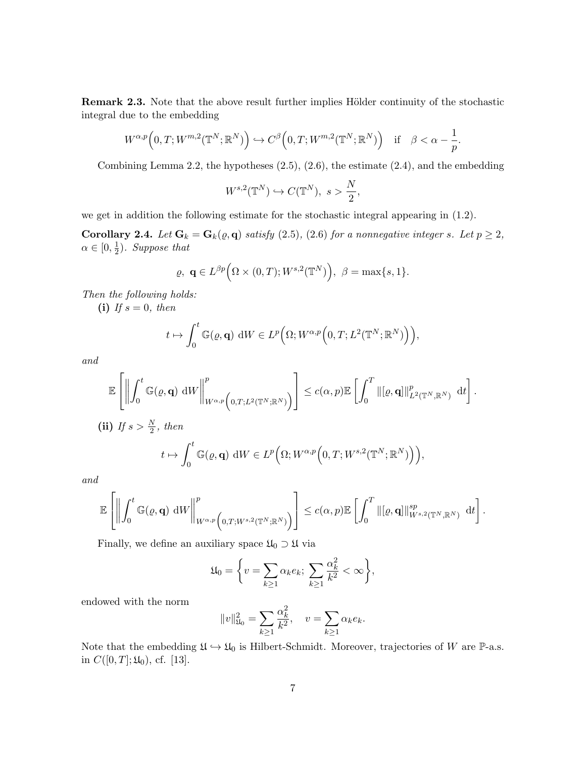**Remark 2.3.** Note that the above result further implies Hölder continuity of the stochastic integral due to the embedding

$$W^{\alpha,p}\Big(0,T;W^{m,2}(\mathbb{T}^N;\mathbb{R}^N)\Big) \hookrightarrow C^\beta\Big(0,T;W^{m,2}(\mathbb{T}^N;\mathbb{R}^N)\Big) \quad \text{if} \quad \beta < \alpha - \frac{1}{p}.$$

Combining Lemma 2.2, the hypotheses (2.5), (2.6), the estimate (2.4), and the embedding

$$W^{s,2}(\mathbb{T}^N) \hookrightarrow C(\mathbb{T}^N),\ s > \frac{N}{2},$$

we get in addition the following estimate for the stochastic integral appearing in (1.2).

**Corollary 2.4.** *Let $\mathbf{G}_k = \mathbf{G}_k(\varrho, \mathbf{q})$ satisfy (2.5), (2.6) for a nonnegative integer $s$. Let $p \geq 2$, $\alpha \in [0, \frac{1}{2})$. Suppose that*

$$\varrho,\ \mathbf{q} \in L^{\beta p}\Big(\Omega \times (0,T); W^{s,2}(\mathbb{T}^N)\Big),\ \beta = \max\{s, 1\}.$$

*Then the following holds:*

**(i)** *If $s = 0$, then*

$$t \mapsto \int_0^t \mathbb{G}(\varrho, \mathbf{q})\ \mathrm{d}W \in L^p\Big(\Omega; W^{\alpha,p}\Big(0,T; L^2(\mathbb{T}^N;\mathbb{R}^N)\Big)\Big),$$

*and*

$$\mathbb{E}\left[\left\|\int_0^t \mathbb{G}(\varrho, \mathbf{q})\ \mathrm{d}W\right\|^p_{W^{\alpha,p}\Big(0,T;L^2(\mathbb{T}^N;\mathbb{R}^N)\Big)}\right] \leq c(\alpha,p)\mathbb{E}\left[\int_0^T \|[\varrho, \mathbf{q}]\|^p_{L^2(\mathbb{T}^N,\mathbb{R}^N)}\ \mathrm{d}t\right].$$

**(ii)** *If $s > \frac{N}{2}$, then*

$$t \mapsto \int_0^t \mathbb{G}(\varrho, \mathbf{q})\ \mathrm{d}W \in L^p\Big(\Omega; W^{\alpha,p}\Big(0,T; W^{s,2}(\mathbb{T}^N;\mathbb{R}^N)\Big)\Big),$$

*and*

$$\mathbb{E}\left[\left\|\int_0^t \mathbb{G}(\varrho, \mathbf{q})\ \mathrm{d}W\right\|^p_{W^{\alpha,p}\Big(0,T;W^{s,2}(\mathbb{T}^N;\mathbb{R}^N)\Big)}\right] \leq c(\alpha,p)\mathbb{E}\left[\int_0^T \|[\varrho, \mathbf{q}]\|^{sp}_{W^{s,2}(\mathbb{T}^N,\mathbb{R}^N)}\ \mathrm{d}t\right].$$

Finally, we define an auxiliary space $\mathfrak{U}_0 \supset \mathfrak{U}$ via

$$\mathfrak{U}_0 = \left\{ v = \sum_{k\geq 1} \alpha_k e_k;\ \sum_{k\geq 1} \frac{\alpha_k^2}{k^2} < \infty \right\},$$

endowed with the norm

$$\|v\|^2_{\mathfrak{U}_0} = \sum_{k\geq 1} \frac{\alpha_k^2}{k^2}, \quad v = \sum_{k\geq 1} \alpha_k e_k.$$

Note that the embedding $\mathfrak{U} \hookrightarrow \mathfrak{U}_0$ is Hilbert-Schmidt. Moreover, trajectories of $W$ are $\mathbb{P}$-a.s. in $C([0,T];\mathfrak{U}_0)$, cf. [13].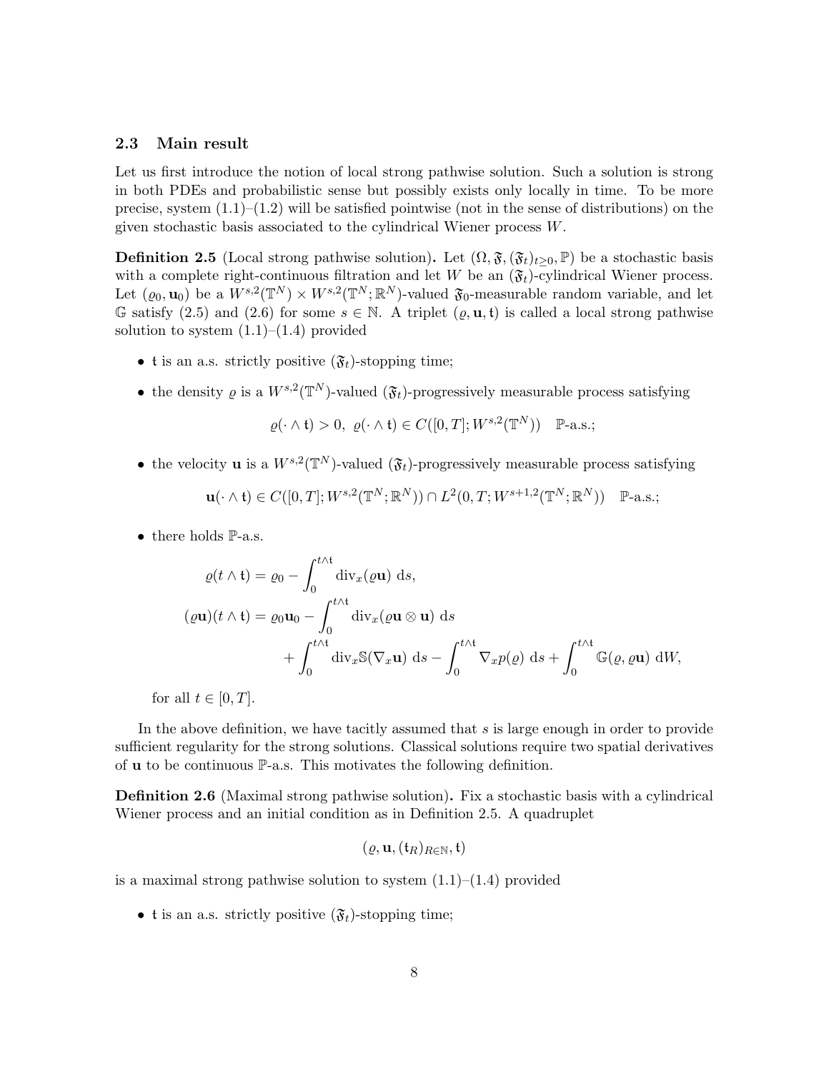### 2.3 Main result

Let us first introduce the notion of local strong pathwise solution. Such a solution is strong in both PDEs and probabilistic sense but possibly exists only locally in time. To be more precise, system (1.1)–(1.2) will be satisfied pointwise (not in the sense of distributions) on the given stochastic basis associated to the cylindrical Wiener process $W$.

**Definition 2.5** (Local strong pathwise solution)**.** Let $(\Omega, \mathfrak{F}, (\mathfrak{F}_t)_{t\geq 0}, \mathbb{P})$ be a stochastic basis with a complete right-continuous filtration and let $W$ be an $(\mathfrak{F}_t)$-cylindrical Wiener process. Let $(\varrho_0, \mathbf{u}_0)$ be a $W^{s,2}(\mathbb{T}^N) \times W^{s,2}(\mathbb{T}^N; \mathbb{R}^N)$-valued $\mathfrak{F}_0$-measurable random variable, and let $\mathbb{G}$ satisfy (2.5) and (2.6) for some $s \in \mathbb{N}$. A triplet $(\varrho, \mathbf{u}, \mathfrak{t})$ is called a local strong pathwise solution to system (1.1)–(1.4) provided

- $\mathfrak{t}$ is an a.s. strictly positive $(\mathfrak{F}_t)$-stopping time;
- the density $\varrho$ is a $W^{s,2}(\mathbb{T}^N)$-valued $(\mathfrak{F}_t)$-progressively measurable process satisfying

$$\varrho(\cdot \wedge \mathfrak{t}) > 0, \;\; \varrho(\cdot \wedge \mathfrak{t}) \in C([0, T]; W^{s,2}(\mathbb{T}^N)) \quad \mathbb{P}\text{-a.s.};$$

- the velocity $\mathbf{u}$ is a $W^{s,2}(\mathbb{T}^N)$-valued $(\mathfrak{F}_t)$-progressively measurable process satisfying

$$\mathbf{u}(\cdot \wedge \mathfrak{t}) \in C([0, T]; W^{s,2}(\mathbb{T}^N; \mathbb{R}^N)) \cap L^2(0, T; W^{s+1,2}(\mathbb{T}^N; \mathbb{R}^N)) \quad \mathbb{P}\text{-a.s.};$$

- there holds $\mathbb{P}$-a.s.

$$\varrho(t \wedge \mathfrak{t}) = \varrho_0 - \int_0^{t\wedge \mathfrak{t}} \mathrm{div}_x(\varrho \mathbf{u}) \; \mathrm{d}s,$$

$$\begin{aligned}(\varrho \mathbf{u})(t \wedge \mathfrak{t}) = \varrho_0 \mathbf{u}_0 &- \int_0^{t\wedge \mathfrak{t}} \mathrm{div}_x(\varrho \mathbf{u} \otimes \mathbf{u}) \; \mathrm{d}s \\ &+ \int_0^{t\wedge \mathfrak{t}} \mathrm{div}_x \mathbb{S}(\nabla_x \mathbf{u}) \; \mathrm{d}s - \int_0^{t\wedge \mathfrak{t}} \nabla_x p(\varrho) \; \mathrm{d}s + \int_0^{t\wedge \mathfrak{t}} \mathbb{G}(\varrho, \varrho \mathbf{u}) \; \mathrm{d}W,\end{aligned}$$

  for all $t \in [0, T]$.

In the above definition, we have tacitly assumed that $s$ is large enough in order to provide sufficient regularity for the strong solutions. Classical solutions require two spatial derivatives of $\mathbf{u}$ to be continuous $\mathbb{P}$-a.s. This motivates the following definition.

**Definition 2.6** (Maximal strong pathwise solution)**.** Fix a stochastic basis with a cylindrical Wiener process and an initial condition as in Definition 2.5. A quadruplet

$$(\varrho, \mathbf{u}, (\mathfrak{t}_R)_{R\in\mathbb{N}}, \mathfrak{t})$$

is a maximal strong pathwise solution to system (1.1)–(1.4) provided

- $\mathfrak{t}$ is an a.s. strictly positive $(\mathfrak{F}_t)$-stopping time;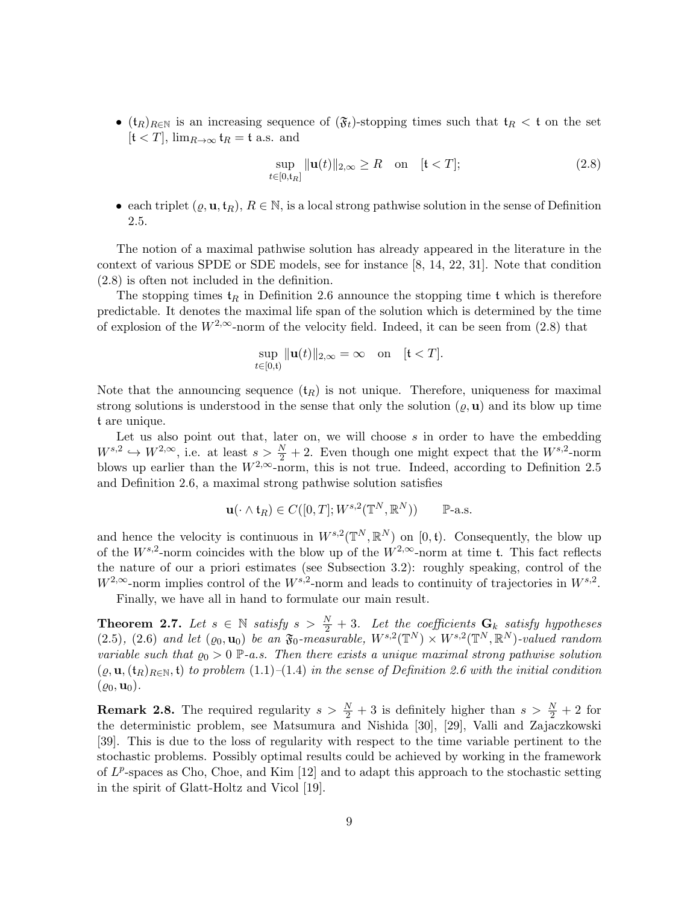- $(\mathfrak{t}_R)_{R\in\mathbb{N}}$ is an increasing sequence of $(\mathfrak{F}_t)$-stopping times such that $\mathfrak{t}_R < \mathfrak{t}$ on the set $[\mathfrak{t} < T]$, $\lim_{R\to\infty} \mathfrak{t}_R = \mathfrak{t}$ a.s. and

$$\sup_{t\in[0,\mathfrak{t}_R]} \|\mathbf{u}(t)\|_{2,\infty} \geq R \quad \text{on} \quad [\mathfrak{t} < T]; \tag{2.8}$$

- each triplet $(\varrho, \mathbf{u}, \mathfrak{t}_R)$, $R \in \mathbb{N}$, is a local strong pathwise solution in the sense of Definition 2.5.

The notion of a maximal pathwise solution has already appeared in the literature in the context of various SPDE or SDE models, see for instance [8, 14, 22, 31]. Note that condition (2.8) is often not included in the definition.

The stopping times $\mathfrak{t}_R$ in Definition 2.6 announce the stopping time $\mathfrak{t}$ which is therefore predictable. It denotes the maximal life span of the solution which is determined by the time of explosion of the $W^{2,\infty}$-norm of the velocity field. Indeed, it can be seen from (2.8) that

$$\sup_{t\in[0,\mathfrak{t})} \|\mathbf{u}(t)\|_{2,\infty} = \infty \quad \text{on} \quad [\mathfrak{t} < T].$$

Note that the announcing sequence $(\mathfrak{t}_R)$ is not unique. Therefore, uniqueness for maximal strong solutions is understood in the sense that only the solution $(\varrho, \mathbf{u})$ and its blow up time $\mathfrak{t}$ are unique.

Let us also point out that, later on, we will choose $s$ in order to have the embedding $W^{s,2} \hookrightarrow W^{2,\infty}$, i.e. at least $s > \frac{N}{2} + 2$. Even though one might expect that the $W^{s,2}$-norm blows up earlier than the $W^{2,\infty}$-norm, this is not true. Indeed, according to Definition 2.5 and Definition 2.6, a maximal strong pathwise solution satisfies

$$\mathbf{u}(\cdot \wedge \mathfrak{t}_R) \in C([0,T]; W^{s,2}(\mathbb{T}^N, \mathbb{R}^N)) \qquad \mathbb{P}\text{-a.s.}$$

and hence the velocity is continuous in $W^{s,2}(\mathbb{T}^N, \mathbb{R}^N)$ on $[0, \mathfrak{t})$. Consequently, the blow up of the $W^{s,2}$-norm coincides with the blow up of the $W^{2,\infty}$-norm at time $\mathfrak{t}$. This fact reflects the nature of our a priori estimates (see Subsection 3.2): roughly speaking, control of the $W^{2,\infty}$-norm implies control of the $W^{s,2}$-norm and leads to continuity of trajectories in $W^{s,2}$.

Finally, we have all in hand to formulate our main result.

**Theorem 2.7.** *Let $s \in \mathbb{N}$ satisfy $s > \frac{N}{2} + 3$. Let the coefficients $\mathbf{G}_k$ satisfy hypotheses (2.5), (2.6) and let $(\varrho_0, \mathbf{u}_0)$ be an $\mathfrak{F}_0$-measurable, $W^{s,2}(\mathbb{T}^N) \times W^{s,2}(\mathbb{T}^N, \mathbb{R}^N)$-valued random variable such that $\varrho_0 > 0$ $\mathbb{P}$-a.s. Then there exists a unique maximal strong pathwise solution $(\varrho, \mathbf{u}, (\mathfrak{t}_R)_{R\in\mathbb{N}}, \mathfrak{t})$ to problem (1.1)–(1.4) in the sense of Definition 2.6 with the initial condition $(\varrho_0, \mathbf{u}_0)$.*

**Remark 2.8.** The required regularity $s > \frac{N}{2} + 3$ is definitely higher than $s > \frac{N}{2} + 2$ for the deterministic problem, see Matsumura and Nishida [30], [29], Valli and Zajaczkowski [39]. This is due to the loss of regularity with respect to the time variable pertinent to the stochastic problems. Possibly optimal results could be achieved by working in the framework of $L^p$-spaces as Cho, Choe, and Kim [12] and to adapt this approach to the stochastic setting in the spirit of Glatt-Holtz and Vicol [19].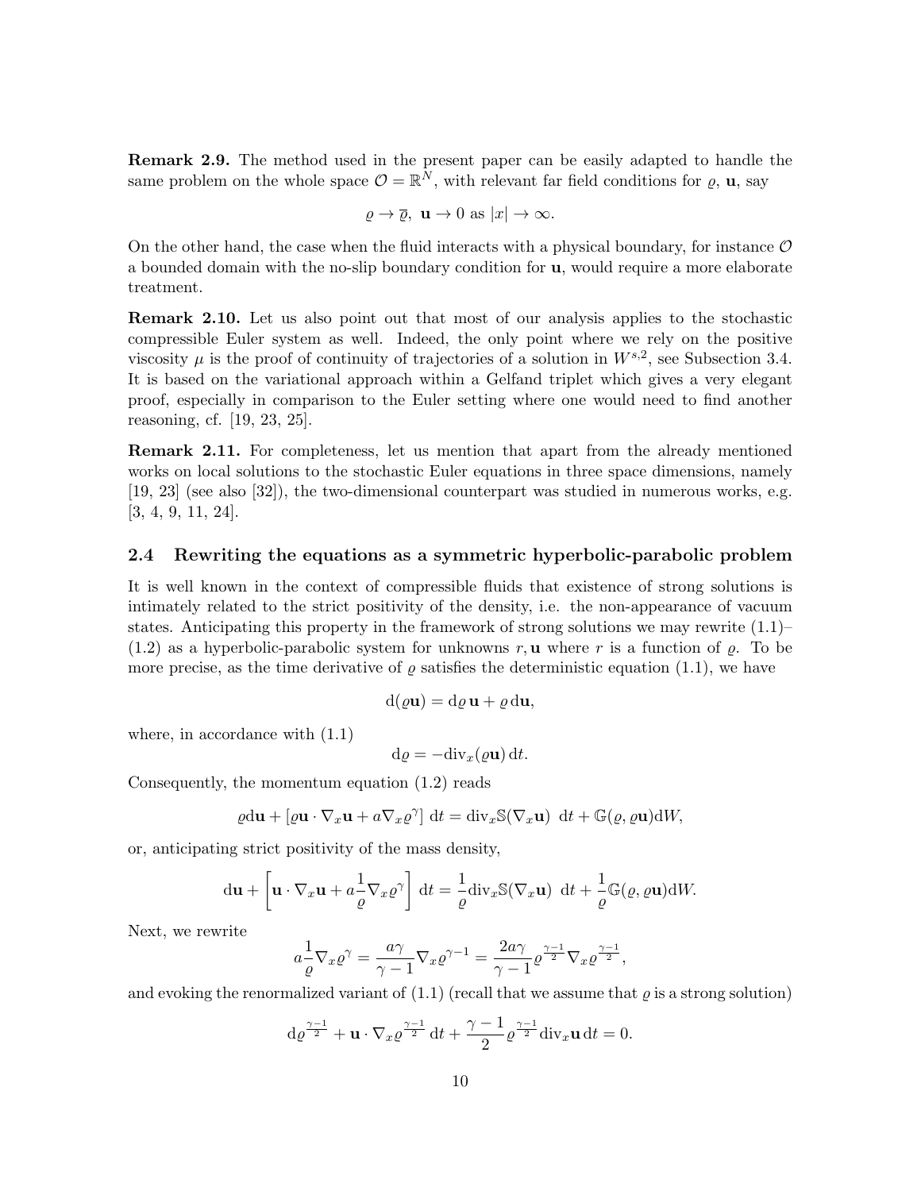**Remark 2.9.** The method used in the present paper can be easily adapted to handle the same problem on the whole space $\mathcal{O} = \mathbb{R}^N$, with relevant far field conditions for $\varrho$, $\mathbf{u}$, say

$$\varrho \to \overline{\varrho}, \ \mathbf{u} \to 0 \text{ as } |x| \to \infty.$$

On the other hand, the case when the fluid interacts with a physical boundary, for instance $\mathcal{O}$ a bounded domain with the no-slip boundary condition for $\mathbf{u}$, would require a more elaborate treatment.

**Remark 2.10.** Let us also point out that most of our analysis applies to the stochastic compressible Euler system as well. Indeed, the only point where we rely on the positive viscosity $\mu$ is the proof of continuity of trajectories of a solution in $W^{s,2}$, see Subsection 3.4. It is based on the variational approach within a Gelfand triplet which gives a very elegant proof, especially in comparison to the Euler setting where one would need to find another reasoning, cf. [19, 23, 25].

**Remark 2.11.** For completeness, let us mention that apart from the already mentioned works on local solutions to the stochastic Euler equations in three space dimensions, namely [19, 23] (see also [32]), the two-dimensional counterpart was studied in numerous works, e.g. [3, 4, 9, 11, 24].

### 2.4 Rewriting the equations as a symmetric hyperbolic-parabolic problem

It is well known in the context of compressible fluids that existence of strong solutions is intimately related to the strict positivity of the density, i.e. the non-appearance of vacuum states. Anticipating this property in the framework of strong solutions we may rewrite (1.1)–(1.2) as a hyperbolic-parabolic system for unknowns $r, \mathbf{u}$ where $r$ is a function of $\varrho$. To be more precise, as the time derivative of $\varrho$ satisfies the deterministic equation (1.1), we have

$$\mathrm{d}(\varrho \mathbf{u}) = \mathrm{d}\varrho \, \mathbf{u} + \varrho \, \mathrm{d}\mathbf{u},$$

where, in accordance with (1.1)

$$\mathrm{d}\varrho = -\mathrm{div}_x(\varrho \mathbf{u}) \, \mathrm{d}t.$$

Consequently, the momentum equation (1.2) reads

$$\varrho \mathrm{d}\mathbf{u} + \left[ \varrho \mathbf{u} \cdot \nabla_x \mathbf{u} + a \nabla_x \varrho^\gamma \right] \, \mathrm{d}t = \mathrm{div}_x \mathbb{S}(\nabla_x \mathbf{u}) \ \mathrm{d}t + \mathbb{G}(\varrho, \varrho \mathbf{u}) \mathrm{d}W,$$

or, anticipating strict positivity of the mass density,

$$\mathrm{d}\mathbf{u} + \left[ \mathbf{u} \cdot \nabla_x \mathbf{u} + a \frac{1}{\varrho} \nabla_x \varrho^\gamma \right] \, \mathrm{d}t = \frac{1}{\varrho} \mathrm{div}_x \mathbb{S}(\nabla_x \mathbf{u}) \ \mathrm{d}t + \frac{1}{\varrho} \mathbb{G}(\varrho, \varrho \mathbf{u}) \mathrm{d}W.$$

Next, we rewrite

$$a \frac{1}{\varrho} \nabla_x \varrho^\gamma = \frac{a\gamma}{\gamma - 1} \nabla_x \varrho^{\gamma - 1} = \frac{2a\gamma}{\gamma - 1} \varrho^{\frac{\gamma-1}{2}} \nabla_x \varrho^{\frac{\gamma-1}{2}},$$

and evoking the renormalized variant of (1.1) (recall that we assume that $\varrho$ is a strong solution)

$$\mathrm{d}\varrho^{\frac{\gamma-1}{2}} + \mathbf{u} \cdot \nabla_x \varrho^{\frac{\gamma-1}{2}} \, \mathrm{d}t + \frac{\gamma - 1}{2} \varrho^{\frac{\gamma-1}{2}} \mathrm{div}_x \mathbf{u} \, \mathrm{d}t = 0.$$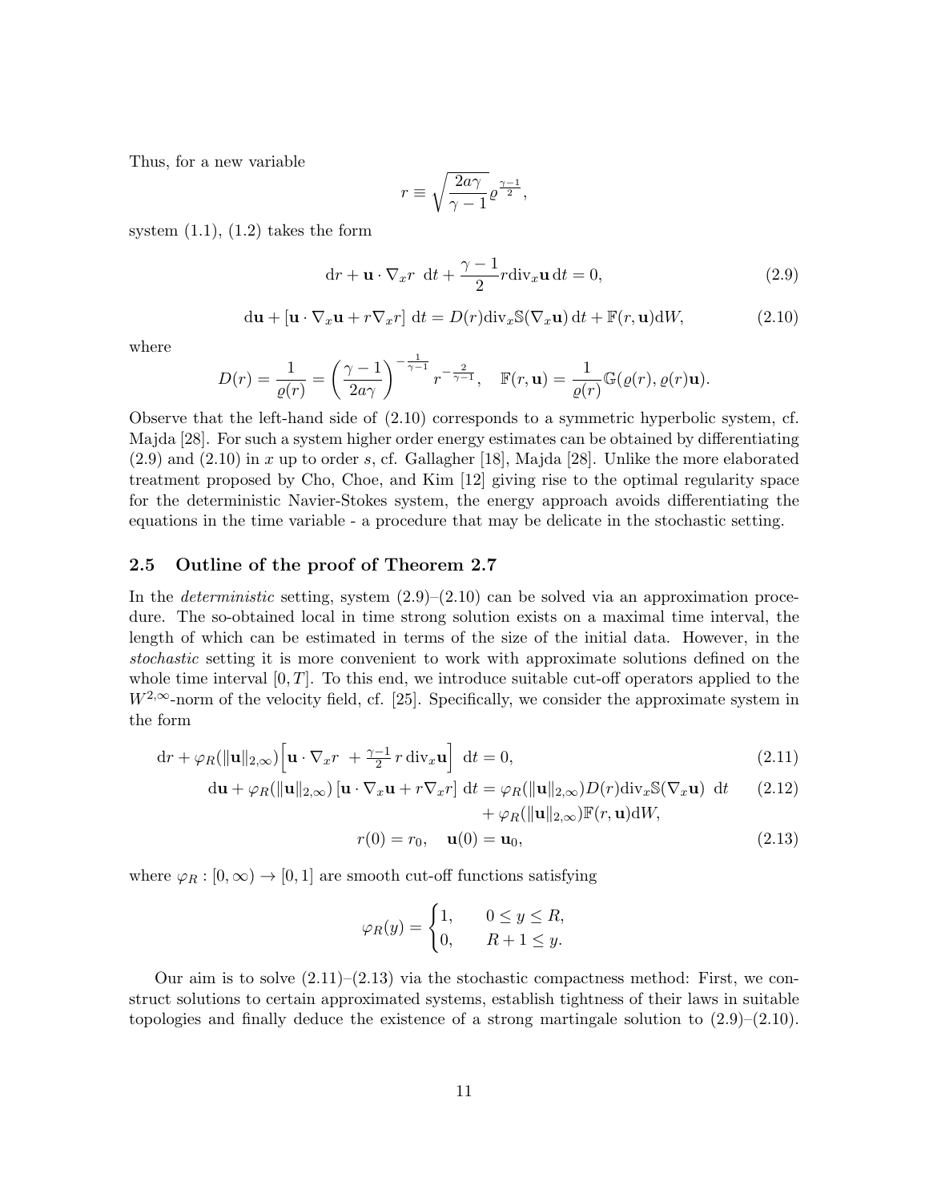Thus, for a new variable

$$r \equiv \sqrt{\frac{2a\gamma}{\gamma-1}}\varrho^{\frac{\gamma-1}{2}},$$

system (1.1), (1.2) takes the form

$$\mathrm{d}r + \mathbf{u}\cdot\nabla_x r \ \mathrm{d}t + \frac{\gamma-1}{2} r \mathrm{div}_x \mathbf{u} \,\mathrm{d}t = 0, \tag{2.9}$$

$$\mathrm{d}\mathbf{u} + [\mathbf{u}\cdot\nabla_x \mathbf{u} + r\nabla_x r] \ \mathrm{d}t = D(r)\mathrm{div}_x \mathbb{S}(\nabla_x \mathbf{u}) \,\mathrm{d}t + \mathbb{F}(r,\mathbf{u})\mathrm{d}W, \tag{2.10}$$

where

$$D(r) = \frac{1}{\varrho(r)} = \left(\frac{\gamma-1}{2a\gamma}\right)^{-\frac{1}{\gamma-1}} r^{-\frac{2}{\gamma-1}}, \quad \mathbb{F}(r,\mathbf{u}) = \frac{1}{\varrho(r)}\mathbb{G}(\varrho(r), \varrho(r)\mathbf{u}).$$

Observe that the left-hand side of (2.10) corresponds to a symmetric hyperbolic system, cf. Majda [28]. For such a system higher order energy estimates can be obtained by differentiating (2.9) and (2.10) in $x$ up to order $s$, cf. Gallagher [18], Majda [28]. Unlike the more elaborated treatment proposed by Cho, Choe, and Kim [12] giving rise to the optimal regularity space for the deterministic Navier-Stokes system, the energy approach avoids differentiating the equations in the time variable - a procedure that may be delicate in the stochastic setting.

## 2.5 Outline of the proof of Theorem 2.7

In the *deterministic* setting, system (2.9)–(2.10) can be solved via an approximation procedure. The so-obtained local in time strong solution exists on a maximal time interval, the length of which can be estimated in terms of the size of the initial data. However, in the *stochastic* setting it is more convenient to work with approximate solutions defined on the whole time interval $[0,T]$. To this end, we introduce suitable cut-off operators applied to the $W^{2,\infty}$-norm of the velocity field, cf. [25]. Specifically, we consider the approximate system in the form

$$\mathrm{d}r + \varphi_R(\|\mathbf{u}\|_{2,\infty})\Big[\mathbf{u}\cdot\nabla_x r \ + \tfrac{\gamma-1}{2}\, r\,\mathrm{div}_x \mathbf{u}\Big] \ \mathrm{d}t = 0, \tag{2.11}$$

$$\begin{aligned}\mathrm{d}\mathbf{u} + \varphi_R(\|\mathbf{u}\|_{2,\infty})\,[\mathbf{u}\cdot\nabla_x\mathbf{u} + r\nabla_x r] \ \mathrm{d}t &= \varphi_R(\|\mathbf{u}\|_{2,\infty}) D(r)\mathrm{div}_x\mathbb{S}(\nabla_x\mathbf{u}) \ \mathrm{d}t \\ &\quad + \varphi_R(\|\mathbf{u}\|_{2,\infty})\mathbb{F}(r,\mathbf{u})\mathrm{d}W,\end{aligned} \tag{2.12}$$

$$r(0) = r_0, \quad \mathbf{u}(0) = \mathbf{u}_0, \tag{2.13}$$

where $\varphi_R : [0,\infty) \to [0,1]$ are smooth cut-off functions satisfying

$$\varphi_R(y) = \begin{cases} 1, & 0 \le y \le R, \\ 0, & R+1 \le y. \end{cases}$$

Our aim is to solve (2.11)–(2.13) via the stochastic compactness method: First, we construct solutions to certain approximated systems, establish tightness of their laws in suitable topologies and finally deduce the existence of a strong martingale solution to (2.9)–(2.10).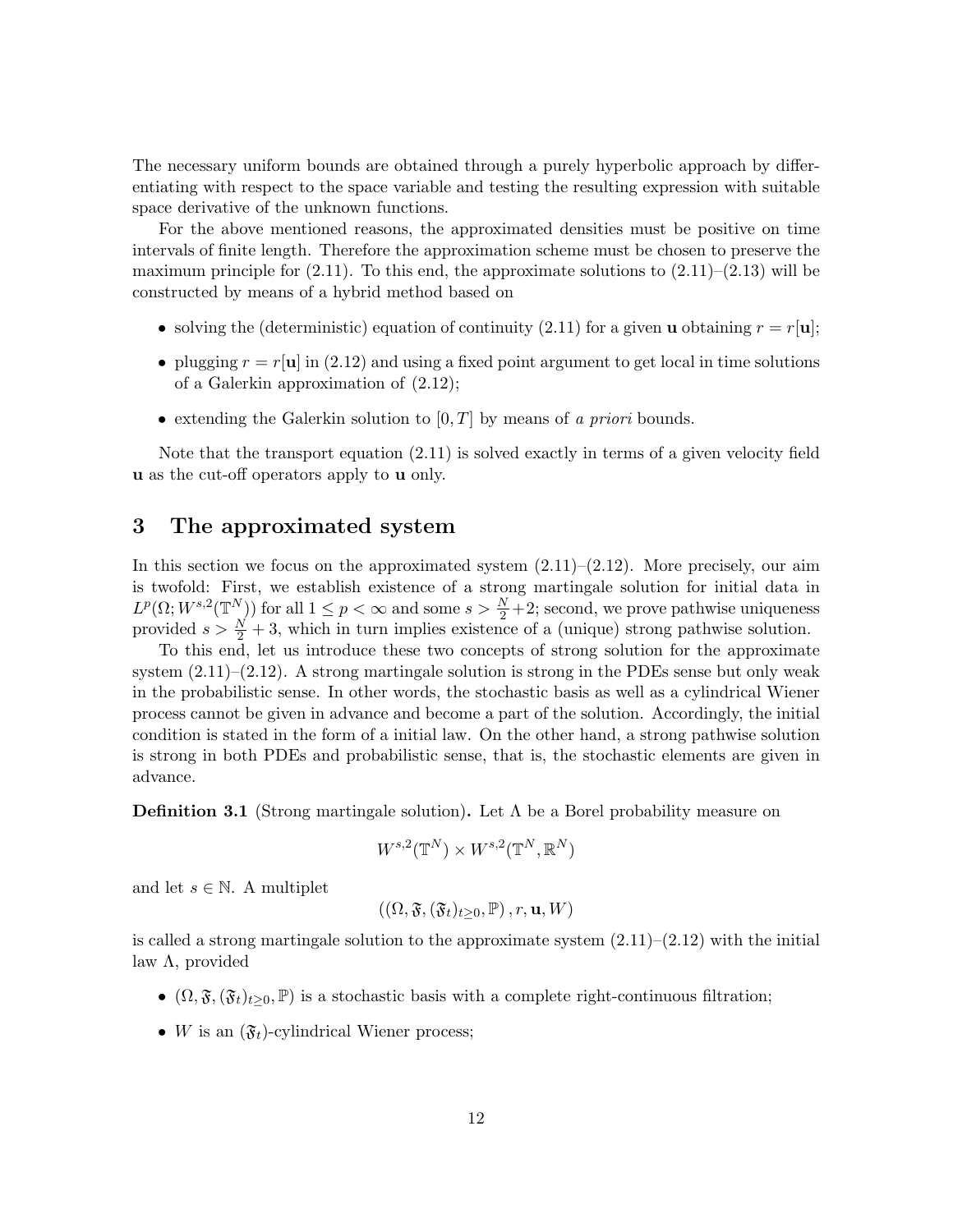The necessary uniform bounds are obtained through a purely hyperbolic approach by differentiating with respect to the space variable and testing the resulting expression with suitable space derivative of the unknown functions.

For the above mentioned reasons, the approximated densities must be positive on time intervals of finite length. Therefore the approximation scheme must be chosen to preserve the maximum principle for (2.11). To this end, the approximate solutions to (2.11)–(2.13) will be constructed by means of a hybrid method based on

- solving the (deterministic) equation of continuity (2.11) for a given $\mathbf{u}$ obtaining $r = r[\mathbf{u}]$;
- plugging $r = r[\mathbf{u}]$ in (2.12) and using a fixed point argument to get local in time solutions of a Galerkin approximation of (2.12);
- extending the Galerkin solution to $[0, T]$ by means of *a priori* bounds.

Note that the transport equation (2.11) is solved exactly in terms of a given velocity field $\mathbf{u}$ as the cut-off operators apply to $\mathbf{u}$ only.

# 3 The approximated system

In this section we focus on the approximated system (2.11)–(2.12). More precisely, our aim is twofold: First, we establish existence of a strong martingale solution for initial data in $L^p(\Omega; W^{s,2}(\mathbb{T}^N))$ for all $1 \leq p < \infty$ and some $s > \frac{N}{2} + 2$; second, we prove pathwise uniqueness provided $s > \frac{N}{2} + 3$, which in turn implies existence of a (unique) strong pathwise solution.

To this end, let us introduce these two concepts of strong solution for the approximate system (2.11)–(2.12). A strong martingale solution is strong in the PDEs sense but only weak in the probabilistic sense. In other words, the stochastic basis as well as a cylindrical Wiener process cannot be given in advance and become a part of the solution. Accordingly, the initial condition is stated in the form of a initial law. On the other hand, a strong pathwise solution is strong in both PDEs and probabilistic sense, that is, the stochastic elements are given in advance.

**Definition 3.1** (Strong martingale solution)**.** Let $\Lambda$ be a Borel probability measure on

$$
W^{s,2}(\mathbb{T}^N) \times W^{s,2}(\mathbb{T}^N, \mathbb{R}^N)
$$

and let $s \in \mathbb{N}$. A multiplet

$$
((\Omega, \mathfrak{F}, (\mathfrak{F}_t)_{t \geq 0}, \mathbb{P}), r, \mathbf{u}, W)
$$

is called a strong martingale solution to the approximate system (2.11)–(2.12) with the initial law $\Lambda$, provided

- $(\Omega, \mathfrak{F}, (\mathfrak{F}_t)_{t \geq 0}, \mathbb{P})$ is a stochastic basis with a complete right-continuous filtration;
- $W$ is an $(\mathfrak{F}_t)$-cylindrical Wiener process;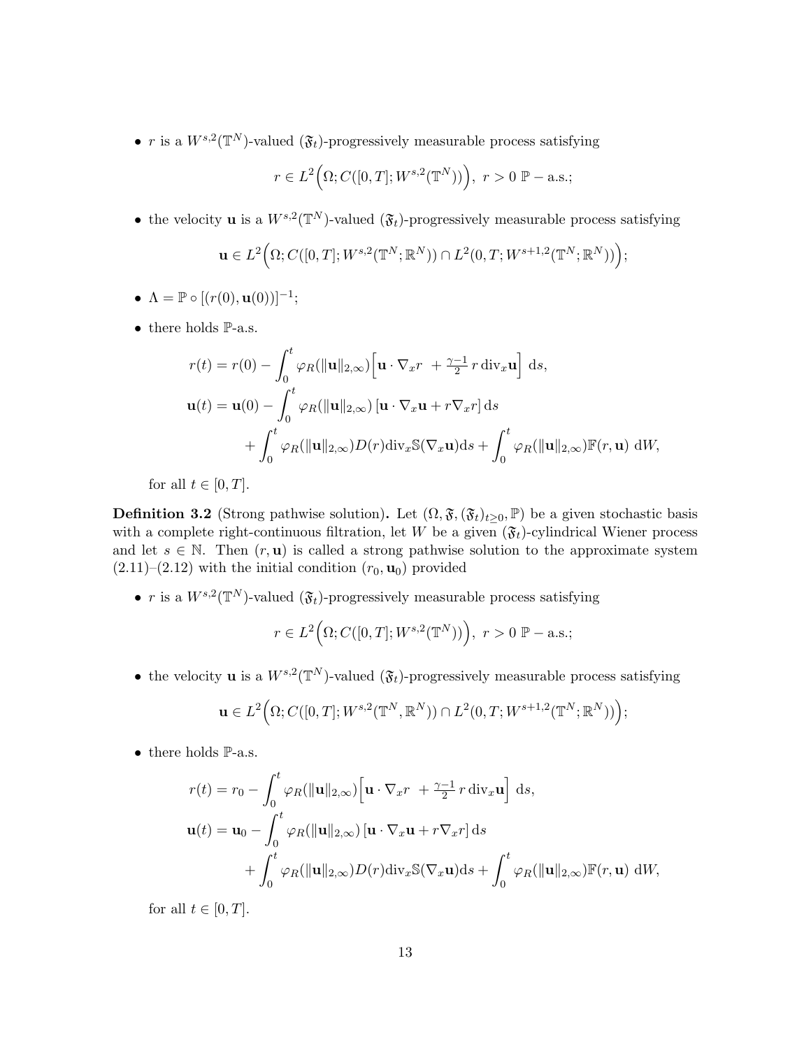- $r$ is a $W^{s,2}(\mathbb{T}^N)$-valued $(\mathfrak{F}_t)$-progressively measurable process satisfying

$$r \in L^2\Big(\Omega; C([0,T]; W^{s,2}(\mathbb{T}^N))\Big),\ r > 0\ \mathbb{P} - \text{a.s.};$$

- the velocity $\mathbf{u}$ is a $W^{s,2}(\mathbb{T}^N)$-valued $(\mathfrak{F}_t)$-progressively measurable process satisfying

$$\mathbf{u} \in L^2\Big(\Omega; C([0,T]; W^{s,2}(\mathbb{T}^N;\mathbb{R}^N)) \cap L^2(0,T; W^{s+1,2}(\mathbb{T}^N;\mathbb{R}^N))\Big);$$

- $\Lambda = \mathbb{P} \circ [(r(0), \mathbf{u}(0))]^{-1}$;
- there holds $\mathbb{P}$-a.s.

$$\begin{aligned}
r(t) &= r(0) - \int_0^t \varphi_R(\|\mathbf{u}\|_{2,\infty})\Big[\mathbf{u}\cdot\nabla_x r\ + \tfrac{\gamma-1}{2}\, r\,\mathrm{div}_x\mathbf{u}\Big]\ \mathrm{d}s,\\
\mathbf{u}(t) &= \mathbf{u}(0) - \int_0^t \varphi_R(\|\mathbf{u}\|_{2,\infty})\,[\mathbf{u}\cdot\nabla_x\mathbf{u} + r\nabla_x r]\,\mathrm{d}s\\
&\quad + \int_0^t \varphi_R(\|\mathbf{u}\|_{2,\infty}) D(r)\mathrm{div}_x\mathbb{S}(\nabla_x\mathbf{u})\mathrm{d}s + \int_0^t \varphi_R(\|\mathbf{u}\|_{2,\infty})\mathbb{F}(r,\mathbf{u})\ \mathrm{d}W,
\end{aligned}$$

for all $t \in [0,T]$.

**Definition 3.2** (Strong pathwise solution)**.** Let $(\Omega, \mathfrak{F}, (\mathfrak{F}_t)_{t\geq 0}, \mathbb{P})$ be a given stochastic basis with a complete right-continuous filtration, let $W$ be a given $(\mathfrak{F}_t)$-cylindrical Wiener process and let $s \in \mathbb{N}$. Then $(r,\mathbf{u})$ is called a strong pathwise solution to the approximate system (2.11)–(2.12) with the initial condition $(r_0, \mathbf{u}_0)$ provided

- $r$ is a $W^{s,2}(\mathbb{T}^N)$-valued $(\mathfrak{F}_t)$-progressively measurable process satisfying

$$r \in L^2\Big(\Omega; C([0,T]; W^{s,2}(\mathbb{T}^N))\Big),\ r > 0\ \mathbb{P} - \text{a.s.};$$

- the velocity $\mathbf{u}$ is a $W^{s,2}(\mathbb{T}^N)$-valued $(\mathfrak{F}_t)$-progressively measurable process satisfying

$$\mathbf{u} \in L^2\Big(\Omega; C([0,T]; W^{s,2}(\mathbb{T}^N,\mathbb{R}^N)) \cap L^2(0,T; W^{s+1,2}(\mathbb{T}^N;\mathbb{R}^N))\Big);$$

- there holds $\mathbb{P}$-a.s.

$$\begin{aligned}
r(t) &= r_0 - \int_0^t \varphi_R(\|\mathbf{u}\|_{2,\infty})\Big[\mathbf{u}\cdot\nabla_x r\ + \tfrac{\gamma-1}{2}\, r\,\mathrm{div}_x\mathbf{u}\Big]\ \mathrm{d}s,\\
\mathbf{u}(t) &= \mathbf{u}_0 - \int_0^t \varphi_R(\|\mathbf{u}\|_{2,\infty})\,[\mathbf{u}\cdot\nabla_x\mathbf{u} + r\nabla_x r]\,\mathrm{d}s\\
&\quad + \int_0^t \varphi_R(\|\mathbf{u}\|_{2,\infty}) D(r)\mathrm{div}_x\mathbb{S}(\nabla_x\mathbf{u})\mathrm{d}s + \int_0^t \varphi_R(\|\mathbf{u}\|_{2,\infty})\mathbb{F}(r,\mathbf{u})\ \mathrm{d}W,
\end{aligned}$$

for all $t \in [0,T]$.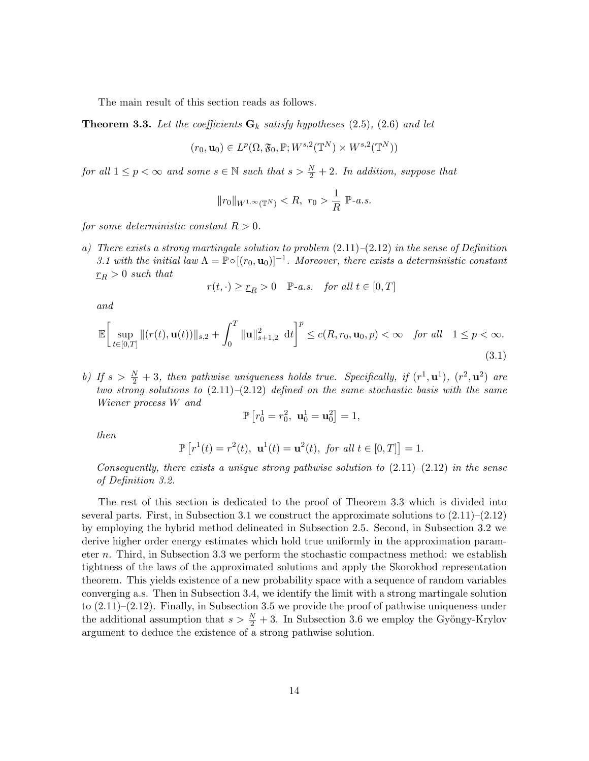The main result of this section reads as follows.

**Theorem 3.3.** *Let the coefficients $\mathbf{G}_k$ satisfy hypotheses (2.5), (2.6) and let*

$$(r_0, \mathbf{u}_0) \in L^p(\Omega, \mathfrak{F}_0, \mathbb{P}; W^{s,2}(\mathbb{T}^N) \times W^{s,2}(\mathbb{T}^N))$$

*for all $1 \leq p < \infty$ and some $s \in \mathbb{N}$ such that $s > \frac{N}{2} + 2$. In addition, suppose that*

$$\|r_0\|_{W^{1,\infty}(\mathbb{T}^N)} < R, \ r_0 > \frac{1}{R} \ \mathbb{P}\text{-a.s.}$$

*for some deterministic constant $R > 0$.*

*a) There exists a strong martingale solution to problem (2.11)–(2.12) in the sense of Definition 3.1 with the initial law $\Lambda = \mathbb{P} \circ [(r_0, \mathbf{u}_0)]^{-1}$. Moreover, there exists a deterministic constant $\underline{r}_R > 0$ such that*

$$r(t, \cdot) \geq \underline{r}_R > 0 \quad \mathbb{P}\text{-a.s.} \quad \text{for all } t \in [0, T]$$

*and*

$$\mathbb{E}\bigg[ \sup_{t \in [0,T]} \|(r(t), \mathbf{u}(t))\|_{s,2} + \int_0^T \|\mathbf{u}\|_{s+1,2}^2 \ \mathrm{d}t \bigg]^p \leq c(R, r_0, \mathbf{u}_0, p) < \infty \quad \text{for all} \quad 1 \leq p < \infty. \tag{3.1}$$

*b) If $s > \frac{N}{2} + 3$, then pathwise uniqueness holds true. Specifically, if $(r^1, \mathbf{u}^1)$, $(r^2, \mathbf{u}^2)$ are two strong solutions to (2.11)–(2.12) defined on the same stochastic basis with the same Wiener process $W$ and*

$$\mathbb{P}\left[ r_0^1 = r_0^2, \ \mathbf{u}_0^1 = \mathbf{u}_0^2 \right] = 1,$$

*then*

$$\mathbb{P}\left[ r^1(t) = r^2(t), \ \mathbf{u}^1(t) = \mathbf{u}^2(t), \ \text{for all } t \in [0, T] \right] = 1.$$

*Consequently, there exists a unique strong pathwise solution to (2.11)–(2.12) in the sense of Definition 3.2.*

The rest of this section is dedicated to the proof of Theorem 3.3 which is divided into several parts. First, in Subsection 3.1 we construct the approximate solutions to (2.11)–(2.12) by employing the hybrid method delineated in Subsection 2.5. Second, in Subsection 3.2 we derive higher order energy estimates which hold true uniformly in the approximation parameter $n$. Third, in Subsection 3.3 we perform the stochastic compactness method: we establish tightness of the laws of the approximated solutions and apply the Skorokhod representation theorem. This yields existence of a new probability space with a sequence of random variables converging a.s. Then in Subsection 3.4, we identify the limit with a strong martingale solution to (2.11)–(2.12). Finally, in Subsection 3.5 we provide the proof of pathwise uniqueness under the additional assumption that $s > \frac{N}{2} + 3$. In Subsection 3.6 we employ the Gyöngy-Krylov argument to deduce the existence of a strong pathwise solution.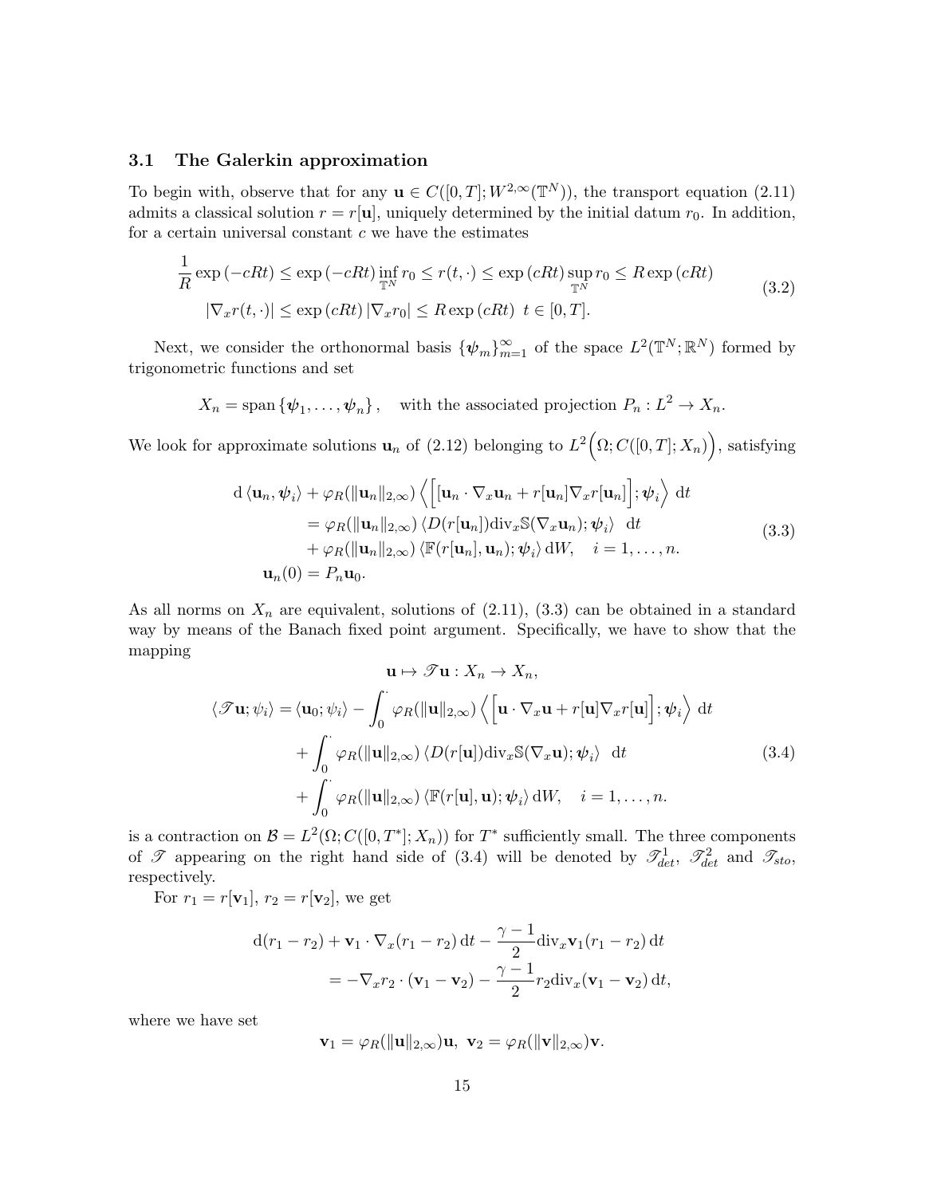### 3.1 The Galerkin approximation

To begin with, observe that for any $\mathbf{u} \in C([0,T]; W^{2,\infty}(\mathbb{T}^N))$, the transport equation (2.11) admits a classical solution $r = r[\mathbf{u}]$, uniquely determined by the initial datum $r_0$. In addition, for a certain universal constant $c$ we have the estimates

$$
\begin{aligned}
\frac{1}{R} \exp(-cRt) \leq \exp(-cRt) \inf_{\mathbb{T}^N} r_0 \leq r(t,\cdot) \leq \exp(cRt) \sup_{\mathbb{T}^N} r_0 \leq R \exp(cRt) \\
|\nabla_x r(t,\cdot)| \leq \exp(cRt) |\nabla_x r_0| \leq R \exp(cRt) \ \ t \in [0,T].
\end{aligned}
\tag{3.2}
$$

Next, we consider the orthonormal basis $\{\boldsymbol{\psi}_m\}_{m=1}^\infty$ of the space $L^2(\mathbb{T}^N; \mathbb{R}^N)$ formed by trigonometric functions and set

$$
X_n = \text{span}\{\boldsymbol{\psi}_1, \dots, \boldsymbol{\psi}_n\}, \quad \text{with the associated projection } P_n : L^2 \to X_n.
$$

We look for approximate solutions $\mathbf{u}_n$ of (2.12) belonging to $L^2\Big(\Omega; C([0,T]; X_n)\Big)$, satisfying

$$
\begin{aligned}
\mathrm{d}\langle \mathbf{u}_n, \boldsymbol{\psi}_i \rangle + \varphi_R(\|\mathbf{u}_n\|_{2,\infty}) \Big\langle \Big[ \mathbf{u}_n \cdot \nabla_x \mathbf{u}_n + r[\mathbf{u}_n] \nabla_x r[\mathbf{u}_n] \Big]; \boldsymbol{\psi}_i \Big\rangle \ \mathrm{d}t \\
= \varphi_R(\|\mathbf{u}_n\|_{2,\infty}) \langle D(r[\mathbf{u}_n]) \mathrm{div}_x \mathbb{S}(\nabla_x \mathbf{u}_n); \boldsymbol{\psi}_i \rangle \ \ \mathrm{d}t \\
+ \varphi_R(\|\mathbf{u}_n\|_{2,\infty}) \langle \mathbb{F}(r[\mathbf{u}_n], \mathbf{u}_n); \boldsymbol{\psi}_i \rangle \, \mathrm{d}W, \quad i = 1, \dots, n. \\
\mathbf{u}_n(0) = P_n \mathbf{u}_0.
\end{aligned}
\tag{3.3}
$$

As all norms on $X_n$ are equivalent, solutions of (2.11), (3.3) can be obtained in a standard way by means of the Banach fixed point argument. Specifically, we have to show that the mapping

$$
\begin{aligned}
\mathbf{u} \mapsto \mathscr{T}\mathbf{u} : X_n \to X_n, \\
\langle \mathscr{T}\mathbf{u}; \psi_i \rangle = \langle \mathbf{u}_0; \psi_i \rangle - \int_0^\cdot \varphi_R(\|\mathbf{u}\|_{2,\infty}) \Big\langle \Big[ \mathbf{u} \cdot \nabla_x \mathbf{u} + r[\mathbf{u}] \nabla_x r[\mathbf{u}] \Big]; \boldsymbol{\psi}_i \Big\rangle \ \mathrm{d}t \\
+ \int_0^\cdot \varphi_R(\|\mathbf{u}\|_{2,\infty}) \langle D(r[\mathbf{u}]) \mathrm{div}_x \mathbb{S}(\nabla_x \mathbf{u}); \boldsymbol{\psi}_i \rangle \ \ \mathrm{d}t \\
+ \int_0^\cdot \varphi_R(\|\mathbf{u}\|_{2,\infty}) \langle \mathbb{F}(r[\mathbf{u}], \mathbf{u}); \boldsymbol{\psi}_i \rangle \, \mathrm{d}W, \quad i = 1, \dots, n.
\end{aligned}
\tag{3.4}
$$

is a contraction on $\mathcal{B} = L^2(\Omega; C([0,T^*]; X_n))$ for $T^*$ sufficiently small. The three components of $\mathscr{T}$ appearing on the right hand side of (3.4) will be denoted by $\mathscr{T}^1_{det}$, $\mathscr{T}^2_{det}$ and $\mathscr{T}_{sto}$, respectively.

For $r_1 = r[\mathbf{v}_1]$, $r_2 = r[\mathbf{v}_2]$, we get

$$
\begin{aligned}
\mathrm{d}(r_1 - r_2) + \mathbf{v}_1 \cdot \nabla_x (r_1 - r_2) \, \mathrm{d}t - \frac{\gamma - 1}{2} \mathrm{div}_x \mathbf{v}_1 (r_1 - r_2) \, \mathrm{d}t \\
= -\nabla_x r_2 \cdot (\mathbf{v}_1 - \mathbf{v}_2) - \frac{\gamma - 1}{2} r_2 \mathrm{div}_x (\mathbf{v}_1 - \mathbf{v}_2) \, \mathrm{d}t,
\end{aligned}
$$

where we have set

$$
\mathbf{v}_1 = \varphi_R(\|\mathbf{u}\|_{2,\infty}) \mathbf{u}, \ \mathbf{v}_2 = \varphi_R(\|\mathbf{v}\|_{2,\infty}) \mathbf{v}.
$$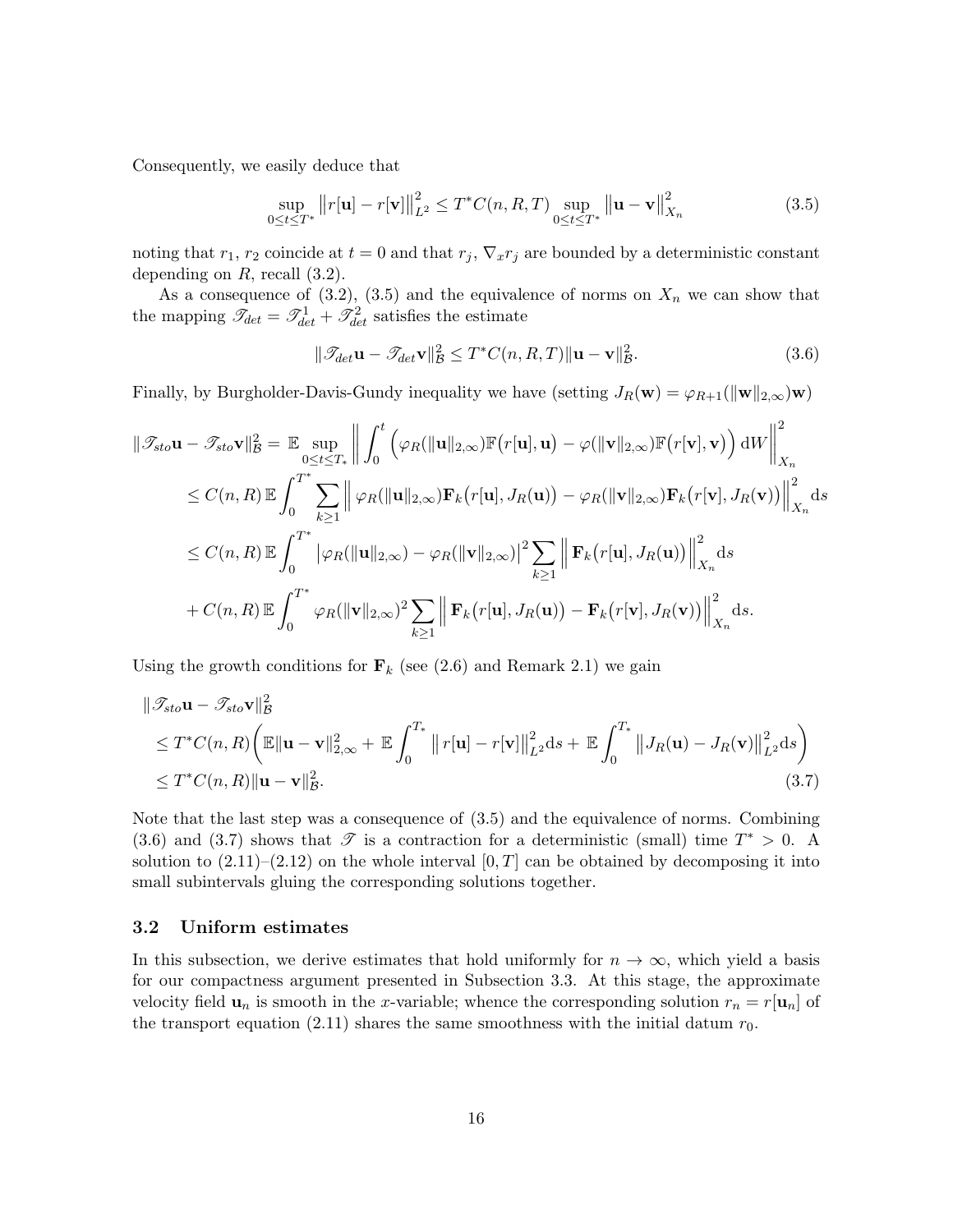Consequently, we easily deduce that

$$\sup_{0\leq t\leq T^*}\big\|r[\mathbf{u}]-r[\mathbf{v}]\big\|_{L^2}^2\leq T^*C(n,R,T)\sup_{0\leq t\leq T^*}\big\|\mathbf{u}-\mathbf{v}\big\|_{X_n}^2 \tag{3.5}$$

noting that $r_1$, $r_2$ coincide at $t=0$ and that $r_j$, $\nabla_x r_j$ are bounded by a deterministic constant depending on $R$, recall (3.2).

As a consequence of (3.2), (3.5) and the equivalence of norms on $X_n$ we can show that the mapping $\mathscr{T}_{det}=\mathscr{T}_{det}^1+\mathscr{T}_{det}^2$ satisfies the estimate

$$\|\mathscr{T}_{det}\mathbf{u}-\mathscr{T}_{det}\mathbf{v}\|_{\mathcal{B}}^2\leq T^*C(n,R,T)\|\mathbf{u}-\mathbf{v}\|_{\mathcal{B}}^2. \tag{3.6}$$

Finally, by Burgholder-Davis-Gundy inequality we have (setting $J_R(\mathbf{w})=\varphi_{R+1}(\|\mathbf{w}\|_{2,\infty})\mathbf{w}$)

$$\begin{aligned}
\|\mathscr{T}_{sto}\mathbf{u}-\mathscr{T}_{sto}\mathbf{v}\|_{\mathcal{B}}^2&=\mathbb{E}\sup_{0\leq t\leq T_*}\bigg\|\int_0^t\Big(\varphi_R(\|\mathbf{u}\|_{2,\infty})\mathbb{F}\big(r[\mathbf{u}],\mathbf{u}\big)-\varphi(\|\mathbf{v}\|_{2,\infty})\mathbb{F}\big(r[\mathbf{v}],\mathbf{v}\big)\Big)\,\mathrm{d}W\bigg\|_{X_n}^2\\
&\leq C(n,R)\,\mathbb{E}\int_0^{T^*}\sum_{k\geq1}\Big\|\varphi_R(\|\mathbf{u}\|_{2,\infty})\mathbf{F}_k\big(r[\mathbf{u}],J_R(\mathbf{u})\big)-\varphi_R(\|\mathbf{v}\|_{2,\infty})\mathbf{F}_k\big(r[\mathbf{v}],J_R(\mathbf{v})\big)\Big\|_{X_n}^2\mathrm{d}s\\
&\leq C(n,R)\,\mathbb{E}\int_0^{T^*}\big|\varphi_R(\|\mathbf{u}\|_{2,\infty})-\varphi_R(\|\mathbf{v}\|_{2,\infty})\big|^2\sum_{k\geq1}\Big\|\mathbf{F}_k\big(r[\mathbf{u}],J_R(\mathbf{u})\big)\Big\|_{X_n}^2\mathrm{d}s\\
&\quad+C(n,R)\,\mathbb{E}\int_0^{T^*}\varphi_R(\|\mathbf{v}\|_{2,\infty})^2\sum_{k\geq1}\Big\|\mathbf{F}_k\big(r[\mathbf{u}],J_R(\mathbf{u})\big)-\mathbf{F}_k\big(r[\mathbf{v}],J_R(\mathbf{v})\big)\Big\|_{X_n}^2\mathrm{d}s.
\end{aligned}$$

Using the growth conditions for $\mathbf{F}_k$ (see (2.6) and Remark 2.1) we gain

$$\begin{aligned}
&\|\mathscr{T}_{sto}\mathbf{u}-\mathscr{T}_{sto}\mathbf{v}\|_{\mathcal{B}}^2\\
&\leq T^*C(n,R)\bigg(\mathbb{E}\|\mathbf{u}-\mathbf{v}\|_{2,\infty}^2+\mathbb{E}\int_0^{T_*}\big\|r[\mathbf{u}]-r[\mathbf{v}]\big\|_{L^2}^2\mathrm{d}s+\mathbb{E}\int_0^{T_*}\big\|J_R(\mathbf{u})-J_R(\mathbf{v})\big\|_{L^2}^2\mathrm{d}s\bigg)\\
&\leq T^*C(n,R)\|\mathbf{u}-\mathbf{v}\|_{\mathcal{B}}^2.
\end{aligned} \tag{3.7}$$

Note that the last step was a consequence of (3.5) and the equivalence of norms. Combining (3.6) and (3.7) shows that $\mathscr{T}$ is a contraction for a deterministic (small) time $T^*>0$. A solution to (2.11)–(2.12) on the whole interval $[0,T]$ can be obtained by decomposing it into small subintervals gluing the corresponding solutions together.

### 3.2 Uniform estimates

In this subsection, we derive estimates that hold uniformly for $n\to\infty$, which yield a basis for our compactness argument presented in Subsection 3.3. At this stage, the approximate velocity field $\mathbf{u}_n$ is smooth in the $x$-variable; whence the corresponding solution $r_n=r[\mathbf{u}_n]$ of the transport equation (2.11) shares the same smoothness with the initial datum $r_0$.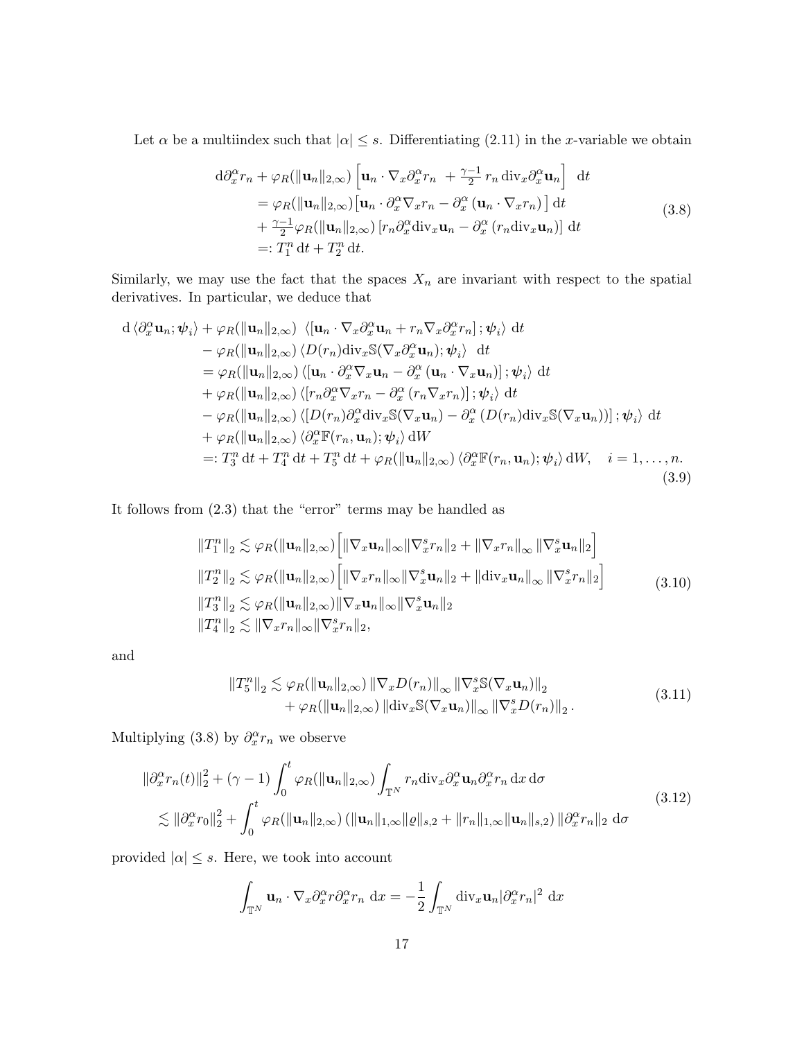Let $\alpha$ be a multiindex such that $|\alpha| \leq s$. Differentiating (2.11) in the $x$-variable we obtain

$$
\begin{aligned}
\mathrm{d}\partial_x^\alpha r_n &+ \varphi_R(\|\mathbf{u}_n\|_{2,\infty}) \left[ \mathbf{u}_n \cdot \nabla_x \partial_x^\alpha r_n \ + \tfrac{\gamma-1}{2}\, r_n \,\mathrm{div}_x \partial_x^\alpha \mathbf{u}_n \right] \ \mathrm{d}t \\
&= \varphi_R(\|\mathbf{u}_n\|_{2,\infty}) \big[ \mathbf{u}_n \cdot \partial_x^\alpha \nabla_x r_n - \partial_x^\alpha \left( \mathbf{u}_n \cdot \nabla_x r_n \right) \big] \,\mathrm{d}t \\
&+ \tfrac{\gamma-1}{2} \varphi_R(\|\mathbf{u}_n\|_{2,\infty}) \left[ r_n \partial_x^\alpha \mathrm{div}_x \mathbf{u}_n - \partial_x^\alpha \left( r_n \mathrm{div}_x \mathbf{u}_n \right) \right] \,\mathrm{d}t \\
&=: T_1^n \,\mathrm{d}t + T_2^n \,\mathrm{d}t.
\end{aligned}
\tag{3.8}
$$

Similarly, we may use the fact that the spaces $X_n$ are invariant with respect to the spatial derivatives. In particular, we deduce that

$$
\begin{aligned}
\mathrm{d}\, \langle \partial_x^\alpha \mathbf{u}_n ; \boldsymbol{\psi}_i \rangle &+ \varphi_R(\|\mathbf{u}_n\|_{2,\infty}) \ \langle \left[ \mathbf{u}_n \cdot \nabla_x \partial_x^\alpha \mathbf{u}_n + r_n \nabla_x \partial_x^\alpha r_n \right] ; \boldsymbol{\psi}_i \rangle \ \mathrm{d}t \\
&- \varphi_R(\|\mathbf{u}_n\|_{2,\infty}) \, \langle D(r_n) \mathrm{div}_x \mathbb{S}(\nabla_x \partial_x^\alpha \mathbf{u}_n) ; \boldsymbol{\psi}_i \rangle \ \ \mathrm{d}t \\
&= \varphi_R(\|\mathbf{u}_n\|_{2,\infty}) \, \langle \left[ \mathbf{u}_n \cdot \partial_x^\alpha \nabla_x \mathbf{u}_n - \partial_x^\alpha \left( \mathbf{u}_n \cdot \nabla_x \mathbf{u}_n \right) \right] ; \boldsymbol{\psi}_i \rangle \ \mathrm{d}t \\
&+ \varphi_R(\|\mathbf{u}_n\|_{2,\infty}) \, \langle \left[ r_n \partial_x^\alpha \nabla_x r_n - \partial_x^\alpha \left( r_n \nabla_x r_n \right) \right] ; \boldsymbol{\psi}_i \rangle \ \mathrm{d}t \\
&- \varphi_R(\|\mathbf{u}_n\|_{2,\infty}) \, \langle \left[ D(r_n) \partial_x^\alpha \mathrm{div}_x \mathbb{S}(\nabla_x \mathbf{u}_n) - \partial_x^\alpha \left( D(r_n) \mathrm{div}_x \mathbb{S}(\nabla_x \mathbf{u}_n) \right) \right] ; \boldsymbol{\psi}_i \rangle \ \mathrm{d}t \\
&+ \varphi_R(\|\mathbf{u}_n\|_{2,\infty}) \, \langle \partial_x^\alpha \mathbb{F}(r_n, \mathbf{u}_n) ; \boldsymbol{\psi}_i \rangle \,\mathrm{d}W \\
&=: T_3^n \,\mathrm{d}t + T_4^n \,\mathrm{d}t + T_5^n \,\mathrm{d}t + \varphi_R(\|\mathbf{u}_n\|_{2,\infty}) \, \langle \partial_x^\alpha \mathbb{F}(r_n, \mathbf{u}_n) ; \boldsymbol{\psi}_i \rangle \,\mathrm{d}W, \quad i = 1, \dots, n.
\end{aligned}
\tag{3.9}
$$

It follows from (2.3) that the "error" terms may be handled as

$$
\begin{aligned}
\|T_1^n\|_2 &\lesssim \varphi_R(\|\mathbf{u}_n\|_{2,\infty}) \Big[ \|\nabla_x \mathbf{u}_n\|_\infty \|\nabla_x^s r_n\|_2 + \|\nabla_x r_n\|_\infty \, \|\nabla_x^s \mathbf{u}_n\|_2 \Big] \\
\|T_2^n\|_2 &\lesssim \varphi_R(\|\mathbf{u}_n\|_{2,\infty}) \Big[ \|\nabla_x r_n\|_\infty \|\nabla_x^s \mathbf{u}_n\|_2 + \|\mathrm{div}_x \mathbf{u}_n\|_\infty \, \|\nabla_x^s r_n\|_2 \Big] \\
\|T_3^n\|_2 &\lesssim \varphi_R(\|\mathbf{u}_n\|_{2,\infty}) \|\nabla_x \mathbf{u}_n\|_\infty \|\nabla_x^s \mathbf{u}_n\|_2 \\
\|T_4^n\|_2 &\lesssim \|\nabla_x r_n\|_\infty \|\nabla_x^s r_n\|_2,
\end{aligned}
\tag{3.10}
$$

and

$$
\begin{aligned}
\|T_5^n\|_2 &\lesssim \varphi_R(\|\mathbf{u}_n\|_{2,\infty}) \, \|\nabla_x D(r_n)\|_\infty \, \|\nabla_x^s \mathbb{S}(\nabla_x \mathbf{u}_n)\|_2 \\
&+ \varphi_R(\|\mathbf{u}_n\|_{2,\infty}) \, \|\mathrm{div}_x \mathbb{S}(\nabla_x \mathbf{u}_n)\|_\infty \, \|\nabla_x^s D(r_n)\|_2 \,.
\end{aligned}
\tag{3.11}
$$

Multiplying (3.8) by $\partial_x^\alpha r_n$ we observe

$$
\begin{aligned}
\|\partial_x^\alpha r_n(t)\|_2^2 &+ (\gamma - 1) \int_0^t \varphi_R(\|\mathbf{u}_n\|_{2,\infty}) \int_{\mathbb{T}^N} r_n \mathrm{div}_x \partial_x^\alpha \mathbf{u}_n \partial_x^\alpha r_n \,\mathrm{d}x \,\mathrm{d}\sigma \\
&\lesssim \|\partial_x^\alpha r_0\|_2^2 + \int_0^t \varphi_R(\|\mathbf{u}_n\|_{2,\infty}) \left( \|\mathbf{u}_n\|_{1,\infty} \|\varrho\|_{s,2} + \|r_n\|_{1,\infty} \|\mathbf{u}_n\|_{s,2} \right) \|\partial_x^\alpha r_n\|_2 \ \mathrm{d}\sigma
\end{aligned}
\tag{3.12}
$$

provided $|\alpha| \leq s$. Here, we took into account

$$
\int_{\mathbb{T}^N} \mathbf{u}_n \cdot \nabla_x \partial_x^\alpha r \partial_x^\alpha r_n \ \mathrm{d}x = -\frac{1}{2} \int_{\mathbb{T}^N} \mathrm{div}_x \mathbf{u}_n |\partial_x^\alpha r_n|^2 \ \mathrm{d}x
$$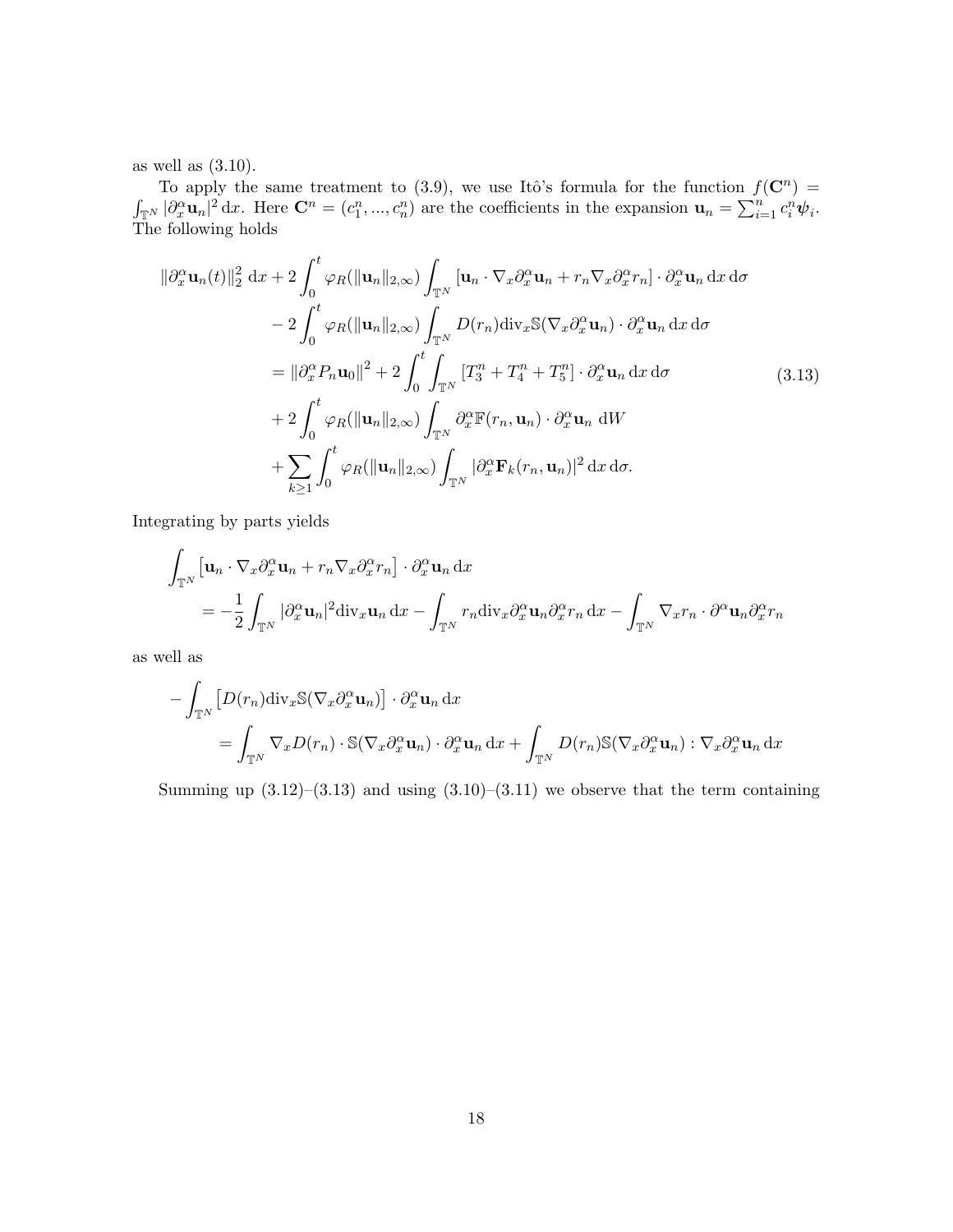as well as (3.10).

To apply the same treatment to (3.9), we use Itô's formula for the function $f(\mathbf{C}^n) = \int_{\mathbb{T}^N} |\partial_x^\alpha \mathbf{u}_n|^2 \,\mathrm{d}x$. Here $\mathbf{C}^n = (c_1^n, ..., c_n^n)$ are the coefficients in the expansion $\mathbf{u}_n = \sum_{i=1}^n c_i^n \boldsymbol{\psi}_i$. The following holds

$$
\begin{aligned}
\|\partial_x^\alpha \mathbf{u}_n(t)\|_2^2 \,\mathrm{d}x &+ 2\int_0^t \varphi_R(\|\mathbf{u}_n\|_{2,\infty}) \int_{\mathbb{T}^N} \left[\mathbf{u}_n \cdot \nabla_x \partial_x^\alpha \mathbf{u}_n + r_n \nabla_x \partial_x^\alpha r_n\right] \cdot \partial_x^\alpha \mathbf{u}_n \,\mathrm{d}x \,\mathrm{d}\sigma \\
&- 2\int_0^t \varphi_R(\|\mathbf{u}_n\|_{2,\infty}) \int_{\mathbb{T}^N} D(r_n) \mathrm{div}_x \mathbb{S}(\nabla_x \partial_x^\alpha \mathbf{u}_n) \cdot \partial_x^\alpha \mathbf{u}_n \,\mathrm{d}x \,\mathrm{d}\sigma \\
&= \|\partial_x^\alpha P_n \mathbf{u}_0\|^2 + 2\int_0^t \int_{\mathbb{T}^N} \left[T_3^n + T_4^n + T_5^n\right] \cdot \partial_x^\alpha \mathbf{u}_n \,\mathrm{d}x \,\mathrm{d}\sigma \\
&+ 2\int_0^t \varphi_R(\|\mathbf{u}_n\|_{2,\infty}) \int_{\mathbb{T}^N} \partial_x^\alpha \mathbb{F}(r_n, \mathbf{u}_n) \cdot \partial_x^\alpha \mathbf{u}_n \,\mathrm{d}W \\
&+ \sum_{k\geq 1} \int_0^t \varphi_R(\|\mathbf{u}_n\|_{2,\infty}) \int_{\mathbb{T}^N} |\partial_x^\alpha \mathbf{F}_k(r_n, \mathbf{u}_n)|^2 \,\mathrm{d}x \,\mathrm{d}\sigma.
\end{aligned}
\tag{3.13}
$$

Integrating by parts yields

$$
\begin{aligned}
\int_{\mathbb{T}^N} &\left[\mathbf{u}_n \cdot \nabla_x \partial_x^\alpha \mathbf{u}_n + r_n \nabla_x \partial_x^\alpha r_n\right] \cdot \partial_x^\alpha \mathbf{u}_n \,\mathrm{d}x \\
&= -\frac{1}{2}\int_{\mathbb{T}^N} |\partial_x^\alpha \mathbf{u}_n|^2 \mathrm{div}_x \mathbf{u}_n \,\mathrm{d}x - \int_{\mathbb{T}^N} r_n \mathrm{div}_x \partial_x^\alpha \mathbf{u}_n \partial_x^\alpha r_n \,\mathrm{d}x - \int_{\mathbb{T}^N} \nabla_x r_n \cdot \partial^\alpha \mathbf{u}_n \partial_x^\alpha r_n
\end{aligned}
$$

as well as

$$
\begin{aligned}
-\int_{\mathbb{T}^N} &\left[D(r_n) \mathrm{div}_x \mathbb{S}(\nabla_x \partial_x^\alpha \mathbf{u}_n)\right] \cdot \partial_x^\alpha \mathbf{u}_n \,\mathrm{d}x \\
&= \int_{\mathbb{T}^N} \nabla_x D(r_n) \cdot \mathbb{S}(\nabla_x \partial_x^\alpha \mathbf{u}_n) \cdot \partial_x^\alpha \mathbf{u}_n \,\mathrm{d}x + \int_{\mathbb{T}^N} D(r_n) \mathbb{S}(\nabla_x \partial_x^\alpha \mathbf{u}_n) : \nabla_x \partial_x^\alpha \mathbf{u}_n \,\mathrm{d}x
\end{aligned}
$$

Summing up (3.12)–(3.13) and using (3.10)–(3.11) we observe that the term containing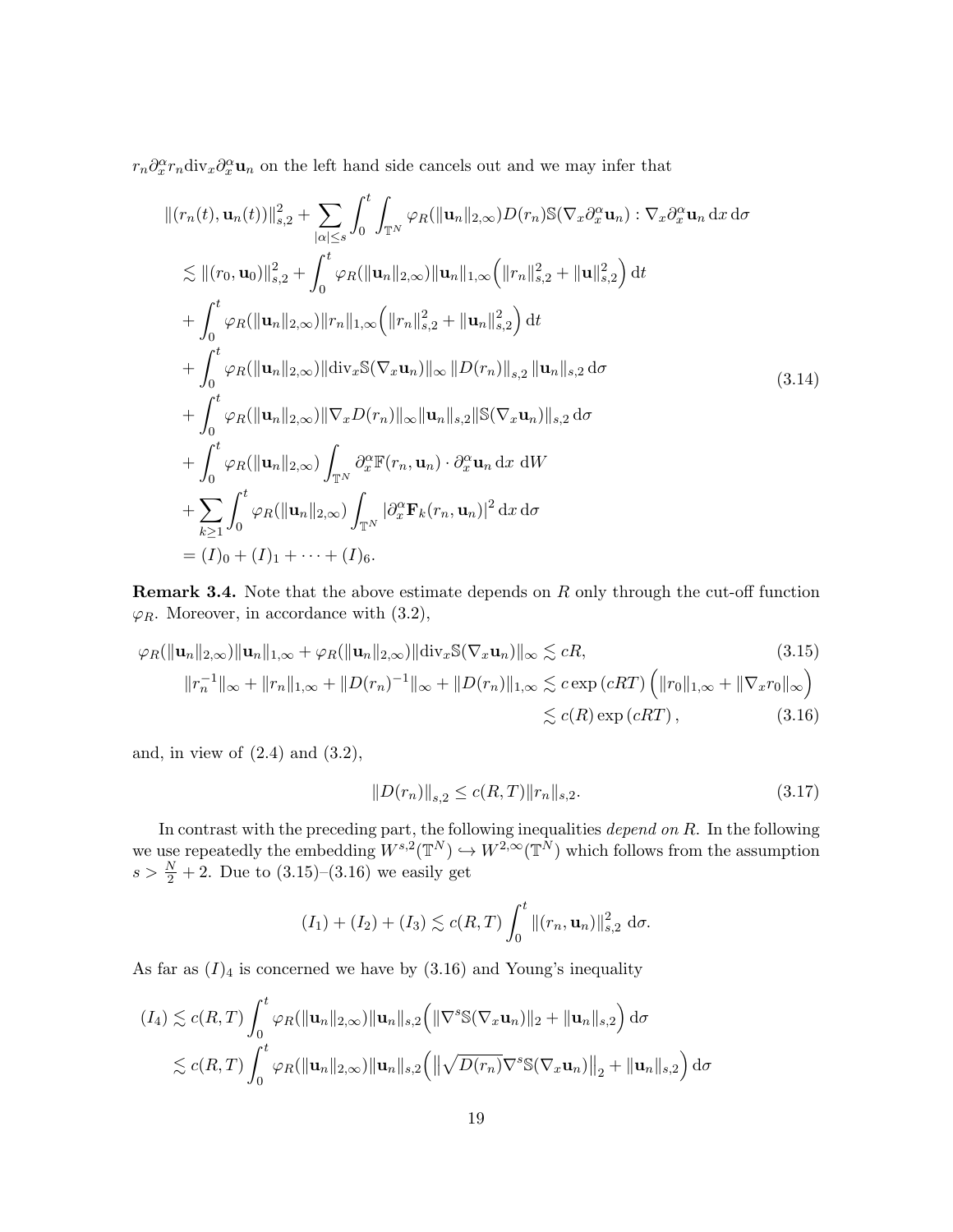$r_n \partial_x^\alpha r_n \mathrm{div}_x \partial_x^\alpha \mathbf{u}_n$ on the left hand side cancels out and we may infer that

$$
\begin{aligned}
&\|(r_n(t), \mathbf{u}_n(t))\|_{s,2}^2 + \sum_{|\alpha|\leq s} \int_0^t \int_{\mathbb{T}^N} \varphi_R(\|\mathbf{u}_n\|_{2,\infty}) D(r_n) \mathbb{S}(\nabla_x \partial_x^\alpha \mathbf{u}_n) : \nabla_x \partial_x^\alpha \mathbf{u}_n \, \mathrm{d}x \, \mathrm{d}\sigma \\
&\lesssim \|(r_0, \mathbf{u}_0)\|_{s,2}^2 + \int_0^t \varphi_R(\|\mathbf{u}_n\|_{2,\infty}) \|\mathbf{u}_n\|_{1,\infty} \Big( \|r_n\|_{s,2}^2 + \|\mathbf{u}\|_{s,2}^2 \Big) \, \mathrm{d}t \\
&+ \int_0^t \varphi_R(\|\mathbf{u}_n\|_{2,\infty}) \|r_n\|_{1,\infty} \Big( \|r_n\|_{s,2}^2 + \|\mathbf{u}_n\|_{s,2}^2 \Big) \, \mathrm{d}t \\
&+ \int_0^t \varphi_R(\|\mathbf{u}_n\|_{2,\infty}) \|\mathrm{div}_x \mathbb{S}(\nabla_x \mathbf{u}_n)\|_\infty \, \|D(r_n)\|_{s,2} \, \|\mathbf{u}_n\|_{s,2} \, \mathrm{d}\sigma \\
&+ \int_0^t \varphi_R(\|\mathbf{u}_n\|_{2,\infty}) \|\nabla_x D(r_n)\|_\infty \|\mathbf{u}_n\|_{s,2} \|\mathbb{S}(\nabla_x \mathbf{u}_n)\|_{s,2} \, \mathrm{d}\sigma \\
&+ \int_0^t \varphi_R(\|\mathbf{u}_n\|_{2,\infty}) \int_{\mathbb{T}^N} \partial_x^\alpha \mathbb{F}(r_n, \mathbf{u}_n) \cdot \partial_x^\alpha \mathbf{u}_n \, \mathrm{d}x \, \mathrm{d}W \\
&+ \sum_{k\geq 1} \int_0^t \varphi_R(\|\mathbf{u}_n\|_{2,\infty}) \int_{\mathbb{T}^N} |\partial_x^\alpha \mathbf{F}_k(r_n, \mathbf{u}_n)|^2 \, \mathrm{d}x \, \mathrm{d}\sigma \\
&= (I)_0 + (I)_1 + \cdots + (I)_6.
\end{aligned}
\tag{3.14}
$$

**Remark 3.4.** Note that the above estimate depends on $R$ only through the cut-off function $\varphi_R$. Moreover, in accordance with (3.2),

$$
\varphi_R(\|\mathbf{u}_n\|_{2,\infty}) \|\mathbf{u}_n\|_{1,\infty} + \varphi_R(\|\mathbf{u}_n\|_{2,\infty}) \|\mathrm{div}_x \mathbb{S}(\nabla_x \mathbf{u}_n)\|_\infty \lesssim cR, \tag{3.15}
$$

$$
\begin{aligned}
\|r_n^{-1}\|_\infty + \|r_n\|_{1,\infty} + \|D(r_n)^{-1}\|_\infty + \|D(r_n)\|_{1,\infty} &\lesssim c \exp(cRT) \Big( \|r_0\|_{1,\infty} + \|\nabla_x r_0\|_\infty \Big) \\
&\lesssim c(R) \exp(cRT),
\end{aligned}
\tag{3.16}
$$

and, in view of (2.4) and (3.2),

$$
\|D(r_n)\|_{s,2} \leq c(R,T) \|r_n\|_{s,2}. \tag{3.17}
$$

In contrast with the preceding part, the following inequalities *depend on R*. In the following we use repeatedly the embedding $W^{s,2}(\mathbb{T}^N) \hookrightarrow W^{2,\infty}(\mathbb{T}^N)$ which follows from the assumption $s > \frac{N}{2} + 2$. Due to (3.15)–(3.16) we easily get

$$
(I_1) + (I_2) + (I_3) \lesssim c(R,T) \int_0^t \|(r_n, \mathbf{u}_n)\|_{s,2}^2 \, \mathrm{d}\sigma.
$$

As far as $(I)_4$ is concerned we have by (3.16) and Young's inequality

$$
\begin{aligned}
(I_4) &\lesssim c(R,T) \int_0^t \varphi_R(\|\mathbf{u}_n\|_{2,\infty}) \|\mathbf{u}_n\|_{s,2} \Big( \|\nabla^s \mathbb{S}(\nabla_x \mathbf{u}_n)\|_2 + \|\mathbf{u}_n\|_{s,2} \Big) \, \mathrm{d}\sigma \\
&\lesssim c(R,T) \int_0^t \varphi_R(\|\mathbf{u}_n\|_{2,\infty}) \|\mathbf{u}_n\|_{s,2} \Big( \big\| \sqrt{D(r_n)} \nabla^s \mathbb{S}(\nabla_x \mathbf{u}_n) \big\|_2 + \|\mathbf{u}_n\|_{s,2} \Big) \, \mathrm{d}\sigma
\end{aligned}
$$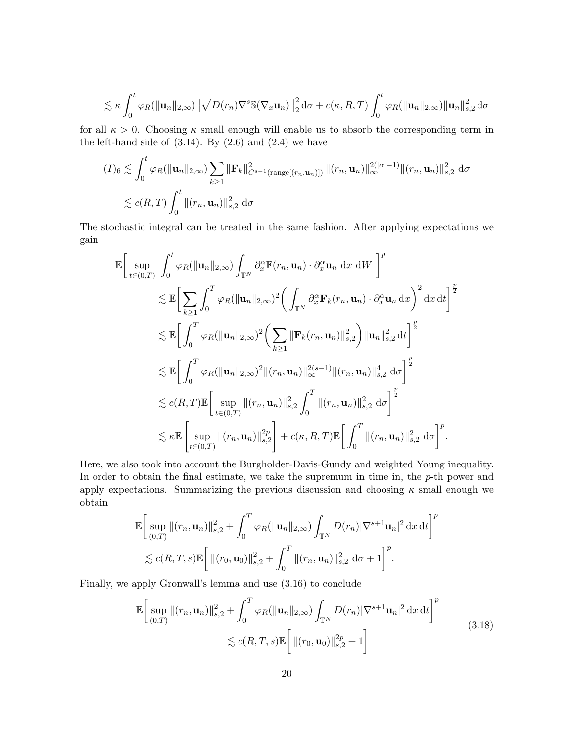$$\lesssim \kappa \int_0^t \varphi_R(\|\mathbf{u}_n\|_{2,\infty}) \big\| \sqrt{D(r_n)} \nabla^s \mathbb{S}(\nabla_x \mathbf{u}_n) \big\|_2^2 \, \mathrm{d}\sigma + c(\kappa, R, T) \int_0^t \varphi_R(\|\mathbf{u}_n\|_{2,\infty}) \|\mathbf{u}_n\|_{s,2}^2 \, \mathrm{d}\sigma$$

for all $\kappa > 0$. Choosing $\kappa$ small enough will enable us to absorb the corresponding term in the left-hand side of (3.14). By (2.6) and (2.4) we have

$$\begin{aligned}
(I)_6 &\lesssim \int_0^t \varphi_R(\|\mathbf{u}_n\|_{2,\infty}) \sum_{k \geq 1} \|\mathbf{F}_k\|^2_{C^{s-1}(\mathrm{range}[(r_n, \mathbf{u}_n)])} \|(r_n, \mathbf{u}_n)\|_\infty^{2(|\alpha|-1)} \|(r_n, \mathbf{u}_n)\|_{s,2}^2 \, \mathrm{d}\sigma \\
&\lesssim c(R,T) \int_0^t \|(r_n, \mathbf{u}_n)\|_{s,2}^2 \, \mathrm{d}\sigma
\end{aligned}$$

The stochastic integral can be treated in the same fashion. After applying expectations we gain

$$\begin{aligned}
\mathbb{E}\bigg[ \sup_{t \in (0,T)} \bigg| \int_0^t \varphi_R(\|\mathbf{u}_n\|_{2,\infty}) \int_{\mathbb{T}^N} \partial_x^\alpha \mathbb{F}(r_n, \mathbf{u}_n) \cdot \partial_x^\alpha \mathbf{u}_n \, \mathrm{d}x \, \mathrm{d}W \bigg| \bigg]^p \\
&\lesssim \mathbb{E}\bigg[ \sum_{k \geq 1} \int_0^T \varphi_R(\|\mathbf{u}_n\|_{2,\infty})^2 \bigg( \int_{\mathbb{T}^N} \partial_x^\alpha \mathbf{F}_k(r_n, \mathbf{u}_n) \cdot \partial_x^\alpha \mathbf{u}_n \, \mathrm{d}x \bigg)^2 \mathrm{d}x \, \mathrm{d}t \bigg]^{\frac{p}{2}} \\
&\lesssim \mathbb{E}\bigg[ \int_0^T \varphi_R(\|\mathbf{u}_n\|_{2,\infty})^2 \bigg( \sum_{k \geq 1} \|\mathbf{F}_k(r_n, \mathbf{u}_n)\|_{s,2}^2 \bigg) \|\mathbf{u}_n\|_{s,2}^2 \, \mathrm{d}t \bigg]^{\frac{p}{2}} \\
&\lesssim \mathbb{E}\bigg[ \int_0^T \varphi_R(\|\mathbf{u}_n\|_{2,\infty})^2 \|(r_n, \mathbf{u}_n)\|_\infty^{2(s-1)} \|(r_n, \mathbf{u}_n)\|_{s,2}^4 \, \mathrm{d}\sigma \bigg]^{\frac{p}{2}} \\
&\lesssim c(R,T) \mathbb{E}\bigg[ \sup_{t \in (0,T)} \|(r_n, \mathbf{u}_n)\|_{s,2}^2 \int_0^T \|(r_n, \mathbf{u}_n)\|_{s,2}^2 \, \mathrm{d}\sigma \bigg]^{\frac{p}{2}} \\
&\lesssim \kappa \mathbb{E}\left[ \sup_{t \in (0,T)} \|(r_n, \mathbf{u}_n)\|_{s,2}^{2p} \right] + c(\kappa, R, T) \mathbb{E}\bigg[ \int_0^T \|(r_n, \mathbf{u}_n)\|_{s,2}^2 \, \mathrm{d}\sigma \bigg]^p.
\end{aligned}$$

Here, we also took into account the Burgholder-Davis-Gundy and weighted Young inequality. In order to obtain the final estimate, we take the supremum in time in, the $p$-th power and apply expectations. Summarizing the previous discussion and choosing $\kappa$ small enough we obtain

$$\begin{aligned}
\mathbb{E}\bigg[ \sup_{(0,T)} \|(r_n, \mathbf{u}_n)\|_{s,2}^2 + \int_0^T \varphi_R(\|\mathbf{u}_n\|_{2,\infty}) \int_{\mathbb{T}^N} D(r_n) |\nabla^{s+1} \mathbf{u}_n|^2 \, \mathrm{d}x \, \mathrm{d}t \bigg]^p \\
\lesssim c(R,T,s) \mathbb{E}\bigg[ \|(r_0, \mathbf{u}_0)\|_{s,2}^2 + \int_0^T \|(r_n, \mathbf{u}_n)\|_{s,2}^2 \, \mathrm{d}\sigma + 1 \bigg]^p.
\end{aligned}$$

Finally, we apply Gronwall's lemma and use (3.16) to conclude

$$\begin{aligned}
\mathbb{E}\bigg[ \sup_{(0,T)} \|(r_n, \mathbf{u}_n)\|_{s,2}^2 + \int_0^T \varphi_R(\|\mathbf{u}_n\|_{2,\infty}) \int_{\mathbb{T}^N} D(r_n) |\nabla^{s+1} \mathbf{u}_n|^2 \, \mathrm{d}x \, \mathrm{d}t \bigg]^p \\
\lesssim c(R,T,s) \mathbb{E}\bigg[ \|(r_0, \mathbf{u}_0)\|_{s,2}^{2p} + 1 \bigg]
\end{aligned} \tag{3.18}$$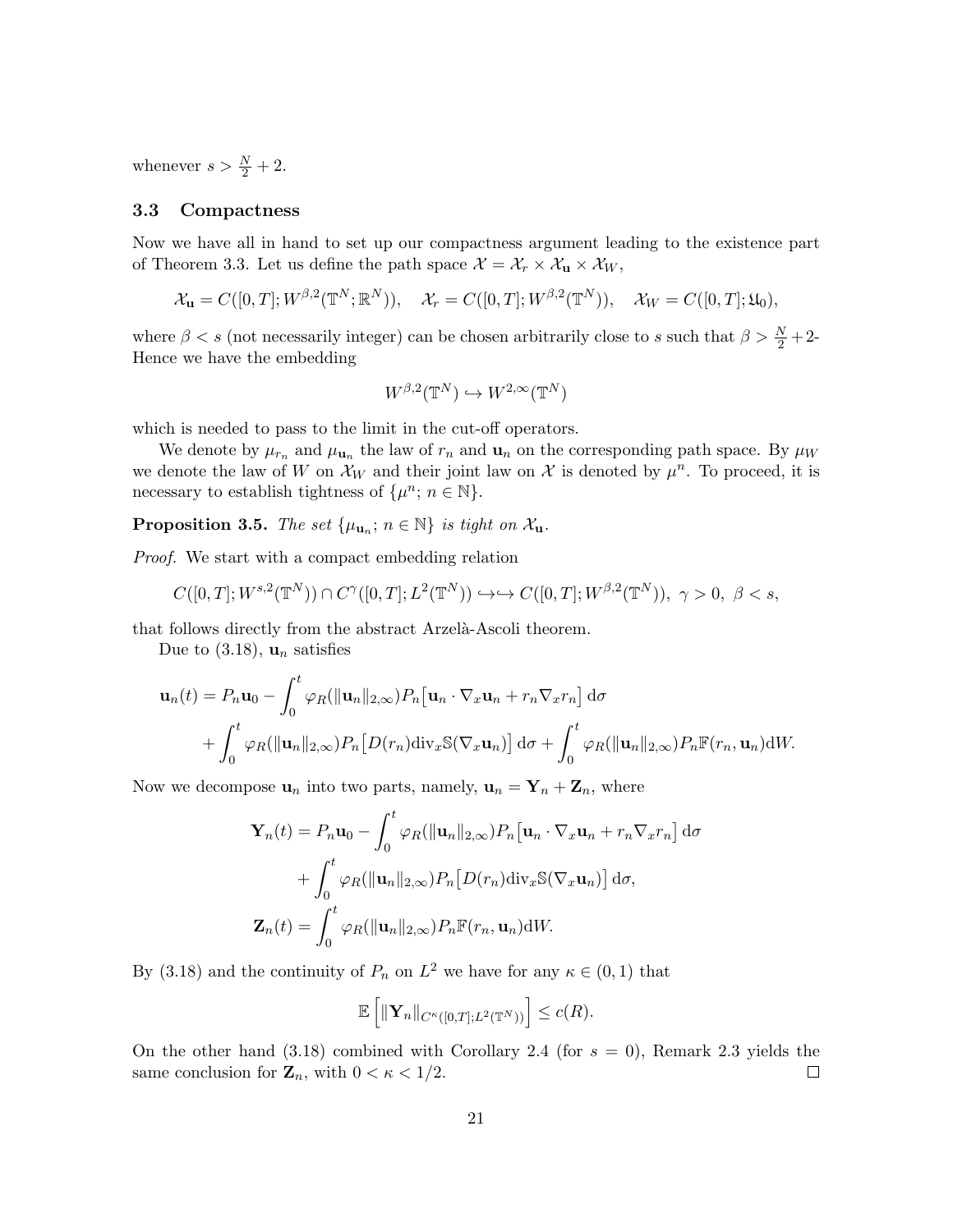whenever $s > \frac{N}{2} + 2$.

### 3.3 Compactness

Now we have all in hand to set up our compactness argument leading to the existence part of Theorem 3.3. Let us define the path space $\mathcal{X} = \mathcal{X}_r \times \mathcal{X}_{\mathbf{u}} \times \mathcal{X}_W$,

$$
\mathcal{X}_{\mathbf{u}} = C([0,T]; W^{\beta,2}(\mathbb{T}^N;\mathbb{R}^N)), \quad \mathcal{X}_r = C([0,T]; W^{\beta,2}(\mathbb{T}^N)), \quad \mathcal{X}_W = C([0,T];\mathfrak{U}_0),
$$

where $\beta < s$ (not necessarily integer) can be chosen arbitrarily close to $s$ such that $\beta > \frac{N}{2} + 2$- Hence we have the embedding

$$
W^{\beta,2}(\mathbb{T}^N) \hookrightarrow W^{2,\infty}(\mathbb{T}^N)
$$

which is needed to pass to the limit in the cut-off operators.

We denote by $\mu_{r_n}$ and $\mu_{\mathbf{u}_n}$ the law of $r_n$ and $\mathbf{u}_n$ on the corresponding path space. By $\mu_W$ we denote the law of $W$ on $\mathcal{X}_W$ and their joint law on $\mathcal{X}$ is denoted by $\mu^n$. To proceed, it is necessary to establish tightness of $\{\mu^n;\, n \in \mathbb{N}\}$.

**Proposition 3.5.** *The set $\{\mu_{\mathbf{u}_n};\, n \in \mathbb{N}\}$ is tight on $\mathcal{X}_{\mathbf{u}}$.*

*Proof.* We start with a compact embedding relation

$$
C([0,T]; W^{s,2}(\mathbb{T}^N)) \cap C^\gamma([0,T]; L^2(\mathbb{T}^N)) \hookrightarrow\hookrightarrow C([0,T]; W^{\beta,2}(\mathbb{T}^N)), \ \gamma > 0, \ \beta < s,
$$

that follows directly from the abstract Arzelà-Ascoli theorem.

Due to (3.18), $\mathbf{u}_n$ satisfies

$$
\begin{aligned}
\mathbf{u}_n(t) = P_n \mathbf{u}_0 &- \int_0^t \varphi_R(\|\mathbf{u}_n\|_{2,\infty}) P_n \big[\mathbf{u}_n \cdot \nabla_x \mathbf{u}_n + r_n \nabla_x r_n\big] \, \mathrm{d}\sigma \\
&+ \int_0^t \varphi_R(\|\mathbf{u}_n\|_{2,\infty}) P_n \big[D(r_n) \mathrm{div}_x \mathbb{S}(\nabla_x \mathbf{u}_n)\big] \, \mathrm{d}\sigma + \int_0^t \varphi_R(\|\mathbf{u}_n\|_{2,\infty}) P_n \mathbb{F}(r_n, \mathbf{u}_n) \mathrm{d}W.
\end{aligned}
$$

Now we decompose $\mathbf{u}_n$ into two parts, namely, $\mathbf{u}_n = \mathbf{Y}_n + \mathbf{Z}_n$, where

$$
\begin{aligned}
\mathbf{Y}_n(t) &= P_n \mathbf{u}_0 - \int_0^t \varphi_R(\|\mathbf{u}_n\|_{2,\infty}) P_n \big[\mathbf{u}_n \cdot \nabla_x \mathbf{u}_n + r_n \nabla_x r_n\big] \, \mathrm{d}\sigma \\
&\quad + \int_0^t \varphi_R(\|\mathbf{u}_n\|_{2,\infty}) P_n \big[D(r_n) \mathrm{div}_x \mathbb{S}(\nabla_x \mathbf{u}_n)\big] \, \mathrm{d}\sigma, \\
\mathbf{Z}_n(t) &= \int_0^t \varphi_R(\|\mathbf{u}_n\|_{2,\infty}) P_n \mathbb{F}(r_n, \mathbf{u}_n) \mathrm{d}W.
\end{aligned}
$$

By (3.18) and the continuity of $P_n$ on $L^2$ we have for any $\kappa \in (0,1)$ that

$$
\mathbb{E}\left[\|\mathbf{Y}_n\|_{C^\kappa([0,T];L^2(\mathbb{T}^N))}\right] \le c(R).
$$

On the other hand (3.18) combined with Corollary 2.4 (for $s = 0$), Remark 2.3 yields the same conclusion for $\mathbf{Z}_n$, with $0 < \kappa < 1/2$. $\square$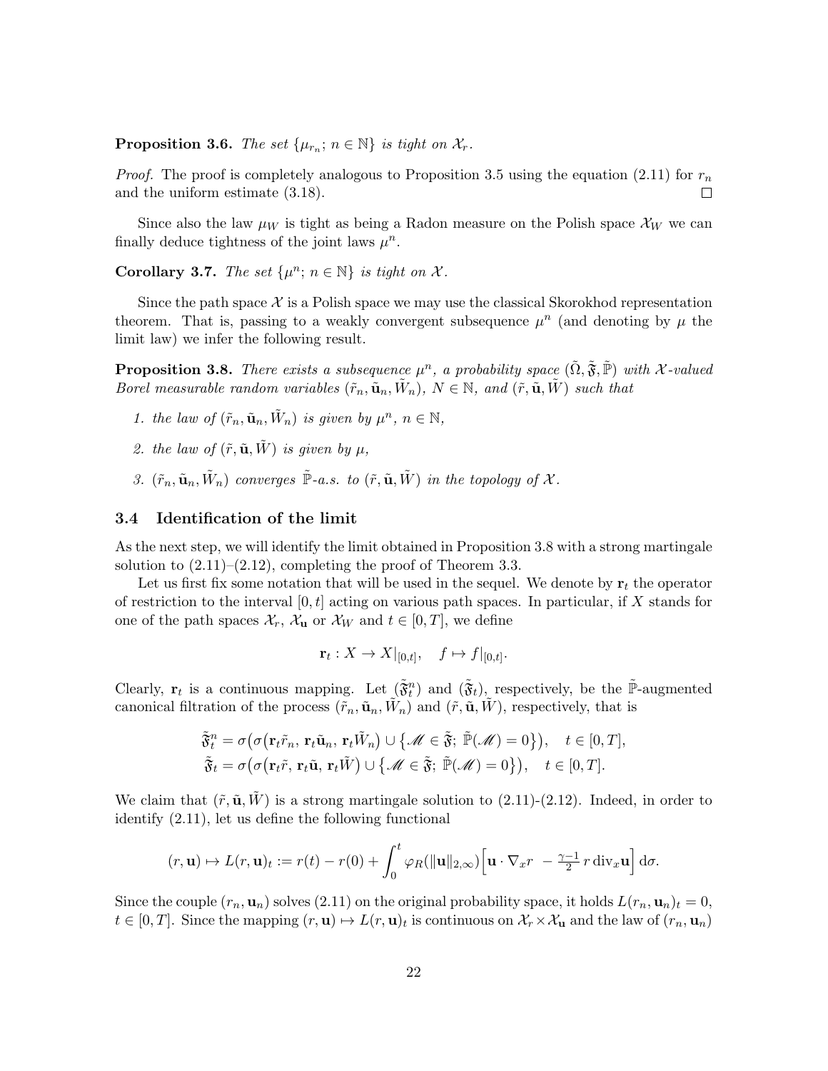**Proposition 3.6.** *The set $\{\mu_{r_n};\, n \in \mathbb{N}\}$ is tight on $\mathcal{X}_r$.*

*Proof.* The proof is completely analogous to Proposition 3.5 using the equation (2.11) for $r_n$ and the uniform estimate (3.18). $\square$

Since also the law $\mu_W$ is tight as being a Radon measure on the Polish space $\mathcal{X}_W$ we can finally deduce tightness of the joint laws $\mu^n$.

**Corollary 3.7.** *The set $\{\mu^n;\, n \in \mathbb{N}\}$ is tight on $\mathcal{X}$.*

Since the path space $\mathcal{X}$ is a Polish space we may use the classical Skorokhod representation theorem. That is, passing to a weakly convergent subsequence $\mu^n$ (and denoting by $\mu$ the limit law) we infer the following result.

**Proposition 3.8.** *There exists a subsequence $\mu^n$, a probability space $(\tilde{\Omega}, \tilde{\mathfrak{F}}, \tilde{\mathbb{P}})$ with $\mathcal{X}$-valued Borel measurable random variables $(\tilde{r}_n, \tilde{\mathbf{u}}_n, \tilde{W}_n)$, $N \in \mathbb{N}$, and $(\tilde{r}, \tilde{\mathbf{u}}, \tilde{W})$ such that*

1. *the law of $(\tilde{r}_n, \tilde{\mathbf{u}}_n, \tilde{W}_n)$ is given by $\mu^n$, $n \in \mathbb{N}$,*
2. *the law of $(\tilde{r}, \tilde{\mathbf{u}}, \tilde{W})$ is given by $\mu$,*
3. *$(\tilde{r}_n, \tilde{\mathbf{u}}_n, \tilde{W}_n)$ converges $\tilde{\mathbb{P}}$-a.s. to $(\tilde{r}, \tilde{\mathbf{u}}, \tilde{W})$ in the topology of $\mathcal{X}$.*

### 3.4 Identification of the limit

As the next step, we will identify the limit obtained in Proposition 3.8 with a strong martingale solution to (2.11)–(2.12), completing the proof of Theorem 3.3.

Let us first fix some notation that will be used in the sequel. We denote by $\mathbf{r}_t$ the operator of restriction to the interval $[0, t]$ acting on various path spaces. In particular, if $X$ stands for one of the path spaces $\mathcal{X}_r$, $\mathcal{X}_{\mathbf{u}}$ or $\mathcal{X}_W$ and $t \in [0, T]$, we define

$$\mathbf{r}_t : X \to X|_{[0,t]}, \quad f \mapsto f|_{[0,t]}.$$

Clearly, $\mathbf{r}_t$ is a continuous mapping. Let $(\tilde{\mathfrak{F}}^n_t)$ and $(\tilde{\mathfrak{F}}_t)$, respectively, be the $\tilde{\mathbb{P}}$-augmented canonical filtration of the process $(\tilde{r}_n, \tilde{\mathbf{u}}_n, \tilde{W}_n)$ and $(\tilde{r}, \tilde{\mathbf{u}}, \tilde{W})$, respectively, that is

$$\tilde{\mathfrak{F}}^n_t = \sigma\big(\sigma\big(\mathbf{r}_t\tilde{r}_n,\, \mathbf{r}_t\tilde{\mathbf{u}}_n,\, \mathbf{r}_t\tilde{W}_n\big) \cup \big\{\mathscr{M} \in \tilde{\mathfrak{F}};\ \tilde{\mathbb{P}}(\mathscr{M}) = 0\big\}\big), \quad t \in [0, T],$$
$$\tilde{\mathfrak{F}}_t = \sigma\big(\sigma\big(\mathbf{r}_t\tilde{r},\, \mathbf{r}_t\tilde{\mathbf{u}},\, \mathbf{r}_t\tilde{W}\big) \cup \big\{\mathscr{M} \in \tilde{\mathfrak{F}};\ \tilde{\mathbb{P}}(\mathscr{M}) = 0\big\}\big), \quad t \in [0, T].$$

We claim that $(\tilde{r}, \tilde{\mathbf{u}}, \tilde{W})$ is a strong martingale solution to (2.11)-(2.12). Indeed, in order to identify (2.11), let us define the following functional

$$(r, \mathbf{u}) \mapsto L(r, \mathbf{u})_t := r(t) - r(0) + \int_0^t \varphi_R(\|\mathbf{u}\|_{2,\infty})\Big[\mathbf{u} \cdot \nabla_x r \ - \tfrac{\gamma-1}{2}\, r\, \mathrm{div}_x \mathbf{u}\Big]\, \mathrm{d}\sigma.$$

Since the couple $(r_n, \mathbf{u}_n)$ solves (2.11) on the original probability space, it holds $L(r_n, \mathbf{u}_n)_t = 0$, $t \in [0, T]$. Since the mapping $(r, \mathbf{u}) \mapsto L(r, \mathbf{u})_t$ is continuous on $\mathcal{X}_r \times \mathcal{X}_{\mathbf{u}}$ and the law of $(r_n, \mathbf{u}_n)$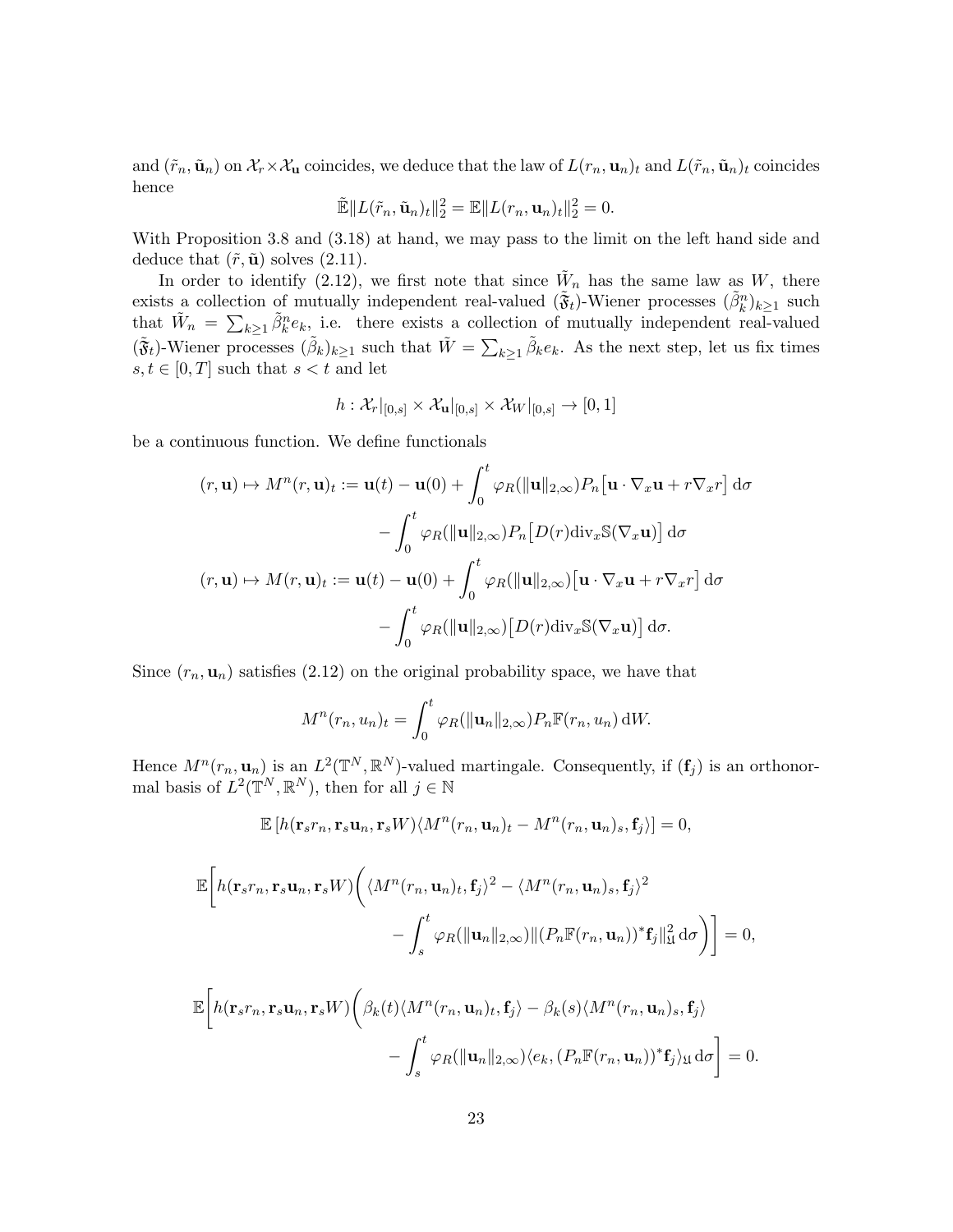and $(\tilde{r}_n, \tilde{\mathbf{u}}_n)$ on $\mathcal{X}_r \times \mathcal{X}_{\mathbf{u}}$ coincides, we deduce that the law of $L(r_n, \mathbf{u}_n)_t$ and $L(\tilde{r}_n, \tilde{\mathbf{u}}_n)_t$ coincides hence

$$\tilde{\mathbb{E}} \|L(\tilde{r}_n, \tilde{\mathbf{u}}_n)_t\|_2^2 = \mathbb{E}\|L(r_n, \mathbf{u}_n)_t\|_2^2 = 0.$$

With Proposition 3.8 and (3.18) at hand, we may pass to the limit on the left hand side and deduce that $(\tilde{r}, \tilde{\mathbf{u}})$ solves (2.11).

In order to identify (2.12), we first note that since $\tilde{W}_n$ has the same law as $W$, there exists a collection of mutually independent real-valued $(\tilde{\mathfrak{F}}_t)$-Wiener processes $(\tilde{\beta}^n_k)_{k\geq 1}$ such that $\tilde{W}_n = \sum_{k\geq 1} \tilde{\beta}^n_k e_k$, i.e. there exists a collection of mutually independent real-valued $(\tilde{\mathfrak{F}}_t)$-Wiener processes $(\tilde{\beta}_k)_{k\geq 1}$ such that $\tilde{W} = \sum_{k\geq 1} \tilde{\beta}_k e_k$. As the next step, let us fix times $s, t \in [0, T]$ such that $s < t$ and let

$$h : \mathcal{X}_r|_{[0,s]} \times \mathcal{X}_{\mathbf{u}}|_{[0,s]} \times \mathcal{X}_W|_{[0,s]} \to [0, 1]$$

be a continuous function. We define functionals

$$
\begin{aligned}
(r, \mathbf{u}) \mapsto M^n(r, \mathbf{u})_t &:= \mathbf{u}(t) - \mathbf{u}(0) + \int_0^t \varphi_R(\|\mathbf{u}\|_{2,\infty}) P_n\big[\mathbf{u} \cdot \nabla_x \mathbf{u} + r \nabla_x r\big] \,\mathrm{d}\sigma \\
&\quad - \int_0^t \varphi_R(\|\mathbf{u}\|_{2,\infty}) P_n\big[D(r) \mathrm{div}_x \mathbb{S}(\nabla_x \mathbf{u})\big] \,\mathrm{d}\sigma \\
(r, \mathbf{u}) \mapsto M(r, \mathbf{u})_t &:= \mathbf{u}(t) - \mathbf{u}(0) + \int_0^t \varphi_R(\|\mathbf{u}\|_{2,\infty}) \big[\mathbf{u} \cdot \nabla_x \mathbf{u} + r \nabla_x r\big] \,\mathrm{d}\sigma \\
&\quad - \int_0^t \varphi_R(\|\mathbf{u}\|_{2,\infty}) \big[D(r) \mathrm{div}_x \mathbb{S}(\nabla_x \mathbf{u})\big] \,\mathrm{d}\sigma.
\end{aligned}
$$

Since $(r_n, \mathbf{u}_n)$ satisfies (2.12) on the original probability space, we have that

$$M^n(r_n, u_n)_t = \int_0^t \varphi_R(\|\mathbf{u}_n\|_{2,\infty}) P_n \mathbb{F}(r_n, u_n) \,\mathrm{d}W.$$

Hence $M^n(r_n, \mathbf{u}_n)$ is an $L^2(\mathbb{T}^N, \mathbb{R}^N)$-valued martingale. Consequently, if $(\mathbf{f}_j)$ is an orthonormal basis of $L^2(\mathbb{T}^N, \mathbb{R}^N)$, then for all $j \in \mathbb{N}$

$$\mathbb{E}\left[h(\mathbf{r}_s r_n, \mathbf{r}_s \mathbf{u}_n, \mathbf{r}_s W) \langle M^n(r_n, \mathbf{u}_n)_t - M^n(r_n, \mathbf{u}_n)_s, \mathbf{f}_j\rangle\right] = 0,$$

$$
\begin{aligned}
\mathbb{E}\bigg[h(\mathbf{r}_s r_n, \mathbf{r}_s \mathbf{u}_n, \mathbf{r}_s W)\bigg(&\langle M^n(r_n, \mathbf{u}_n)_t, \mathbf{f}_j\rangle^2 - \langle M^n(r_n, \mathbf{u}_n)_s, \mathbf{f}_j\rangle^2 \\
&- \int_s^t \varphi_R(\|\mathbf{u}_n\|_{2,\infty}) \|(P_n \mathbb{F}(r_n, \mathbf{u}_n))^* \mathbf{f}_j\|_{\mathfrak{U}}^2 \,\mathrm{d}\sigma\bigg)\bigg] = 0,
\end{aligned}
$$

$$
\begin{aligned}
\mathbb{E}\bigg[h(\mathbf{r}_s r_n, \mathbf{r}_s \mathbf{u}_n, \mathbf{r}_s W)\bigg(&\beta_k(t) \langle M^n(r_n, \mathbf{u}_n)_t, \mathbf{f}_j\rangle - \beta_k(s) \langle M^n(r_n, \mathbf{u}_n)_s, \mathbf{f}_j\rangle \\
&- \int_s^t \varphi_R(\|\mathbf{u}_n\|_{2,\infty}) \langle e_k, (P_n \mathbb{F}(r_n, \mathbf{u}_n))^* \mathbf{f}_j\rangle_{\mathfrak{U}} \,\mathrm{d}\sigma\bigg] = 0.
\end{aligned}
$$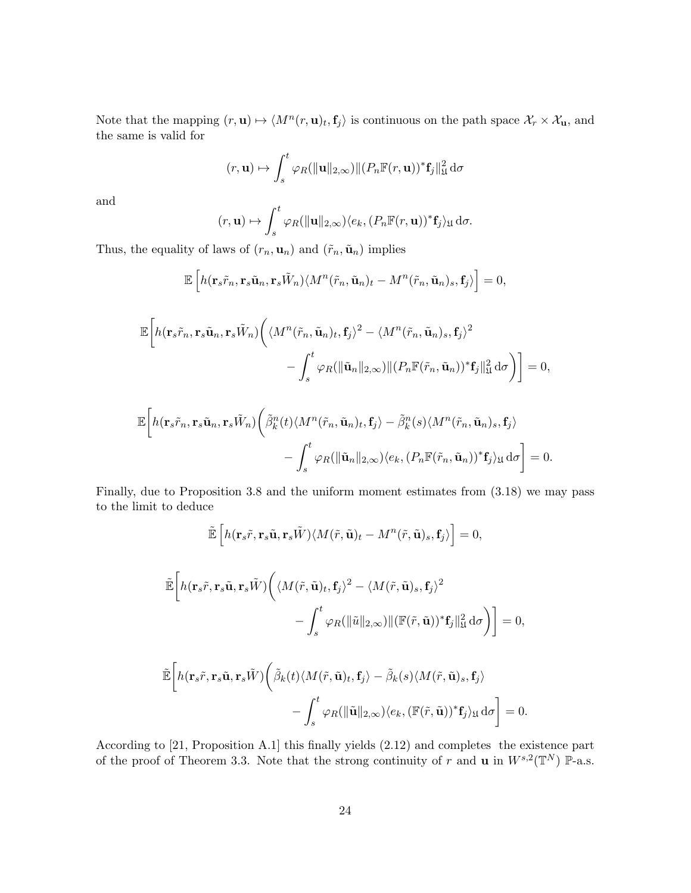Note that the mapping $(r, \mathbf{u}) \mapsto \langle M^n(r, \mathbf{u})_t, \mathbf{f}_j \rangle$ is continuous on the path space $\mathcal{X}_r \times \mathcal{X}_{\mathbf{u}}$, and the same is valid for

$$
(r, \mathbf{u}) \mapsto \int_s^t \varphi_R(\|\mathbf{u}\|_{2,\infty}) \|(P_n \mathbb{F}(r, \mathbf{u}))^* \mathbf{f}_j\|_{\mathfrak{U}}^2 \, \mathrm{d}\sigma
$$

and

$$
(r, \mathbf{u}) \mapsto \int_s^t \varphi_R(\|\mathbf{u}\|_{2,\infty}) \langle e_k, (P_n \mathbb{F}(r, \mathbf{u}))^* \mathbf{f}_j \rangle_{\mathfrak{U}} \, \mathrm{d}\sigma.
$$

Thus, the equality of laws of $(r_n, \mathbf{u}_n)$ and $(\tilde{r}_n, \tilde{\mathbf{u}}_n)$ implies

$$
\mathbb{E}\left[ h(\mathbf{r}_s \tilde{r}_n, \mathbf{r}_s \tilde{\mathbf{u}}_n, \mathbf{r}_s \tilde{W}_n) \langle M^n(\tilde{r}_n, \tilde{\mathbf{u}}_n)_t - M^n(\tilde{r}_n, \tilde{\mathbf{u}}_n)_s, \mathbf{f}_j \rangle \right] = 0,
$$

$$
\begin{aligned}
\mathbb{E}\bigg[ h(\mathbf{r}_s \tilde{r}_n, \mathbf{r}_s \tilde{\mathbf{u}}_n, \mathbf{r}_s \tilde{W}_n) \bigg( & \langle M^n(\tilde{r}_n, \tilde{\mathbf{u}}_n)_t, \mathbf{f}_j \rangle^2 - \langle M^n(\tilde{r}_n, \tilde{\mathbf{u}}_n)_s, \mathbf{f}_j \rangle^2 \\
& - \int_s^t \varphi_R(\|\tilde{\mathbf{u}}_n\|_{2,\infty}) \|(P_n \mathbb{F}(\tilde{r}_n, \tilde{\mathbf{u}}_n))^* \mathbf{f}_j\|_{\mathfrak{U}}^2 \, \mathrm{d}\sigma \bigg) \bigg] = 0,
\end{aligned}
$$

$$
\begin{aligned}
\mathbb{E}\bigg[ h(\mathbf{r}_s \tilde{r}_n, \mathbf{r}_s \tilde{\mathbf{u}}_n, \mathbf{r}_s \tilde{W}_n) \bigg( & \tilde{\beta}_k^n(t) \langle M^n(\tilde{r}_n, \tilde{\mathbf{u}}_n)_t, \mathbf{f}_j \rangle - \tilde{\beta}_k^n(s) \langle M^n(\tilde{r}_n, \tilde{\mathbf{u}}_n)_s, \mathbf{f}_j \rangle \\
& - \int_s^t \varphi_R(\|\tilde{\mathbf{u}}_n\|_{2,\infty}) \langle e_k, (P_n \mathbb{F}(\tilde{r}_n, \tilde{\mathbf{u}}_n))^* \mathbf{f}_j \rangle_{\mathfrak{U}} \, \mathrm{d}\sigma \bigg] = 0.
\end{aligned}
$$

Finally, due to Proposition 3.8 and the uniform moment estimates from (3.18) we may pass to the limit to deduce

$$
\tilde{\mathbb{E}}\left[ h(\mathbf{r}_s \tilde{r}, \mathbf{r}_s \tilde{\mathbf{u}}, \mathbf{r}_s \tilde{W}) \langle M(\tilde{r}, \tilde{\mathbf{u}})_t - M^n(\tilde{r}, \tilde{\mathbf{u}})_s, \mathbf{f}_j \rangle \right] = 0,
$$

$$
\begin{aligned}
\tilde{\mathbb{E}}\bigg[ h(\mathbf{r}_s \tilde{r}, \mathbf{r}_s \tilde{\mathbf{u}}, \mathbf{r}_s \tilde{W}) \bigg( & \langle M(\tilde{r}, \tilde{\mathbf{u}})_t, \mathbf{f}_j \rangle^2 - \langle M(\tilde{r}, \tilde{\mathbf{u}})_s, \mathbf{f}_j \rangle^2 \\
& - \int_s^t \varphi_R(\|\tilde{u}\|_{2,\infty}) \|(\mathbb{F}(\tilde{r}, \tilde{\mathbf{u}}))^* \mathbf{f}_j\|_{\mathfrak{U}}^2 \, \mathrm{d}\sigma \bigg) \bigg] = 0,
\end{aligned}
$$

$$
\begin{aligned}
\tilde{\mathbb{E}}\bigg[ h(\mathbf{r}_s \tilde{r}, \mathbf{r}_s \tilde{\mathbf{u}}, \mathbf{r}_s \tilde{W}) \bigg( & \tilde{\beta}_k(t) \langle M(\tilde{r}, \tilde{\mathbf{u}})_t, \mathbf{f}_j \rangle - \tilde{\beta}_k(s) \langle M(\tilde{r}, \tilde{\mathbf{u}})_s, \mathbf{f}_j \rangle \\
& - \int_s^t \varphi_R(\|\tilde{\mathbf{u}}\|_{2,\infty}) \langle e_k, (\mathbb{F}(\tilde{r}, \tilde{\mathbf{u}}))^* \mathbf{f}_j \rangle_{\mathfrak{U}} \, \mathrm{d}\sigma \bigg] = 0.
\end{aligned}
$$

According to [21, Proposition A.1] this finally yields (2.12) and completes the existence part of the proof of Theorem 3.3. Note that the strong continuity of $r$ and $\mathbf{u}$ in $W^{s,2}(\mathbb{T}^N)$ $\mathbb{P}$-a.s.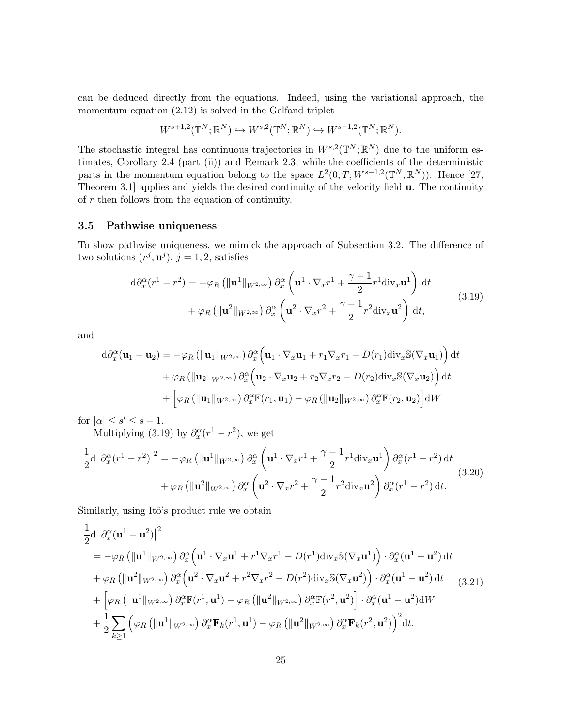can be deduced directly from the equations. Indeed, using the variational approach, the momentum equation (2.12) is solved in the Gelfand triplet

$$
W^{s+1,2}(\mathbb{T}^N;\mathbb{R}^N) \hookrightarrow W^{s,2}(\mathbb{T}^N;\mathbb{R}^N) \hookrightarrow W^{s-1,2}(\mathbb{T}^N;\mathbb{R}^N).
$$

The stochastic integral has continuous trajectories in $W^{s,2}(\mathbb{T}^N;\mathbb{R}^N)$ due to the uniform estimates, Corollary 2.4 (part (ii)) and Remark 2.3, while the coefficients of the deterministic parts in the momentum equation belong to the space $L^2(0,T;W^{s-1,2}(\mathbb{T}^N;\mathbb{R}^N))$. Hence [27, Theorem 3.1] applies and yields the desired continuity of the velocity field $\mathbf{u}$. The continuity of $r$ then follows from the equation of continuity.

### 3.5 Pathwise uniqueness

To show pathwise uniqueness, we mimick the approach of Subsection 3.2. The difference of two solutions $(r^j,\mathbf{u}^j)$, $j=1,2$, satisfies

$$
\begin{aligned}
\mathrm{d}\partial_x^\alpha(r^1-r^2) = &-\varphi_R\left(\|\mathbf{u}^1\|_{W^{2,\infty}}\right)\partial_x^\alpha\left(\mathbf{u}^1\cdot\nabla_x r^1+\frac{\gamma-1}{2}r^1\mathrm{div}_x\mathbf{u}^1\right)\,\mathrm{d}t\\
&+\varphi_R\left(\|\mathbf{u}^2\|_{W^{2,\infty}}\right)\partial_x^\alpha\left(\mathbf{u}^2\cdot\nabla_x r^2+\frac{\gamma-1}{2}r^2\mathrm{div}_x\mathbf{u}^2\right)\,\mathrm{d}t,
\end{aligned}
\tag{3.19}
$$

and

$$
\begin{aligned}
\mathrm{d}\partial_x^\alpha(\mathbf{u}_1-\mathbf{u}_2) = &-\varphi_R\left(\|\mathbf{u}_1\|_{W^{2,\infty}}\right)\partial_x^\alpha\Big(\mathbf{u}_1\cdot\nabla_x\mathbf{u}_1+r_1\nabla_x r_1-D(r_1)\mathrm{div}_x\mathbb{S}(\nabla_x\mathbf{u}_1)\Big)\,\mathrm{d}t\\
&+\varphi_R\left(\|\mathbf{u}_2\|_{W^{2,\infty}}\right)\partial_x^\alpha\Big(\mathbf{u}_2\cdot\nabla_x\mathbf{u}_2+r_2\nabla_x r_2-D(r_2)\mathrm{div}_x\mathbb{S}(\nabla_x\mathbf{u}_2)\Big)\,\mathrm{d}t\\
&+\Big[\varphi_R\left(\|\mathbf{u}_1\|_{W^{2,\infty}}\right)\partial_x^\alpha\mathbb{F}(r_1,\mathbf{u}_1)-\varphi_R\left(\|\mathbf{u}_2\|_{W^{2,\infty}}\right)\partial_x^\alpha\mathbb{F}(r_2,\mathbf{u}_2)\Big]\mathrm{d}W
\end{aligned}
$$

for $|\alpha|\le s'\le s-1$.

Multiplying (3.19) by $\partial_x^\alpha(r^1-r^2)$, we get

$$
\begin{aligned}
\frac{1}{2}\mathrm{d}\left|\partial_x^\alpha(r^1-r^2)\right|^2 = &-\varphi_R\left(\|\mathbf{u}^1\|_{W^{2,\infty}}\right)\partial_x^\alpha\left(\mathbf{u}^1\cdot\nabla_x r^1+\frac{\gamma-1}{2}r^1\mathrm{div}_x\mathbf{u}^1\right)\partial_x^\alpha(r^1-r^2)\,\mathrm{d}t\\
&+\varphi_R\left(\|\mathbf{u}^2\|_{W^{2,\infty}}\right)\partial_x^\alpha\left(\mathbf{u}^2\cdot\nabla_x r^2+\frac{\gamma-1}{2}r^2\mathrm{div}_x\mathbf{u}^2\right)\partial_x^\alpha(r^1-r^2)\,\mathrm{d}t.
\end{aligned}
\tag{3.20}
$$

Similarly, using Itô's product rule we obtain

$$
\begin{aligned}
&\frac{1}{2}\mathrm{d}\left|\partial_x^\alpha(\mathbf{u}^1-\mathbf{u}^2)\right|^2\\
&=-\varphi_R\left(\|\mathbf{u}^1\|_{W^{2,\infty}}\right)\partial_x^\alpha\Big(\mathbf{u}^1\cdot\nabla_x\mathbf{u}^1+r^1\nabla_x r^1-D(r^1)\mathrm{div}_x\mathbb{S}(\nabla_x\mathbf{u}^1)\Big)\cdot\partial_x^\alpha(\mathbf{u}^1-\mathbf{u}^2)\,\mathrm{d}t\\
&+\varphi_R\left(\|\mathbf{u}^2\|_{W^{2,\infty}}\right)\partial_x^\alpha\Big(\mathbf{u}^2\cdot\nabla_x\mathbf{u}^2+r^2\nabla_x r^2-D(r^2)\mathrm{div}_x\mathbb{S}(\nabla_x\mathbf{u}^2)\Big)\cdot\partial_x^\alpha(\mathbf{u}^1-\mathbf{u}^2)\,\mathrm{d}t\\
&+\Big[\varphi_R\left(\|\mathbf{u}^1\|_{W^{2,\infty}}\right)\partial_x^\alpha\mathbb{F}(r^1,\mathbf{u}^1)-\varphi_R\left(\|\mathbf{u}^2\|_{W^{2,\infty}}\right)\partial_x^\alpha\mathbb{F}(r^2,\mathbf{u}^2)\Big]\cdot\partial_x^\alpha(\mathbf{u}^1-\mathbf{u}^2)\mathrm{d}W\\
&+\frac{1}{2}\sum_{k\ge1}\Big(\varphi_R\left(\|\mathbf{u}^1\|_{W^{2,\infty}}\right)\partial_x^\alpha\mathbf{F}_k(r^1,\mathbf{u}^1)-\varphi_R\left(\|\mathbf{u}^2\|_{W^{2,\infty}}\right)\partial_x^\alpha\mathbf{F}_k(r^2,\mathbf{u}^2)\Big)^2\mathrm{d}t.
\end{aligned}
\tag{3.21}
$$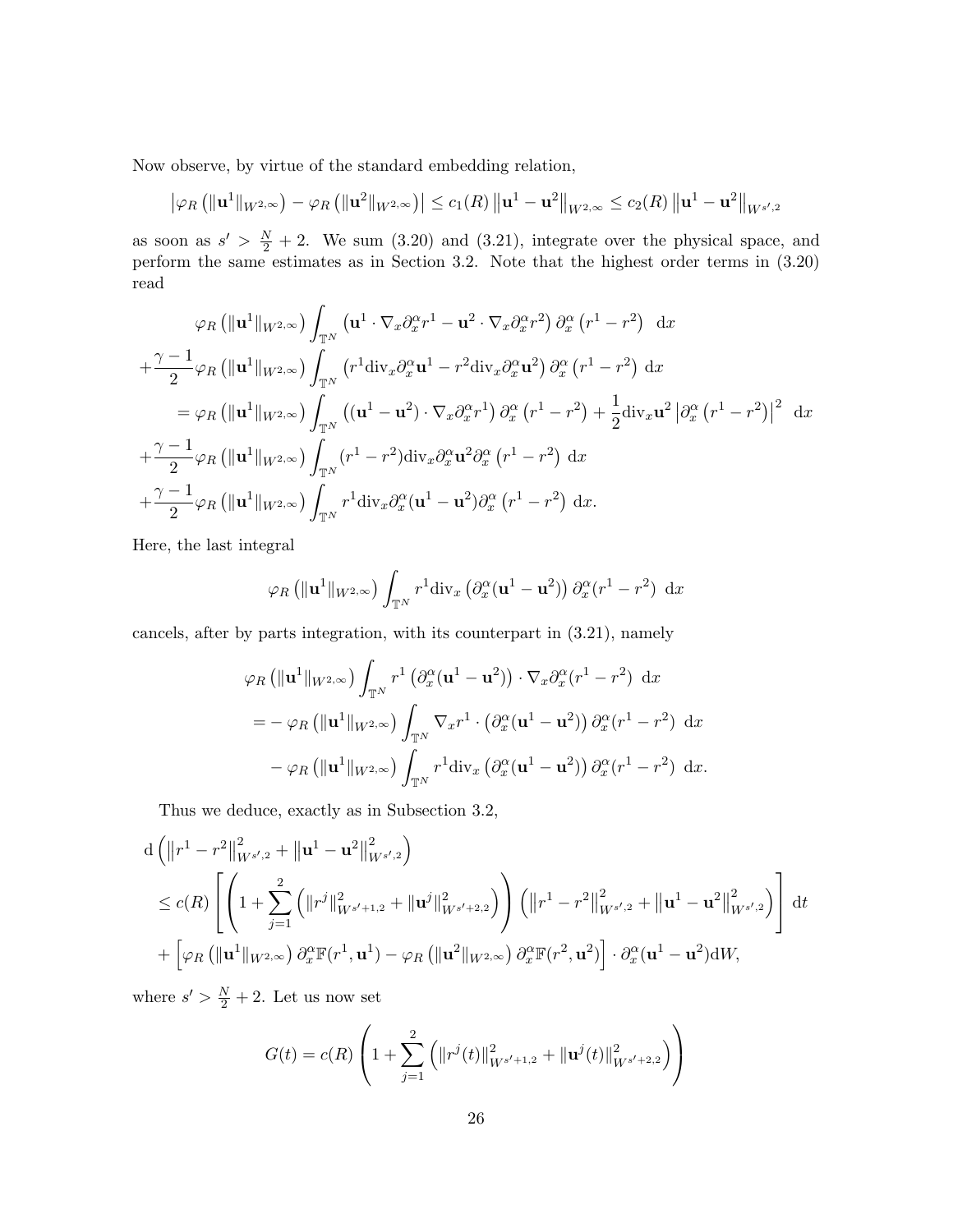Now observe, by virtue of the standard embedding relation,

$$
\left|\varphi_R\left(\|\mathbf{u}^1\|_{W^{2,\infty}}\right) - \varphi_R\left(\|\mathbf{u}^2\|_{W^{2,\infty}}\right)\right| \leq c_1(R)\left\|\mathbf{u}^1 - \mathbf{u}^2\right\|_{W^{2,\infty}} \leq c_2(R)\left\|\mathbf{u}^1 - \mathbf{u}^2\right\|_{W^{s',2}}
$$

as soon as $s' > \frac{N}{2} + 2$. We sum (3.20) and (3.21), integrate over the physical space, and perform the same estimates as in Section 3.2. Note that the highest order terms in (3.20) read

$$
\begin{aligned}
&\varphi_R\left(\|\mathbf{u}^1\|_{W^{2,\infty}}\right)\int_{\mathbb{T}^N}\left(\mathbf{u}^1\cdot\nabla_x\partial_x^\alpha r^1 - \mathbf{u}^2\cdot\nabla_x\partial_x^\alpha r^2\right)\partial_x^\alpha\left(r^1 - r^2\right)\ \mathrm{d}x \\
&+\frac{\gamma-1}{2}\varphi_R\left(\|\mathbf{u}^1\|_{W^{2,\infty}}\right)\int_{\mathbb{T}^N}\left(r^1\mathrm{div}_x\partial_x^\alpha\mathbf{u}^1 - r^2\mathrm{div}_x\partial_x^\alpha\mathbf{u}^2\right)\partial_x^\alpha\left(r^1 - r^2\right)\ \mathrm{d}x \\
&\quad= \varphi_R\left(\|\mathbf{u}^1\|_{W^{2,\infty}}\right)\int_{\mathbb{T}^N}\left((\mathbf{u}^1 - \mathbf{u}^2)\cdot\nabla_x\partial_x^\alpha r^1\right)\partial_x^\alpha\left(r^1 - r^2\right) + \frac{1}{2}\mathrm{div}_x\mathbf{u}^2\left|\partial_x^\alpha\left(r^1 - r^2\right)\right|^2\ \mathrm{d}x \\
&+\frac{\gamma-1}{2}\varphi_R\left(\|\mathbf{u}^1\|_{W^{2,\infty}}\right)\int_{\mathbb{T}^N}(r^1 - r^2)\mathrm{div}_x\partial_x^\alpha\mathbf{u}^2\partial_x^\alpha\left(r^1 - r^2\right)\ \mathrm{d}x \\
&+\frac{\gamma-1}{2}\varphi_R\left(\|\mathbf{u}^1\|_{W^{2,\infty}}\right)\int_{\mathbb{T}^N}r^1\mathrm{div}_x\partial_x^\alpha(\mathbf{u}^1 - \mathbf{u}^2)\partial_x^\alpha\left(r^1 - r^2\right)\ \mathrm{d}x.
\end{aligned}
$$

Here, the last integral

$$
\varphi_R\left(\|\mathbf{u}^1\|_{W^{2,\infty}}\right)\int_{\mathbb{T}^N}r^1\mathrm{div}_x\left(\partial_x^\alpha(\mathbf{u}^1 - \mathbf{u}^2)\right)\partial_x^\alpha(r^1 - r^2)\ \mathrm{d}x
$$

cancels, after by parts integration, with its counterpart in (3.21), namely

$$
\begin{aligned}
&\varphi_R\left(\|\mathbf{u}^1\|_{W^{2,\infty}}\right)\int_{\mathbb{T}^N}r^1\left(\partial_x^\alpha(\mathbf{u}^1 - \mathbf{u}^2)\right)\cdot\nabla_x\partial_x^\alpha(r^1 - r^2)\ \mathrm{d}x \\
&\quad= -\varphi_R\left(\|\mathbf{u}^1\|_{W^{2,\infty}}\right)\int_{\mathbb{T}^N}\nabla_x r^1\cdot\left(\partial_x^\alpha(\mathbf{u}^1 - \mathbf{u}^2)\right)\partial_x^\alpha(r^1 - r^2)\ \mathrm{d}x \\
&\qquad-\varphi_R\left(\|\mathbf{u}^1\|_{W^{2,\infty}}\right)\int_{\mathbb{T}^N}r^1\mathrm{div}_x\left(\partial_x^\alpha(\mathbf{u}^1 - \mathbf{u}^2)\right)\partial_x^\alpha(r^1 - r^2)\ \mathrm{d}x.
\end{aligned}
$$

Thus we deduce, exactly as in Subsection 3.2,

$$
\begin{aligned}
&\mathrm{d}\left(\left\|r^1 - r^2\right\|_{W^{s',2}}^2 + \left\|\mathbf{u}^1 - \mathbf{u}^2\right\|_{W^{s',2}}^2\right) \\
&\leq c(R)\left[\left(1 + \sum_{j=1}^2\left(\|r^j\|_{W^{s'+1,2}}^2 + \|\mathbf{u}^j\|_{W^{s'+2,2}}^2\right)\right)\left(\left\|r^1 - r^2\right\|_{W^{s',2}}^2 + \left\|\mathbf{u}^1 - \mathbf{u}^2\right\|_{W^{s',2}}^2\right)\right]\mathrm{d}t \\
&+\left[\varphi_R\left(\|\mathbf{u}^1\|_{W^{2,\infty}}\right)\partial_x^\alpha\mathbb{F}(r^1,\mathbf{u}^1) - \varphi_R\left(\|\mathbf{u}^2\|_{W^{2,\infty}}\right)\partial_x^\alpha\mathbb{F}(r^2,\mathbf{u}^2)\right]\cdot\partial_x^\alpha(\mathbf{u}^1 - \mathbf{u}^2)\mathrm{d}W,
\end{aligned}
$$

where $s' > \frac{N}{2} + 2$. Let us now set

$$
G(t) = c(R)\left(1 + \sum_{j=1}^2\left(\|r^j(t)\|_{W^{s'+1,2}}^2 + \|\mathbf{u}^j(t)\|_{W^{s'+2,2}}^2\right)\right)
$$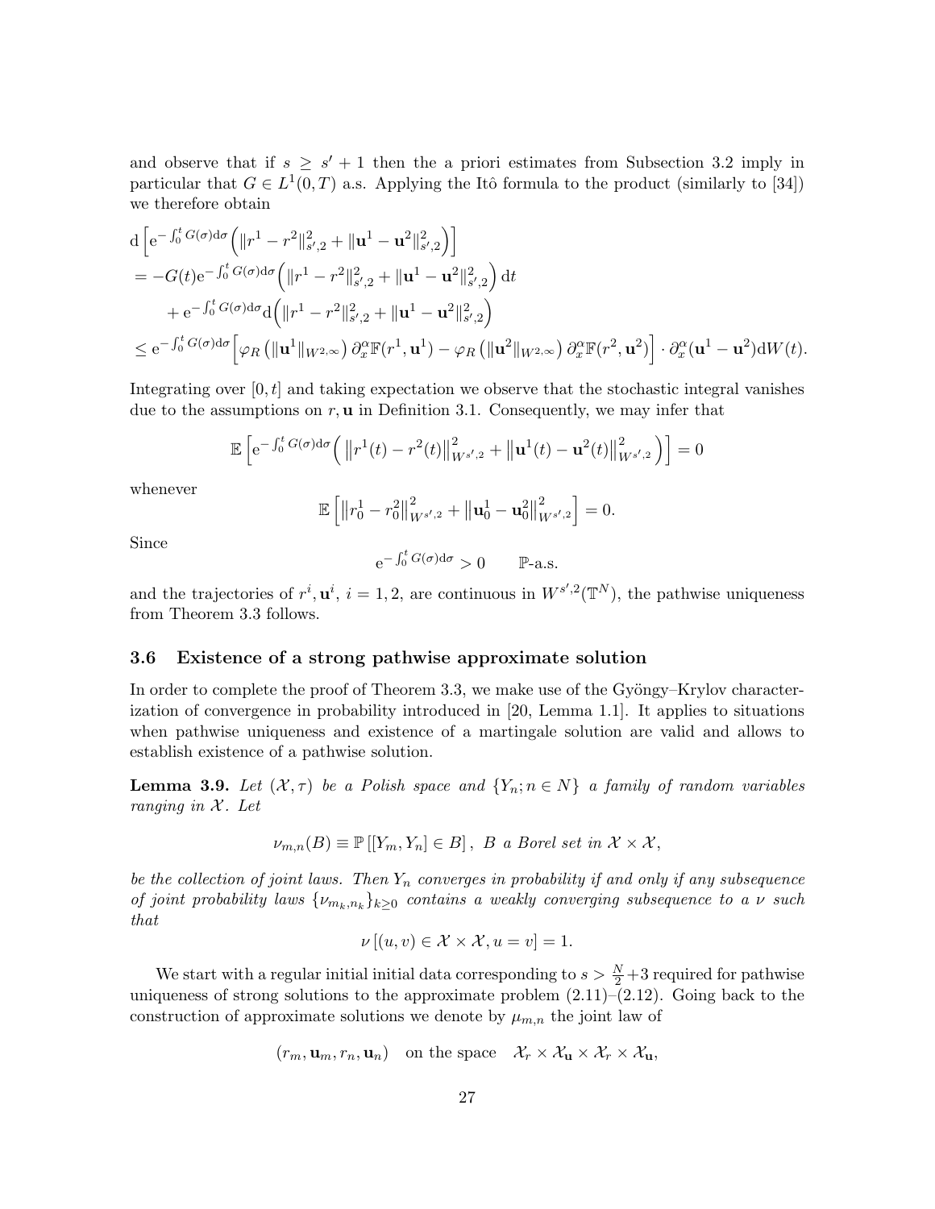and observe that if $s \geq s' + 1$ then the a priori estimates from Subsection 3.2 imply in particular that $G \in L^1(0,T)$ a.s. Applying the Itô formula to the product (similarly to [34]) we therefore obtain

$$
\begin{aligned}
&\mathrm{d}\Big[\mathrm{e}^{-\int_0^t G(\sigma)\mathrm{d}\sigma}\Big(\|r^1 - r^2\|_{s',2}^2 + \|\mathbf{u}^1 - \mathbf{u}^2\|_{s',2}^2\Big)\Big] \\
&= -G(t)\mathrm{e}^{-\int_0^t G(\sigma)\mathrm{d}\sigma}\Big(\|r^1 - r^2\|_{s',2}^2 + \|\mathbf{u}^1 - \mathbf{u}^2\|_{s',2}^2\Big)\,\mathrm{d}t \\
&\quad + \mathrm{e}^{-\int_0^t G(\sigma)\mathrm{d}\sigma}\mathrm{d}\Big(\|r^1 - r^2\|_{s',2}^2 + \|\mathbf{u}^1 - \mathbf{u}^2\|_{s',2}^2\Big) \\
&\leq \mathrm{e}^{-\int_0^t G(\sigma)\mathrm{d}\sigma}\Big[\varphi_R\left(\|\mathbf{u}^1\|_{W^{2,\infty}}\right)\partial_x^\alpha \mathbb{F}(r^1,\mathbf{u}^1) - \varphi_R\left(\|\mathbf{u}^2\|_{W^{2,\infty}}\right)\partial_x^\alpha \mathbb{F}(r^2,\mathbf{u}^2)\Big]\cdot \partial_x^\alpha(\mathbf{u}^1 - \mathbf{u}^2)\mathrm{d}W(t).
\end{aligned}
$$

Integrating over $[0,t]$ and taking expectation we observe that the stochastic integral vanishes due to the assumptions on $r, \mathbf{u}$ in Definition 3.1. Consequently, we may infer that

$$
\mathbb{E}\left[\mathrm{e}^{-\int_0^t G(\sigma)\mathrm{d}\sigma}\Big(\left\|r^1(t) - r^2(t)\right\|_{W^{s',2}}^2 + \left\|\mathbf{u}^1(t) - \mathbf{u}^2(t)\right\|_{W^{s',2}}^2\Big)\right] = 0
$$

whenever

$$
\mathbb{E}\left[\left\|r_0^1 - r_0^2\right\|_{W^{s',2}}^2 + \left\|\mathbf{u}_0^1 - \mathbf{u}_0^2\right\|_{W^{s',2}}^2\right] = 0.
$$

Since

$$
\mathrm{e}^{-\int_0^t G(\sigma)\mathrm{d}\sigma} > 0 \qquad \mathbb{P}\text{-a.s.}
$$

and the trajectories of $r^i, \mathbf{u}^i$, $i = 1,2$, are continuous in $W^{s',2}(\mathbb{T}^N)$, the pathwise uniqueness from Theorem 3.3 follows.

### 3.6 Existence of a strong pathwise approximate solution

In order to complete the proof of Theorem 3.3, we make use of the Gyöngy–Krylov characterization of convergence in probability introduced in [20, Lemma 1.1]. It applies to situations when pathwise uniqueness and existence of a martingale solution are valid and allows to establish existence of a pathwise solution.

**Lemma 3.9.** *Let $(\mathcal{X}, \tau)$ be a Polish space and $\{Y_n; n \in N\}$ a family of random variables ranging in $\mathcal{X}$. Let*

$$
\nu_{m,n}(B) \equiv \mathbb{P}\left[[Y_m, Y_n] \in B\right],\ B \text{ a Borel set in } \mathcal{X} \times \mathcal{X},
$$

*be the collection of joint laws. Then $Y_n$ converges in probability if and only if any subsequence of joint probability laws $\{\nu_{m_k,n_k}\}_{k\geq 0}$ contains a weakly converging subsequence to a $\nu$ such that*

$$
\nu\left[(u,v) \in \mathcal{X}\times\mathcal{X}, u = v\right] = 1.
$$

We start with a regular initial initial data corresponding to $s > \frac{N}{2} + 3$ required for pathwise uniqueness of strong solutions to the approximate problem (2.11)–(2.12). Going back to the construction of approximate solutions we denote by $\mu_{m,n}$ the joint law of

$$
(r_m, \mathbf{u}_m, r_n, \mathbf{u}_n) \quad \text{on the space} \quad \mathcal{X}_r \times \mathcal{X}_{\mathbf{u}} \times \mathcal{X}_r \times \mathcal{X}_{\mathbf{u}},
$$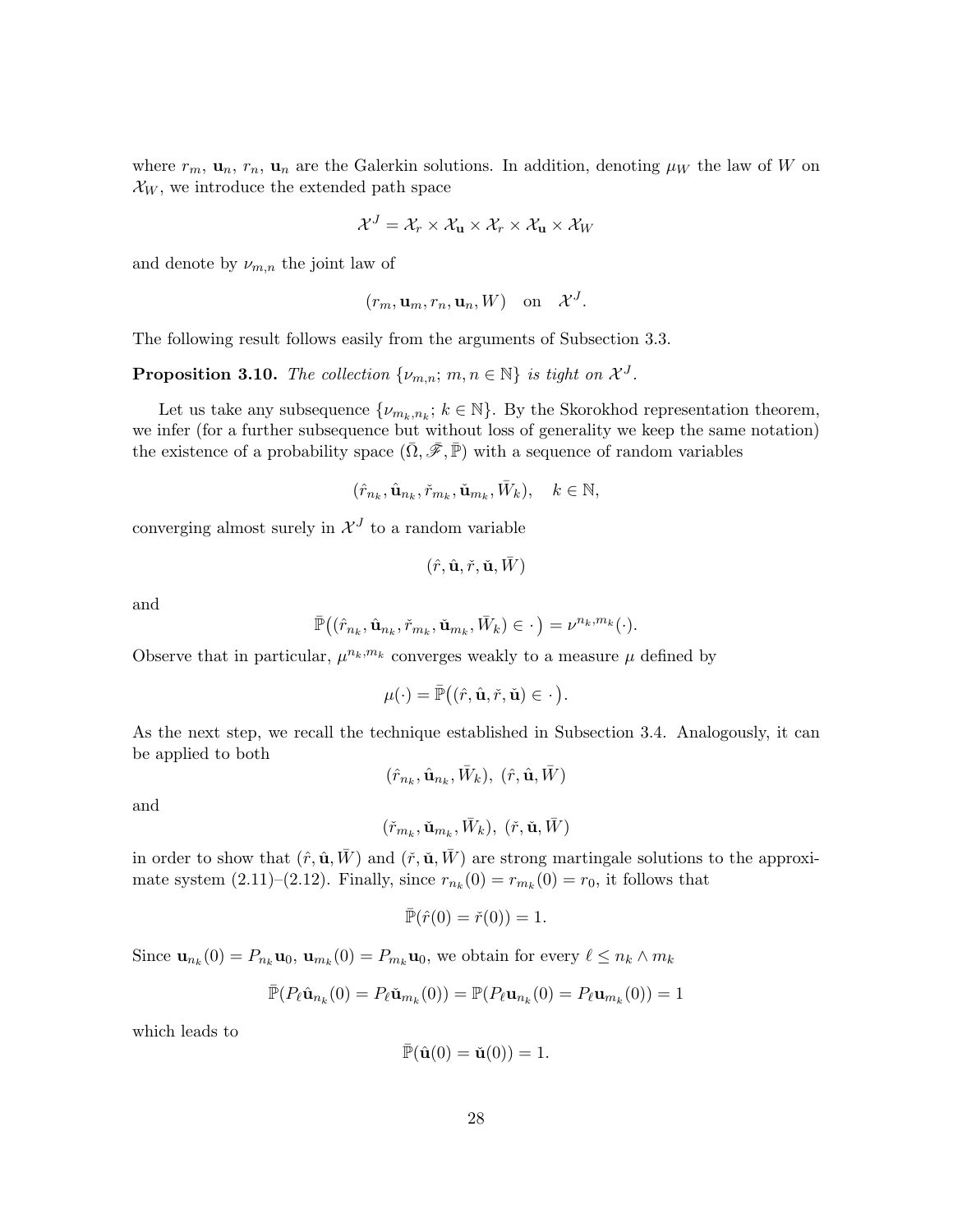where $r_m$, $\mathbf{u}_n$, $r_n$, $\mathbf{u}_n$ are the Galerkin solutions. In addition, denoting $\mu_W$ the law of $W$ on $\mathcal{X}_W$, we introduce the extended path space

$$\mathcal{X}^J = \mathcal{X}_r \times \mathcal{X}_{\mathbf{u}} \times \mathcal{X}_r \times \mathcal{X}_{\mathbf{u}} \times \mathcal{X}_W$$

and denote by $\nu_{m,n}$ the joint law of

$$(r_m, \mathbf{u}_m, r_n, \mathbf{u}_n, W) \quad \text{on} \quad \mathcal{X}^J.$$

The following result follows easily from the arguments of Subsection 3.3.

**Proposition 3.10.** *The collection $\{\nu_{m,n};\, m, n \in \mathbb{N}\}$ is tight on $\mathcal{X}^J$.*

Let us take any subsequence $\{\nu_{m_k,n_k};\, k \in \mathbb{N}\}$. By the Skorokhod representation theorem, we infer (for a further subsequence but without loss of generality we keep the same notation) the existence of a probability space $(\bar{\Omega}, \bar{\mathscr{F}}, \bar{\mathbb{P}})$ with a sequence of random variables

$$(\hat{r}_{n_k}, \hat{\mathbf{u}}_{n_k}, \check{r}_{m_k}, \check{\mathbf{u}}_{m_k}, \bar{W}_k), \quad k \in \mathbb{N},$$

converging almost surely in $\mathcal{X}^J$ to a random variable

$$(\hat{r}, \hat{\mathbf{u}}, \check{r}, \check{\mathbf{u}}, \bar{W})$$

and

$$\bar{\mathbb{P}}\big((\hat{r}_{n_k}, \hat{\mathbf{u}}_{n_k}, \check{r}_{m_k}, \check{\mathbf{u}}_{m_k}, \bar{W}_k) \in \cdot\,\big) = \nu^{n_k,m_k}(\cdot).$$

Observe that in particular, $\mu^{n_k,m_k}$ converges weakly to a measure $\mu$ defined by

$$\mu(\cdot) = \bar{\mathbb{P}}\big((\hat{r}, \hat{\mathbf{u}}, \check{r}, \check{\mathbf{u}}) \in \cdot\,\big).$$

As the next step, we recall the technique established in Subsection 3.4. Analogously, it can be applied to both

$$(\hat{r}_{n_k}, \hat{\mathbf{u}}_{n_k}, \bar{W}_k),\ (\hat{r}, \hat{\mathbf{u}}, \bar{W})$$

and

$$(\check{r}_{m_k}, \check{\mathbf{u}}_{m_k}, \bar{W}_k),\ (\check{r}, \check{\mathbf{u}}, \bar{W})$$

in order to show that $(\hat{r}, \hat{\mathbf{u}}, \bar{W})$ and $(\check{r}, \check{\mathbf{u}}, \bar{W})$ are strong martingale solutions to the approximate system (2.11)–(2.12). Finally, since $r_{n_k}(0) = r_{m_k}(0) = r_0$, it follows that

$$\bar{\mathbb{P}}(\hat{r}(0) = \check{r}(0)) = 1.$$

Since $\mathbf{u}_{n_k}(0) = P_{n_k}\mathbf{u}_0$, $\mathbf{u}_{m_k}(0) = P_{m_k}\mathbf{u}_0$, we obtain for every $\ell \leq n_k \wedge m_k$

$$\bar{\mathbb{P}}(P_\ell \hat{\mathbf{u}}_{n_k}(0) = P_\ell \check{\mathbf{u}}_{m_k}(0)) = \mathbb{P}(P_\ell \mathbf{u}_{n_k}(0) = P_\ell \mathbf{u}_{m_k}(0)) = 1$$

which leads to

$$\bar{\mathbb{P}}(\hat{\mathbf{u}}(0) = \check{\mathbf{u}}(0)) = 1.$$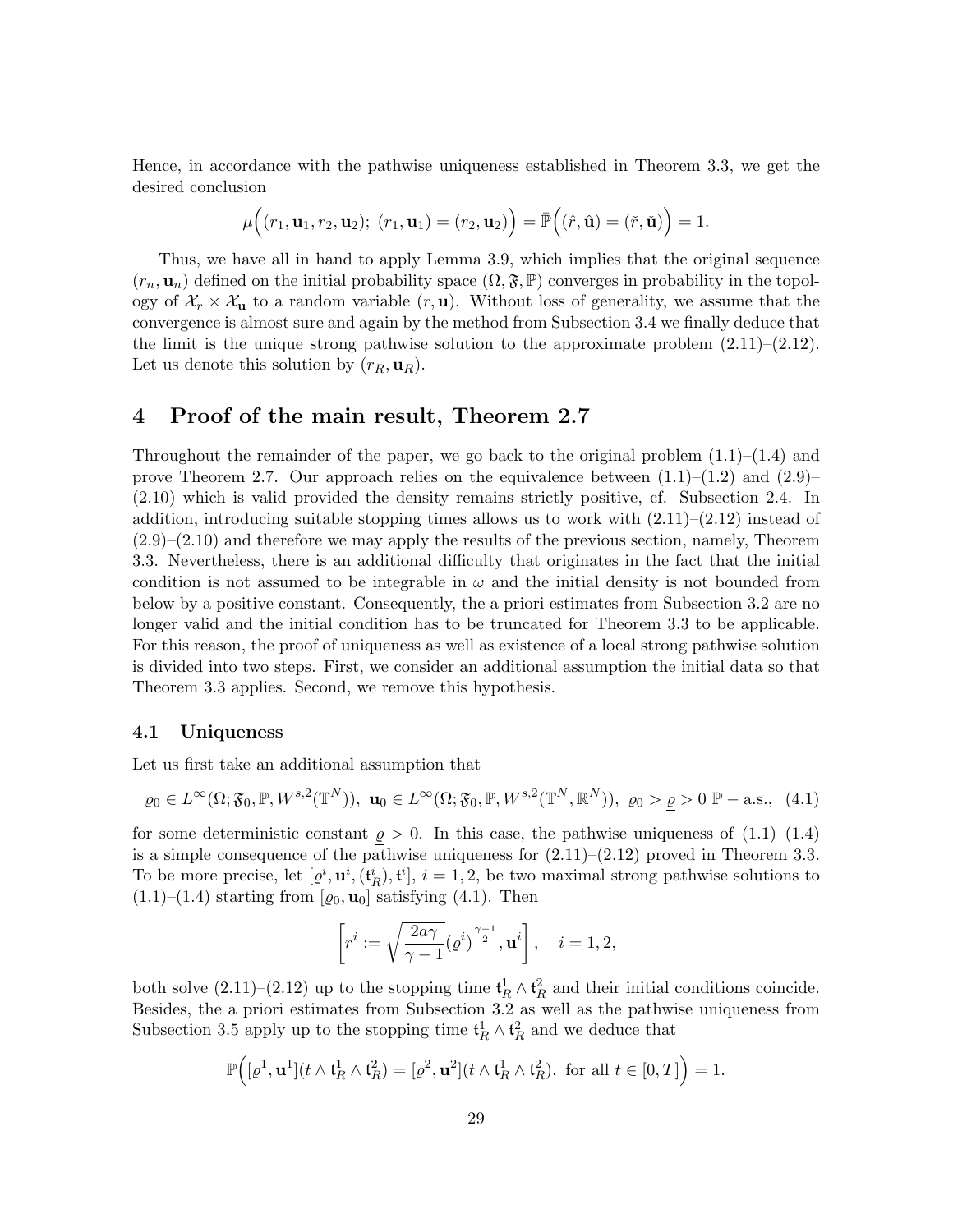Hence, in accordance with the pathwise uniqueness established in Theorem 3.3, we get the desired conclusion

$$\mu\Big((r_1, \mathbf{u}_1, r_2, \mathbf{u}_2);\ (r_1, \mathbf{u}_1) = (r_2, \mathbf{u}_2)\Big) = \bar{\mathbb{P}}\Big((\hat{r}, \hat{\mathbf{u}}) = (\check{r}, \check{\mathbf{u}})\Big) = 1.$$

Thus, we have all in hand to apply Lemma 3.9, which implies that the original sequence $(r_n, \mathbf{u}_n)$ defined on the initial probability space $(\Omega, \mathfrak{F}, \mathbb{P})$ converges in probability in the topology of $\mathcal{X}_r \times \mathcal{X}_{\mathbf{u}}$ to a random variable $(r, \mathbf{u})$. Without loss of generality, we assume that the convergence is almost sure and again by the method from Subsection 3.4 we finally deduce that the limit is the unique strong pathwise solution to the approximate problem (2.11)–(2.12). Let us denote this solution by $(r_R, \mathbf{u}_R)$.

# 4 Proof of the main result, Theorem 2.7

Throughout the remainder of the paper, we go back to the original problem (1.1)–(1.4) and prove Theorem 2.7. Our approach relies on the equivalence between (1.1)–(1.2) and (2.9)–(2.10) which is valid provided the density remains strictly positive, cf. Subsection 2.4. In addition, introducing suitable stopping times allows us to work with (2.11)–(2.12) instead of (2.9)–(2.10) and therefore we may apply the results of the previous section, namely, Theorem 3.3. Nevertheless, there is an additional difficulty that originates in the fact that the initial condition is not assumed to be integrable in $\omega$ and the initial density is not bounded from below by a positive constant. Consequently, the a priori estimates from Subsection 3.2 are no longer valid and the initial condition has to be truncated for Theorem 3.3 to be applicable. For this reason, the proof of uniqueness as well as existence of a local strong pathwise solution is divided into two steps. First, we consider an additional assumption the initial data so that Theorem 3.3 applies. Second, we remove this hypothesis.

## 4.1 Uniqueness

Let us first take an additional assumption that

$$\varrho_0 \in L^\infty(\Omega; \mathfrak{F}_0, \mathbb{P}, W^{s,2}(\mathbb{T}^N)),\ \mathbf{u}_0 \in L^\infty(\Omega; \mathfrak{F}_0, \mathbb{P}, W^{s,2}(\mathbb{T}^N, \mathbb{R}^N)),\ \varrho_0 > \underline{\varrho} > 0\ \mathbb{P}-\text{a.s.}, \quad (4.1)$$

for some deterministic constant $\underline{\varrho} > 0$. In this case, the pathwise uniqueness of (1.1)–(1.4) is a simple consequence of the pathwise uniqueness for (2.11)–(2.12) proved in Theorem 3.3. To be more precise, let $[\varrho^i, \mathbf{u}^i, (\mathfrak{t}_R^i), \mathfrak{t}^i]$, $i = 1, 2$, be two maximal strong pathwise solutions to (1.1)–(1.4) starting from $[\varrho_0, \mathbf{u}_0]$ satisfying (4.1). Then

$$\left[ r^i := \sqrt{\frac{2a\gamma}{\gamma - 1}} (\varrho^i)^{\frac{\gamma-1}{2}}, \mathbf{u}^i \right], \quad i = 1, 2,$$

both solve (2.11)–(2.12) up to the stopping time $\mathfrak{t}_R^1 \wedge \mathfrak{t}_R^2$ and their initial conditions coincide. Besides, the a priori estimates from Subsection 3.2 as well as the pathwise uniqueness from Subsection 3.5 apply up to the stopping time $\mathfrak{t}_R^1 \wedge \mathfrak{t}_R^2$ and we deduce that

$$\mathbb{P}\Big([\varrho^1, \mathbf{u}^1](t \wedge \mathfrak{t}_R^1 \wedge \mathfrak{t}_R^2) = [\varrho^2, \mathbf{u}^2](t \wedge \mathfrak{t}_R^1 \wedge \mathfrak{t}_R^2),\ \text{for all } t \in [0, T]\Big) = 1.$$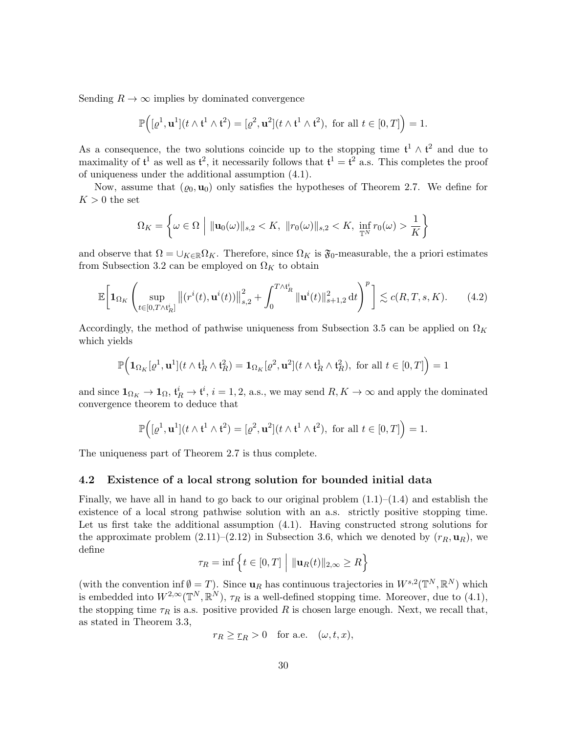Sending $R \to \infty$ implies by dominated convergence

$$\mathbb{P}\Big([\varrho^1, \mathbf{u}^1](t \wedge \mathfrak{t}^1 \wedge \mathfrak{t}^2) = [\varrho^2, \mathbf{u}^2](t \wedge \mathfrak{t}^1 \wedge \mathfrak{t}^2), \text{ for all } t \in [0, T]\Big) = 1.$$

As a consequence, the two solutions coincide up to the stopping time $\mathfrak{t}^1 \wedge \mathfrak{t}^2$ and due to maximality of $\mathfrak{t}^1$ as well as $\mathfrak{t}^2$, it necessarily follows that $\mathfrak{t}^1 = \mathfrak{t}^2$ a.s. This completes the proof of uniqueness under the additional assumption (4.1).

Now, assume that $(\varrho_0, \mathbf{u}_0)$ only satisfies the hypotheses of Theorem 2.7. We define for $K > 0$ the set

$$\Omega_K = \left\{ \omega \in \Omega \;\Big|\; \|\mathbf{u}_0(\omega)\|_{s,2} < K, \; \|r_0(\omega)\|_{s,2} < K, \; \inf_{\mathbb{T}^N} r_0(\omega) > \frac{1}{K} \right\}$$

and observe that $\Omega = \cup_{K \in \mathbb{R}} \Omega_K$. Therefore, since $\Omega_K$ is $\mathfrak{F}_0$-measurable, the a priori estimates from Subsection 3.2 can be employed on $\Omega_K$ to obtain

$$\mathbb{E}\bigg[ \mathbf{1}_{\Omega_K} \bigg( \sup_{t \in [0, T \wedge \mathfrak{t}^i_R]} \big\|(r^i(t), \mathbf{u}^i(t))\big\|_{s,2}^2 + \int_0^{T \wedge \mathfrak{t}^i_R} \|\mathbf{u}^i(t)\|_{s+1,2}^2 \, \mathrm{d}t \bigg)^p \bigg] \lesssim c(R, T, s, K). \tag{4.2}$$

Accordingly, the method of pathwise uniqueness from Subsection 3.5 can be applied on $\Omega_K$ which yields

$$\mathbb{P}\Big(\mathbf{1}_{\Omega_K}[\varrho^1, \mathbf{u}^1](t \wedge \mathfrak{t}^1_R \wedge \mathfrak{t}^2_R) = \mathbf{1}_{\Omega_K}[\varrho^2, \mathbf{u}^2](t \wedge \mathfrak{t}^1_R \wedge \mathfrak{t}^2_R), \text{ for all } t \in [0, T]\Big) = 1$$

and since $\mathbf{1}_{\Omega_K} \to \mathbf{1}_{\Omega}$, $\mathfrak{t}^i_R \to \mathfrak{t}^i$, $i = 1, 2$, a.s., we may send $R, K \to \infty$ and apply the dominated convergence theorem to deduce that

$$\mathbb{P}\Big([\varrho^1, \mathbf{u}^1](t \wedge \mathfrak{t}^1 \wedge \mathfrak{t}^2) = [\varrho^2, \mathbf{u}^2](t \wedge \mathfrak{t}^1 \wedge \mathfrak{t}^2), \text{ for all } t \in [0, T]\Big) = 1.$$

The uniqueness part of Theorem 2.7 is thus complete.

### 4.2 Existence of a local strong solution for bounded initial data

Finally, we have all in hand to go back to our original problem (1.1)–(1.4) and establish the existence of a local strong pathwise solution with an a.s. strictly positive stopping time. Let us first take the additional assumption (4.1). Having constructed strong solutions for the approximate problem (2.11)–(2.12) in Subsection 3.6, which we denoted by $(r_R, \mathbf{u}_R)$, we define

$$\tau_R = \inf \left\{ t \in [0, T] \;\Big|\; \|\mathbf{u}_R(t)\|_{2,\infty} \geq R \right\}$$

(with the convention $\inf \emptyset = T$). Since $\mathbf{u}_R$ has continuous trajectories in $W^{s,2}(\mathbb{T}^N, \mathbb{R}^N)$ which is embedded into $W^{2,\infty}(\mathbb{T}^N, \mathbb{R}^N)$, $\tau_R$ is a well-defined stopping time. Moreover, due to (4.1), the stopping time $\tau_R$ is a.s. positive provided $R$ is chosen large enough. Next, we recall that, as stated in Theorem 3.3,

$$r_R \geq \underline{r}_R > 0 \quad \text{for a.e.} \quad (\omega, t, x),$$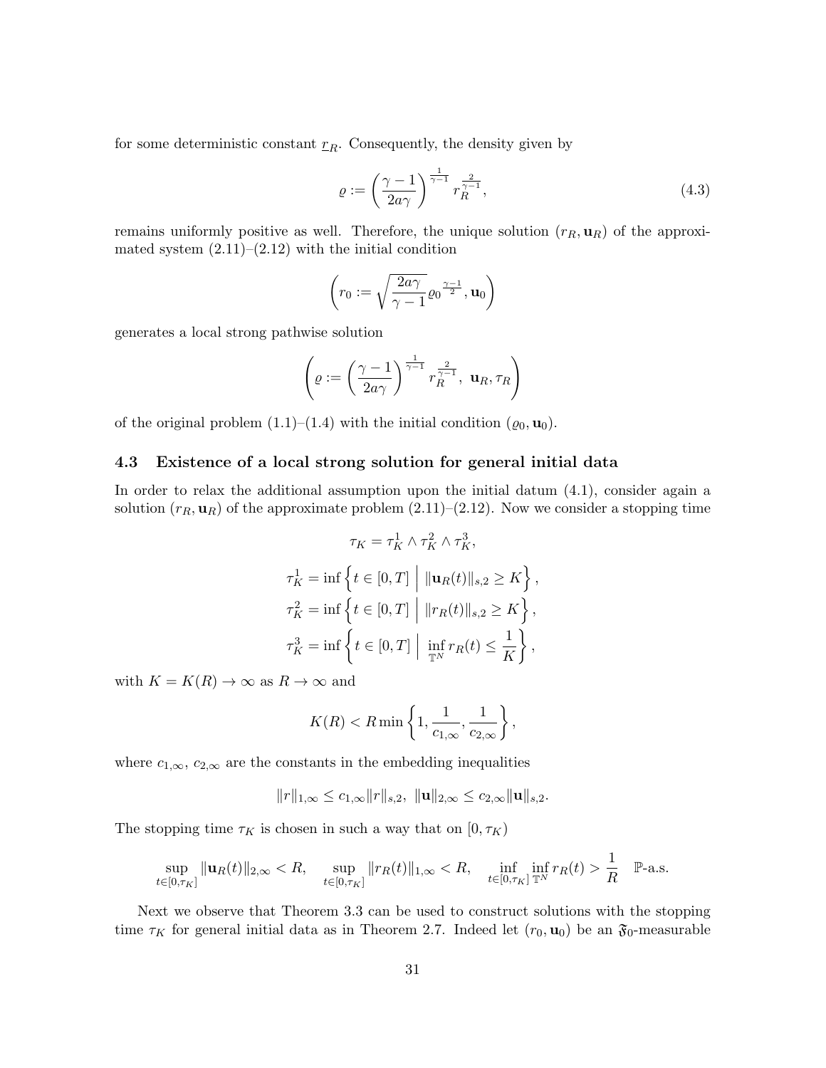for some deterministic constant $\underline{r}_R$. Consequently, the density given by

$$\varrho := \left( \frac{\gamma - 1}{2a\gamma} \right)^{\frac{1}{\gamma-1}} r_R^{\frac{2}{\gamma-1}}, \tag{4.3}$$

remains uniformly positive as well. Therefore, the unique solution $(r_R, \mathbf{u}_R)$ of the approximated system (2.11)–(2.12) with the initial condition

$$\left( r_0 := \sqrt{\frac{2a\gamma}{\gamma - 1}} \varrho_0^{\frac{\gamma-1}{2}}, \mathbf{u}_0 \right)$$

generates a local strong pathwise solution

$$\left( \varrho := \left( \frac{\gamma - 1}{2a\gamma} \right)^{\frac{1}{\gamma-1}} r_R^{\frac{2}{\gamma-1}}, \ \mathbf{u}_R, \tau_R \right)$$

of the original problem (1.1)–(1.4) with the initial condition $(\varrho_0, \mathbf{u}_0)$.

### 4.3 Existence of a local strong solution for general initial data

In order to relax the additional assumption upon the initial datum (4.1), consider again a solution $(r_R, \mathbf{u}_R)$ of the approximate problem (2.11)–(2.12). Now we consider a stopping time

$$\tau_K = \tau_K^1 \wedge \tau_K^2 \wedge \tau_K^3,$$

$$\tau_K^1 = \inf \left\{ t \in [0, T] \ \middle| \ \|\mathbf{u}_R(t)\|_{s,2} \geq K \right\},$$

$$\tau_K^2 = \inf \left\{ t \in [0, T] \ \middle| \ \|r_R(t)\|_{s,2} \geq K \right\},$$

$$\tau_K^3 = \inf \left\{ t \in [0, T] \ \middle| \ \inf_{\mathbb{T}^N} r_R(t) \leq \frac{1}{K} \right\},$$

with $K = K(R) \to \infty$ as $R \to \infty$ and

$$K(R) < R \min \left\{ 1, \frac{1}{c_{1,\infty}}, \frac{1}{c_{2,\infty}} \right\},$$

where $c_{1,\infty}$, $c_{2,\infty}$ are the constants in the embedding inequalities

$$\|r\|_{1,\infty} \leq c_{1,\infty} \|r\|_{s,2}, \ \ \|\mathbf{u}\|_{2,\infty} \leq c_{2,\infty} \|\mathbf{u}\|_{s,2}.$$

The stopping time $\tau_K$ is chosen in such a way that on $[0, \tau_K)$

$$\sup_{t \in [0,\tau_K]} \|\mathbf{u}_R(t)\|_{2,\infty} < R, \quad \sup_{t \in [0,\tau_K]} \|r_R(t)\|_{1,\infty} < R, \quad \inf_{t \in [0,\tau_K]} \inf_{\mathbb{T}^N} r_R(t) > \frac{1}{R} \quad \mathbb{P}\text{-a.s.}$$

Next we observe that Theorem 3.3 can be used to construct solutions with the stopping time $\tau_K$ for general initial data as in Theorem 2.7. Indeed let $(r_0, \mathbf{u}_0)$ be an $\mathfrak{F}_0$-measurable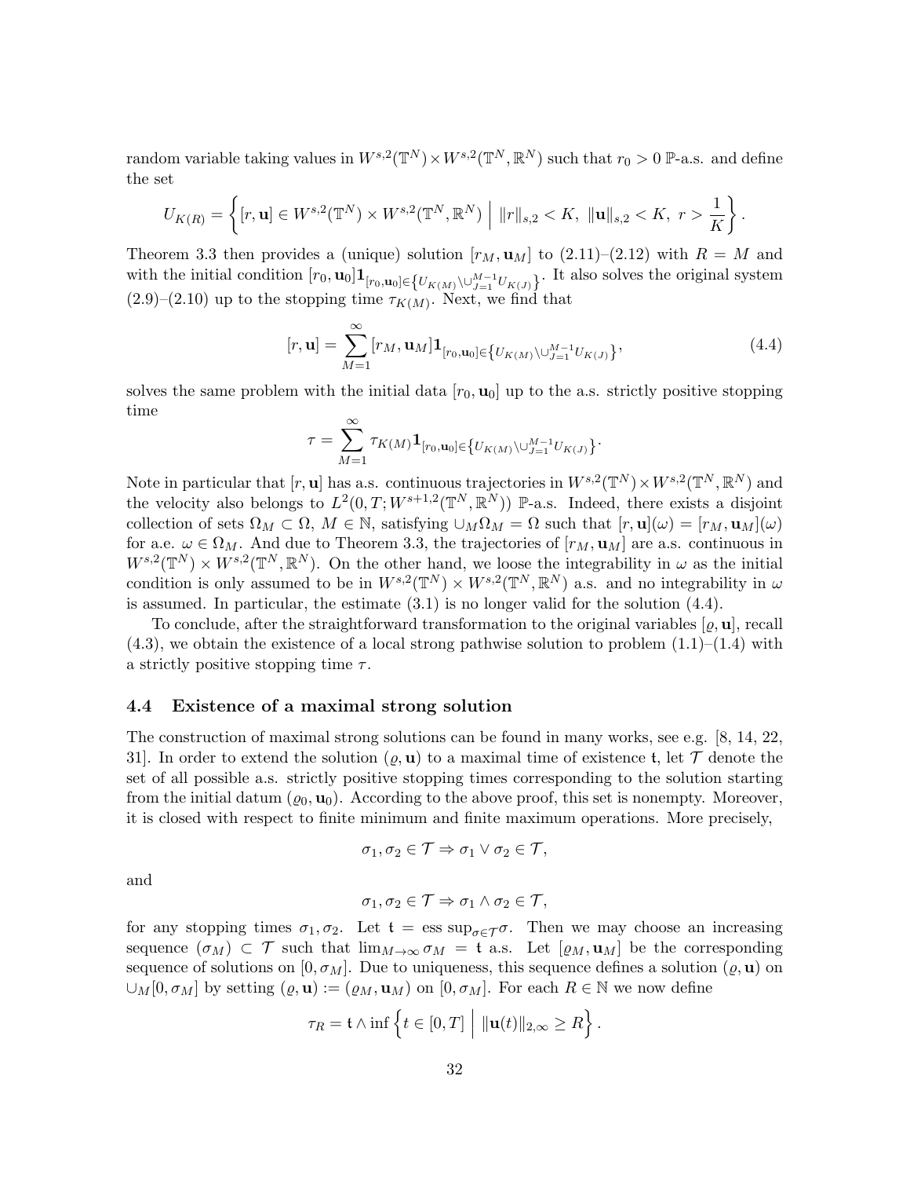random variable taking values in $W^{s,2}(\mathbb{T}^N)\times W^{s,2}(\mathbb{T}^N,\mathbb{R}^N)$ such that $r_0>0$ $\mathbb{P}$-a.s. and define the set

$$U_{K(R)}=\left\{[r,\mathbf{u}]\in W^{s,2}(\mathbb{T}^N)\times W^{s,2}(\mathbb{T}^N,\mathbb{R}^N)\;\Big|\;\|r\|_{s,2}<K,\ \|\mathbf{u}\|_{s,2}<K,\ r>\frac{1}{K}\right\}.$$

Theorem 3.3 then provides a (unique) solution $[r_M,\mathbf{u}_M]$ to (2.11)–(2.12) with $R=M$ and with the initial condition $[r_0,\mathbf{u}_0]\mathbf{1}_{[r_0,\mathbf{u}_0]\in\left\{U_{K(M)}\setminus\cup_{J=1}^{M-1}U_{K(J)}\right\}}$. It also solves the original system (2.9)–(2.10) up to the stopping time $\tau_{K(M)}$. Next, we find that

$$[r,\mathbf{u}]=\sum_{M=1}^{\infty}[r_M,\mathbf{u}_M]\mathbf{1}_{[r_0,\mathbf{u}_0]\in\left\{U_{K(M)}\setminus\cup_{J=1}^{M-1}U_{K(J)}\right\}},\tag{4.4}$$

solves the same problem with the initial data $[r_0,\mathbf{u}_0]$ up to the a.s. strictly positive stopping time

$$\tau=\sum_{M=1}^{\infty}\tau_{K(M)}\mathbf{1}_{[r_0,\mathbf{u}_0]\in\left\{U_{K(M)}\setminus\cup_{J=1}^{M-1}U_{K(J)}\right\}}.$$

Note in particular that $[r,\mathbf{u}]$ has a.s. continuous trajectories in $W^{s,2}(\mathbb{T}^N)\times W^{s,2}(\mathbb{T}^N,\mathbb{R}^N)$ and the velocity also belongs to $L^2(0,T;W^{s+1,2}(\mathbb{T}^N,\mathbb{R}^N))$ $\mathbb{P}$-a.s. Indeed, there exists a disjoint collection of sets $\Omega_M\subset\Omega$, $M\in\mathbb{N}$, satisfying $\cup_M\Omega_M=\Omega$ such that $[r,\mathbf{u}](\omega)=[r_M,\mathbf{u}_M](\omega)$ for a.e. $\omega\in\Omega_M$. And due to Theorem 3.3, the trajectories of $[r_M,\mathbf{u}_M]$ are a.s. continuous in $W^{s,2}(\mathbb{T}^N)\times W^{s,2}(\mathbb{T}^N,\mathbb{R}^N)$. On the other hand, we loose the integrability in $\omega$ as the initial condition is only assumed to be in $W^{s,2}(\mathbb{T}^N)\times W^{s,2}(\mathbb{T}^N,\mathbb{R}^N)$ a.s. and no integrability in $\omega$ is assumed. In particular, the estimate (3.1) is no longer valid for the solution (4.4).

To conclude, after the straightforward transformation to the original variables $[\varrho,\mathbf{u}]$, recall (4.3), we obtain the existence of a local strong pathwise solution to problem (1.1)–(1.4) with a strictly positive stopping time $\tau$.

### 4.4 Existence of a maximal strong solution

The construction of maximal strong solutions can be found in many works, see e.g. [8, 14, 22, 31]. In order to extend the solution $(\varrho,\mathbf{u})$ to a maximal time of existence $\mathfrak{t}$, let $\mathcal{T}$ denote the set of all possible a.s. strictly positive stopping times corresponding to the solution starting from the initial datum $(\varrho_0,\mathbf{u}_0)$. According to the above proof, this set is nonempty. Moreover, it is closed with respect to finite minimum and finite maximum operations. More precisely,

$$\sigma_1,\sigma_2\in\mathcal{T}\Rightarrow\sigma_1\vee\sigma_2\in\mathcal{T},$$

and

$$\sigma_1,\sigma_2\in\mathcal{T}\Rightarrow\sigma_1\wedge\sigma_2\in\mathcal{T},$$

for any stopping times $\sigma_1,\sigma_2$. Let $\mathfrak{t}=\operatorname{ess\,sup}_{\sigma\in\mathcal{T}}\sigma$. Then we may choose an increasing sequence $(\sigma_M)\subset\mathcal{T}$ such that $\lim_{M\to\infty}\sigma_M=\mathfrak{t}$ a.s. Let $[\varrho_M,\mathbf{u}_M]$ be the corresponding sequence of solutions on $[0,\sigma_M]$. Due to uniqueness, this sequence defines a solution $(\varrho,\mathbf{u})$ on $\cup_M[0,\sigma_M]$ by setting $(\varrho,\mathbf{u}):=(\varrho_M,\mathbf{u}_M)$ on $[0,\sigma_M]$. For each $R\in\mathbb{N}$ we now define

$$\tau_R=\mathfrak{t}\wedge\inf\left\{t\in[0,T]\;\Big|\;\|\mathbf{u}(t)\|_{2,\infty}\geq R\right\}.$$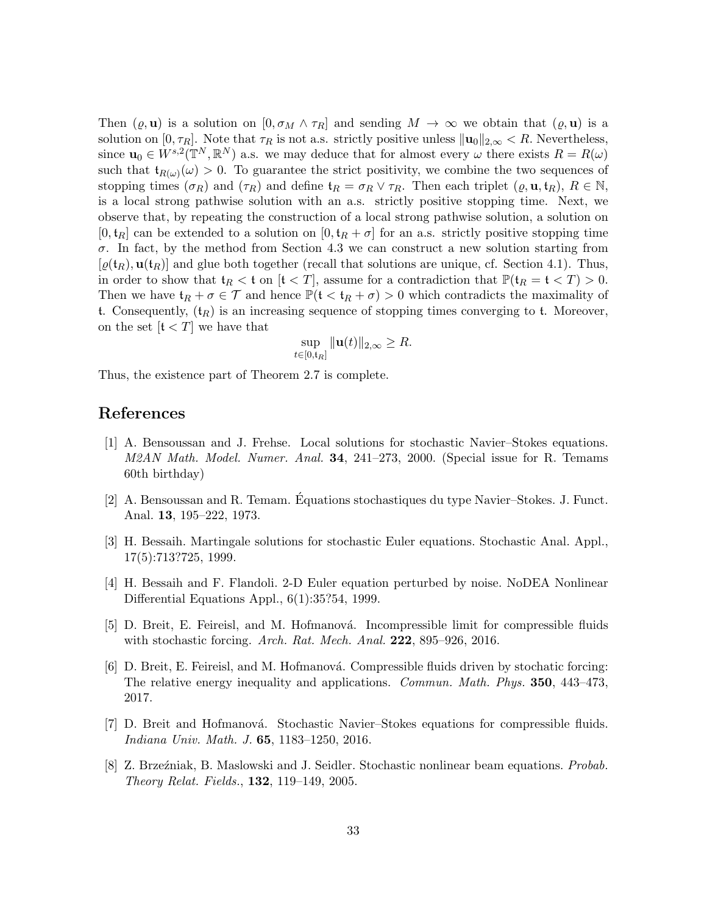Then $(\varrho, \mathbf{u})$ is a solution on $[0, \sigma_M \wedge \tau_R]$ and sending $M \to \infty$ we obtain that $(\varrho, \mathbf{u})$ is a solution on $[0, \tau_R]$. Note that $\tau_R$ is not a.s. strictly positive unless $\|\mathbf{u}_0\|_{2,\infty} < R$. Nevertheless, since $\mathbf{u}_0 \in W^{s,2}(\mathbb{T}^N, \mathbb{R}^N)$ a.s. we may deduce that for almost every $\omega$ there exists $R = R(\omega)$ such that $\mathfrak{t}_{R(\omega)}(\omega) > 0$. To guarantee the strict positivity, we combine the two sequences of stopping times $(\sigma_R)$ and $(\tau_R)$ and define $\mathfrak{t}_R = \sigma_R \vee \tau_R$. Then each triplet $(\varrho, \mathbf{u}, \mathfrak{t}_R)$, $R \in \mathbb{N}$, is a local strong pathwise solution with an a.s. strictly positive stopping time. Next, we observe that, by repeating the construction of a local strong pathwise solution, a solution on $[0, \mathfrak{t}_R]$ can be extended to a solution on $[0, \mathfrak{t}_R + \sigma]$ for an a.s. strictly positive stopping time $\sigma$. In fact, by the method from Section 4.3 we can construct a new solution starting from $[\varrho(\mathfrak{t}_R), \mathbf{u}(\mathfrak{t}_R)]$ and glue both together (recall that solutions are unique, cf. Section 4.1). Thus, in order to show that $\mathfrak{t}_R < \mathfrak{t}$ on $[\mathfrak{t} < T]$, assume for a contradiction that $\mathbb{P}(\mathfrak{t}_R = \mathfrak{t} < T) > 0$. Then we have $\mathfrak{t}_R + \sigma \in \mathcal{T}$ and hence $\mathbb{P}(\mathfrak{t} < \mathfrak{t}_R + \sigma) > 0$ which contradicts the maximality of $\mathfrak{t}$. Consequently, $(\mathfrak{t}_R)$ is an increasing sequence of stopping times converging to $\mathfrak{t}$. Moreover, on the set $[\mathfrak{t} < T]$ we have that

$$\sup_{t \in [0, \mathfrak{t}_R]} \|\mathbf{u}(t)\|_{2,\infty} \geq R.$$

Thus, the existence part of Theorem 2.7 is complete.

# References

[1] A. Bensoussan and J. Frehse. Local solutions for stochastic Navier–Stokes equations. *M2AN Math. Model. Numer. Anal.* **34**, 241–273, 2000. (Special issue for R. Temams 60th birthday)

[2] A. Bensoussan and R. Temam. Équations stochastiques du type Navier–Stokes. J. Funct. Anal. **13**, 195–222, 1973.

[3] H. Bessaih. Martingale solutions for stochastic Euler equations. Stochastic Anal. Appl., 17(5):713?725, 1999.

[4] H. Bessaih and F. Flandoli. 2-D Euler equation perturbed by noise. NoDEA Nonlinear Differential Equations Appl., 6(1):35?54, 1999.

[5] D. Breit, E. Feireisl, and M. Hofmanová. Incompressible limit for compressible fluids with stochastic forcing. *Arch. Rat. Mech. Anal.* **222**, 895–926, 2016.

[6] D. Breit, E. Feireisl, and M. Hofmanová. Compressible fluids driven by stochatic forcing: The relative energy inequality and applications. *Commun. Math. Phys.* **350**, 443–473, 2017.

[7] D. Breit and Hofmanová. Stochastic Navier–Stokes equations for compressible fluids. *Indiana Univ. Math. J.* **65**, 1183–1250, 2016.

[8] Z. Brzeźniak, B. Maslowski and J. Seidler. Stochastic nonlinear beam equations. *Probab. Theory Relat. Fields.*, **132**, 119–149, 2005.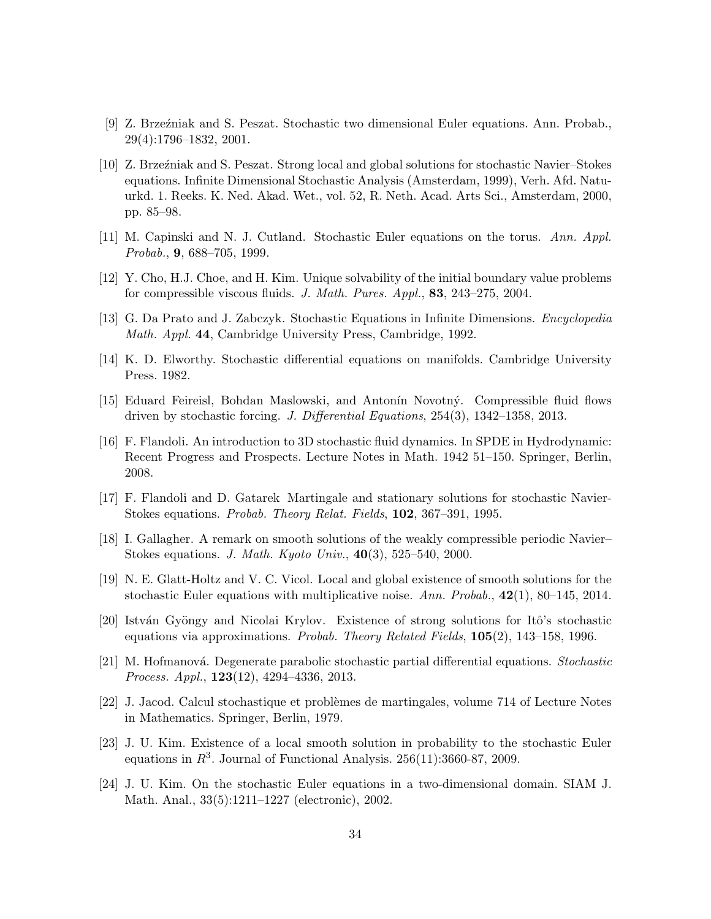[9] Z. Brzeźniak and S. Peszat. Stochastic two dimensional Euler equations. Ann. Probab., 29(4):1796–1832, 2001.

[10] Z. Brzeźniak and S. Peszat. Strong local and global solutions for stochastic Navier–Stokes equations. Infinite Dimensional Stochastic Analysis (Amsterdam, 1999), Verh. Afd. Natuurkd. 1. Reeks. K. Ned. Akad. Wet., vol. 52, R. Neth. Acad. Arts Sci., Amsterdam, 2000, pp. 85–98.

[11] M. Capinski and N. J. Cutland. Stochastic Euler equations on the torus. *Ann. Appl. Probab.*, **9**, 688–705, 1999.

[12] Y. Cho, H.J. Choe, and H. Kim. Unique solvability of the initial boundary value problems for compressible viscous fluids. *J. Math. Pures. Appl.*, **83**, 243–275, 2004.

[13] G. Da Prato and J. Zabczyk. Stochastic Equations in Infinite Dimensions. *Encyclopedia Math. Appl.* **44**, Cambridge University Press, Cambridge, 1992.

[14] K. D. Elworthy. Stochastic differential equations on manifolds. Cambridge University Press. 1982.

[15] Eduard Feireisl, Bohdan Maslowski, and Antonín Novotný. Compressible fluid flows driven by stochastic forcing. *J. Differential Equations*, 254(3), 1342–1358, 2013.

[16] F. Flandoli. An introduction to 3D stochastic fluid dynamics. In SPDE in Hydrodynamic: Recent Progress and Prospects. Lecture Notes in Math. 1942 51–150. Springer, Berlin, 2008.

[17] F. Flandoli and D. Gatarek Martingale and stationary solutions for stochastic Navier-Stokes equations. *Probab. Theory Relat. Fields*, **102**, 367–391, 1995.

[18] I. Gallagher. A remark on smooth solutions of the weakly compressible periodic Navier–Stokes equations. *J. Math. Kyoto Univ.*, **40**(3), 525–540, 2000.

[19] N. E. Glatt-Holtz and V. C. Vicol. Local and global existence of smooth solutions for the stochastic Euler equations with multiplicative noise. *Ann. Probab.*, **42**(1), 80–145, 2014.

[20] István Gyöngy and Nicolai Krylov. Existence of strong solutions for Itô's stochastic equations via approximations. *Probab. Theory Related Fields*, **105**(2), 143–158, 1996.

[21] M. Hofmanová. Degenerate parabolic stochastic partial differential equations. *Stochastic Process. Appl.*, **123**(12), 4294–4336, 2013.

[22] J. Jacod. Calcul stochastique et problèmes de martingales, volume 714 of Lecture Notes in Mathematics. Springer, Berlin, 1979.

[23] J. U. Kim. Existence of a local smooth solution in probability to the stochastic Euler equations in $R^3$. Journal of Functional Analysis. 256(11):3660-87, 2009.

[24] J. U. Kim. On the stochastic Euler equations in a two-dimensional domain. SIAM J. Math. Anal., 33(5):1211–1227 (electronic), 2002.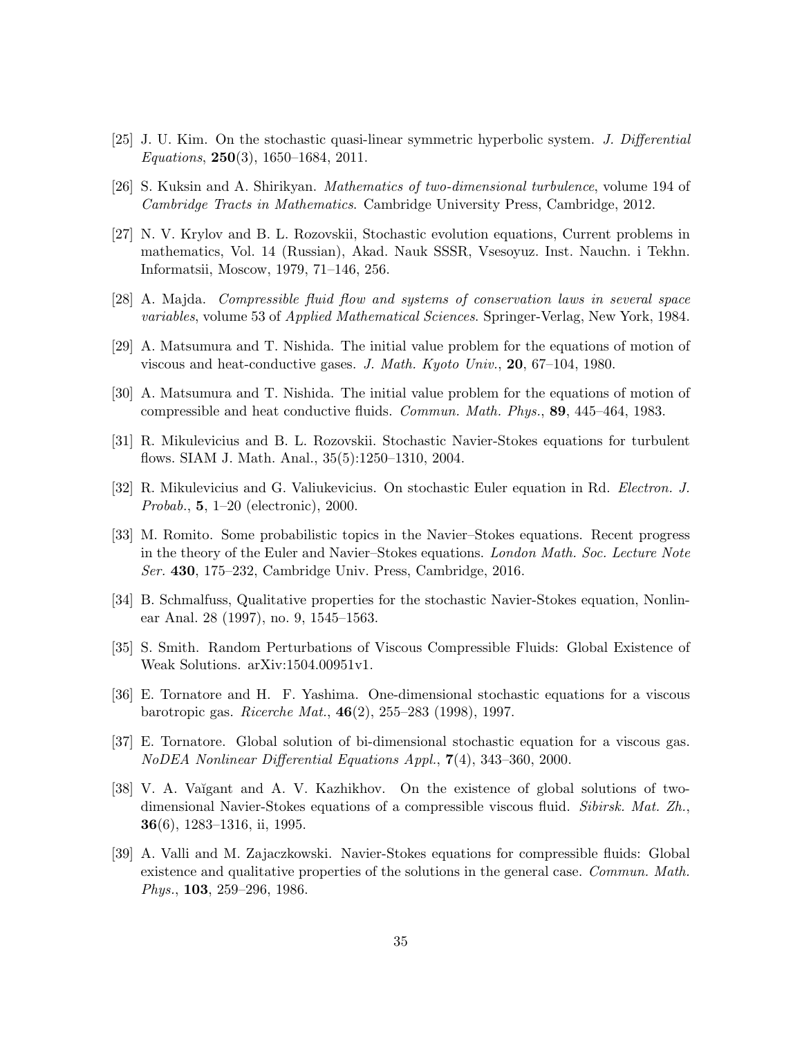[25] J. U. Kim. On the stochastic quasi-linear symmetric hyperbolic system. *J. Differential Equations*, **250**(3), 1650–1684, 2011.

[26] S. Kuksin and A. Shirikyan. *Mathematics of two-dimensional turbulence*, volume 194 of *Cambridge Tracts in Mathematics*. Cambridge University Press, Cambridge, 2012.

[27] N. V. Krylov and B. L. Rozovskii, Stochastic evolution equations, Current problems in mathematics, Vol. 14 (Russian), Akad. Nauk SSSR, Vsesoyuz. Inst. Nauchn. i Tekhn. Informatsii, Moscow, 1979, 71–146, 256.

[28] A. Majda. *Compressible fluid flow and systems of conservation laws in several space variables*, volume 53 of *Applied Mathematical Sciences*. Springer-Verlag, New York, 1984.

[29] A. Matsumura and T. Nishida. The initial value problem for the equations of motion of viscous and heat-conductive gases. *J. Math. Kyoto Univ.*, **20**, 67–104, 1980.

[30] A. Matsumura and T. Nishida. The initial value problem for the equations of motion of compressible and heat conductive fluids. *Commun. Math. Phys.*, **89**, 445–464, 1983.

[31] R. Mikulevicius and B. L. Rozovskii. Stochastic Navier-Stokes equations for turbulent flows. SIAM J. Math. Anal., 35(5):1250–1310, 2004.

[32] R. Mikulevicius and G. Valiukevicius. On stochastic Euler equation in Rd. *Electron. J. Probab.*, **5**, 1–20 (electronic), 2000.

[33] M. Romito. Some probabilistic topics in the Navier–Stokes equations. Recent progress in the theory of the Euler and Navier–Stokes equations. *London Math. Soc. Lecture Note Ser.* **430**, 175–232, Cambridge Univ. Press, Cambridge, 2016.

[34] B. Schmalfuss, Qualitative properties for the stochastic Navier-Stokes equation, Nonlinear Anal. 28 (1997), no. 9, 1545–1563.

[35] S. Smith. Random Perturbations of Viscous Compressible Fluids: Global Existence of Weak Solutions. arXiv:1504.00951v1.

[36] E. Tornatore and H. F. Yashima. One-dimensional stochastic equations for a viscous barotropic gas. *Ricerche Mat.*, **46**(2), 255–283 (1998), 1997.

[37] E. Tornatore. Global solution of bi-dimensional stochastic equation for a viscous gas. *NoDEA Nonlinear Differential Equations Appl.*, **7**(4), 343–360, 2000.

[38] V. A. Vaĭgant and A. V. Kazhikhov. On the existence of global solutions of two-dimensional Navier-Stokes equations of a compressible viscous fluid. *Sibirsk. Mat. Zh.*, **36**(6), 1283–1316, ii, 1995.

[39] A. Valli and M. Zajaczkowski. Navier-Stokes equations for compressible fluids: Global existence and qualitative properties of the solutions in the general case. *Commun. Math. Phys.*, **103**, 259–296, 1986.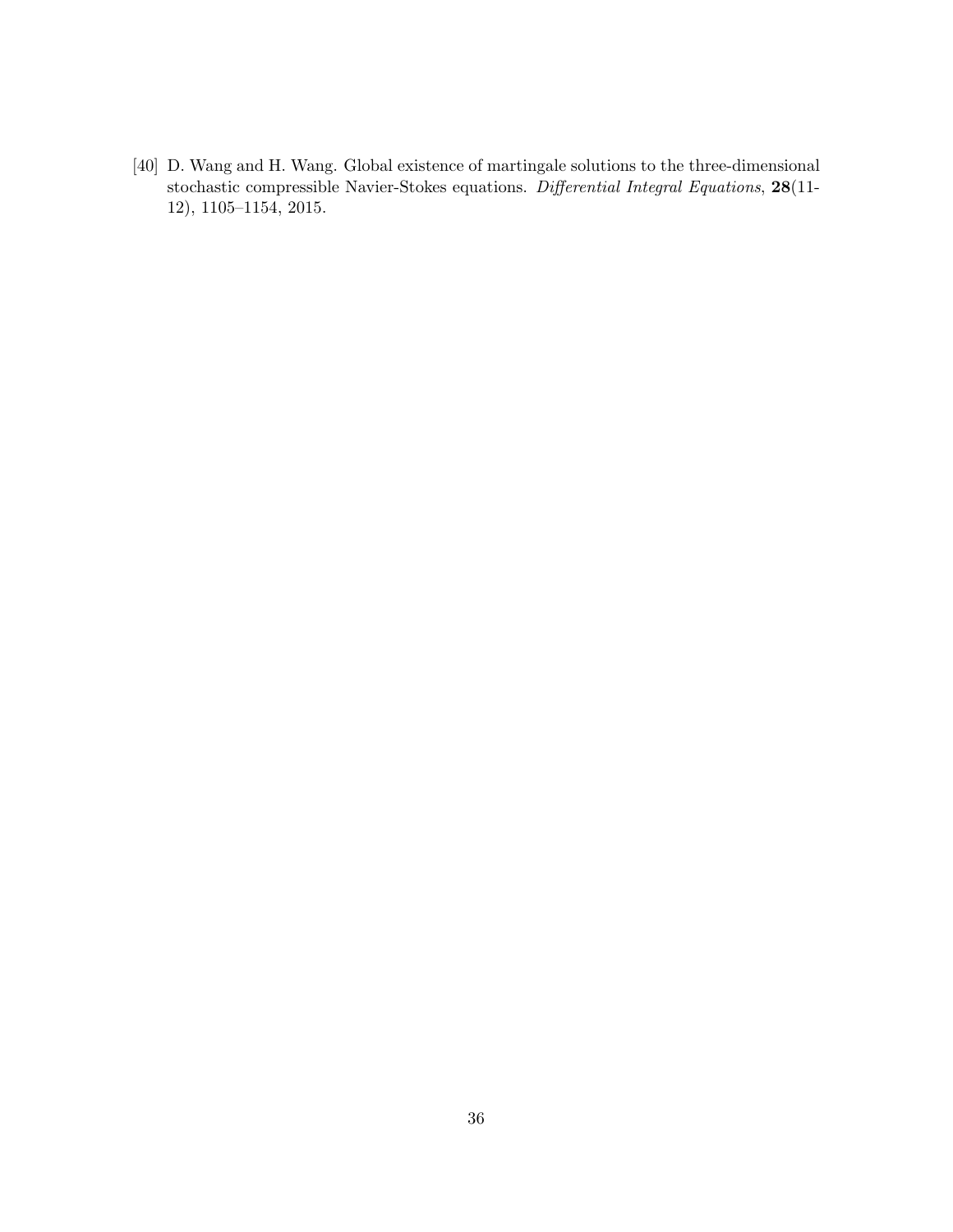[40] D. Wang and H. Wang. Global existence of martingale solutions to the three-dimensional stochastic compressible Navier-Stokes equations. *Differential Integral Equations*, **28**(11-12), 1105–1154, 2015.